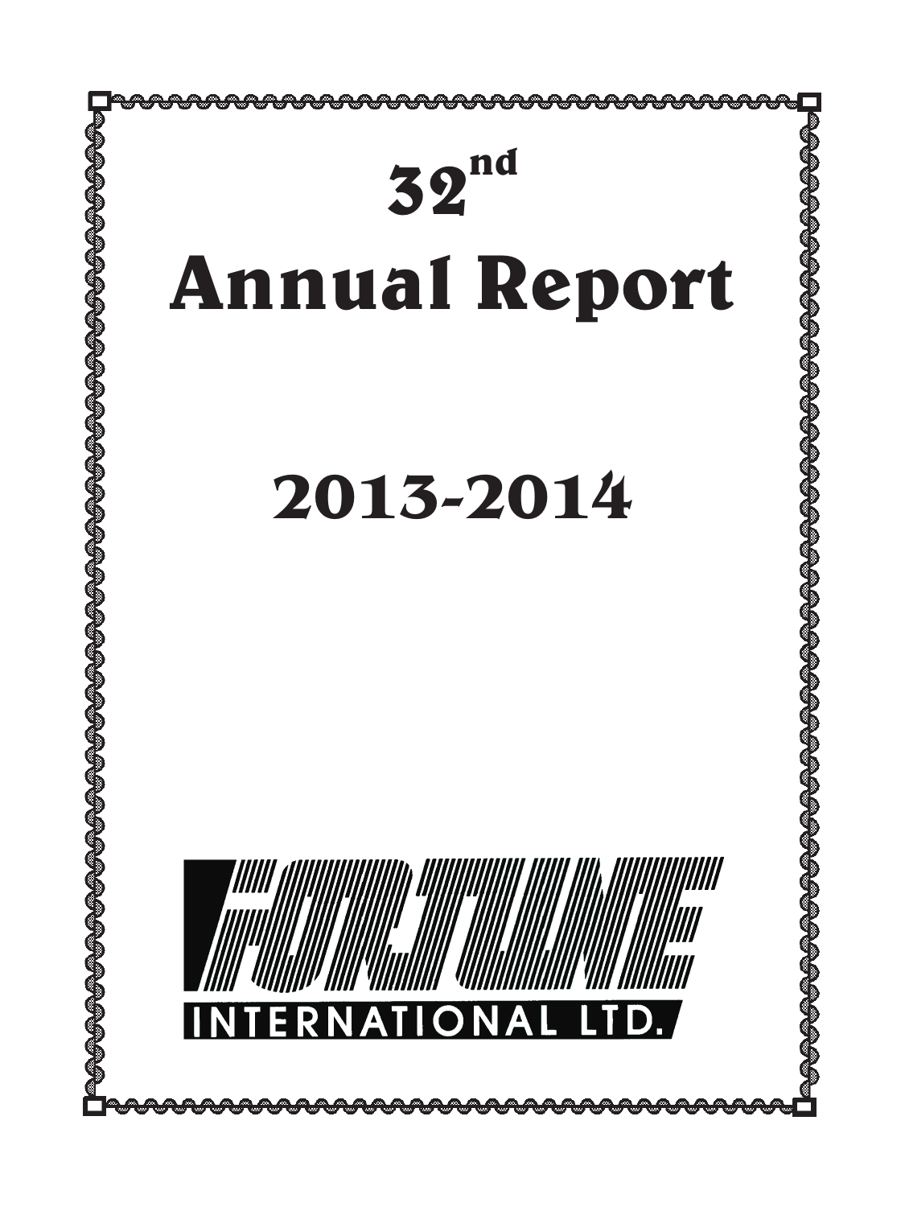# 32nd Annual Report

# 2013-2014

FORTUNE

INTERNATIONAL LTD.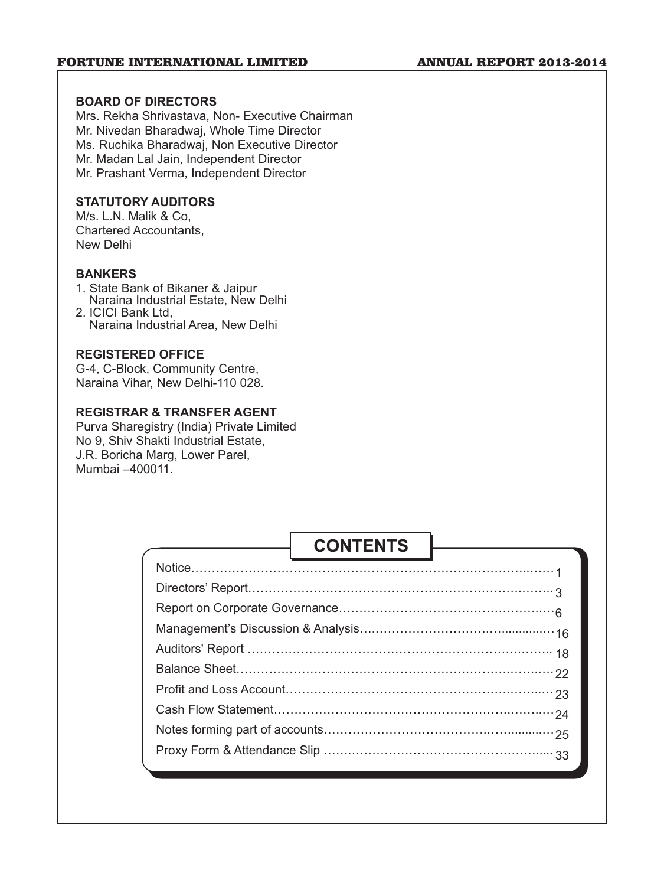## BOARD OF DIRECTORS

Mrs. Rekha Shrivastava, Non- Executive Chairman
Mr. Nivedan Bharadwaj, Whole Time Director
Ms. Ruchika Bharadwaj, Non Executive Director
Mr. Madan Lal Jain, Independent Director
Mr. Prashant Verma, Independent Director

## STATUTORY AUDITORS

M/s. L.N. Malik & Co,
Chartered Accountants,
New Delhi

## BANKERS

1. State Bank of Bikaner & Jaipur
   Naraina Industrial Estate, New Delhi
2. ICICI Bank Ltd,
   Naraina Industrial Area, New Delhi

## REGISTERED OFFICE

G-4, C-Block, Community Centre,
Naraina Vihar, New Delhi-110 028.

## REGISTRAR & TRANSFER AGENT

Purva Sharegistry (India) Private Limited
No 9, Shiv Shakti Industrial Estate,
J.R. Boricha Marg, Lower Parel,
Mumbai –400011.

## CONTENTS

| | |
|---|---|
| Notice | 1 |
| Directors' Report | 3 |
| Report on Corporate Governance | 6 |
| Management's Discussion & Analysis | 16 |
| Auditors' Report | 18 |
| Balance Sheet | 22 |
| Profit and Loss Account | 23 |
| Cash Flow Statement | 24 |
| Notes forming part of accounts | 25 |
| Proxy Form & Attendance Slip | 33 |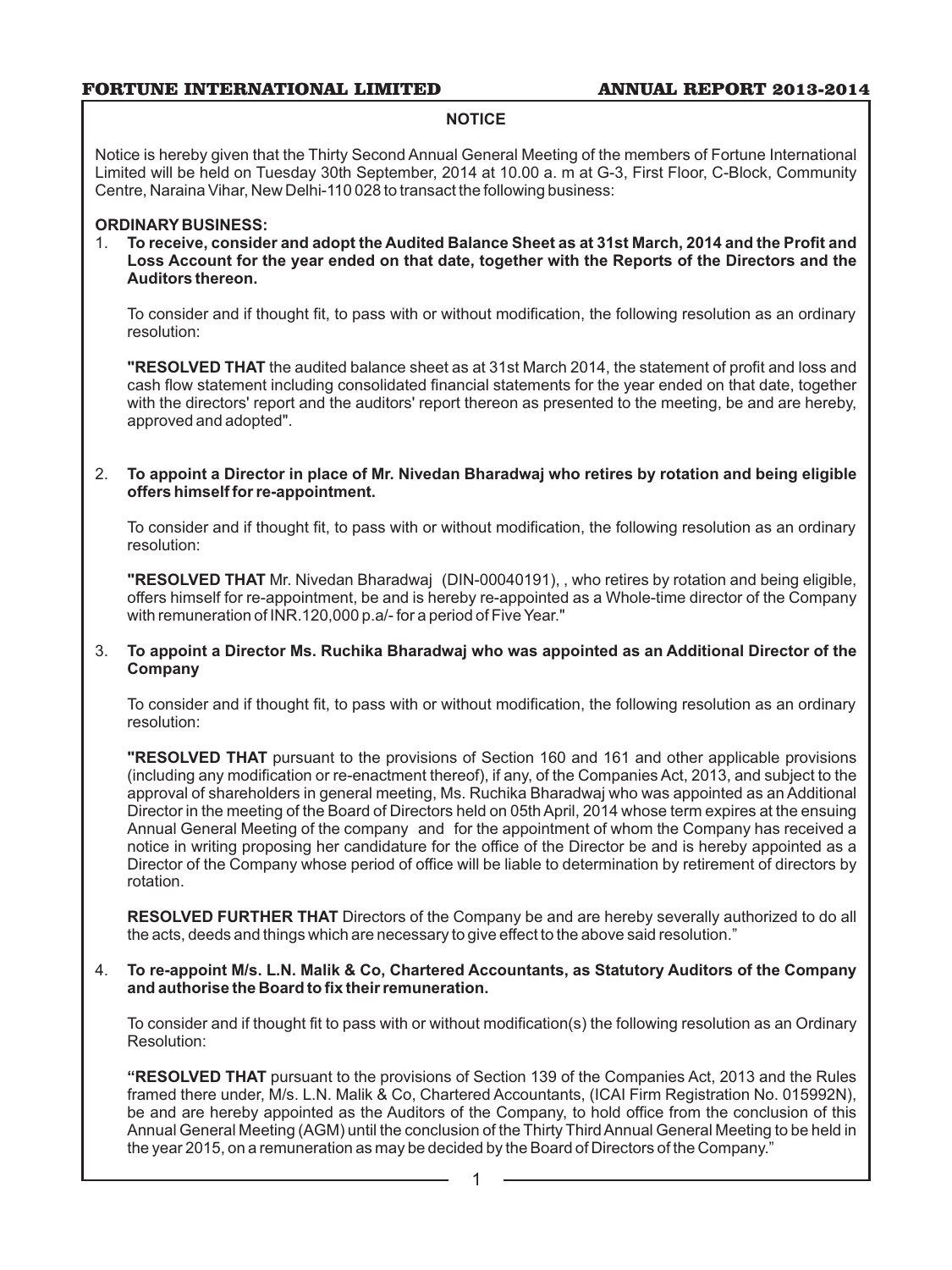## NOTICE

Notice is hereby given that the Thirty Second Annual General Meeting of the members of Fortune International Limited will be held on Tuesday 30th September, 2014 at 10.00 a. m at G-3, First Floor, C-Block, Community Centre, Naraina Vihar, New Delhi-110 028 to transact the following business:

### ORDINARY BUSINESS:

1. **To receive, consider and adopt the Audited Balance Sheet as at 31st March, 2014 and the Profit and Loss Account for the year ended on that date, together with the Reports of the Directors and the Auditors thereon.**

   To consider and if thought fit, to pass with or without modification, the following resolution as an ordinary resolution:

   **"RESOLVED THAT** the audited balance sheet as at 31st March 2014, the statement of profit and loss and cash flow statement including consolidated financial statements for the year ended on that date, together with the directors' report and the auditors' report thereon as presented to the meeting, be and are hereby, approved and adopted".

2. **To appoint a Director in place of Mr. Nivedan Bharadwaj who retires by rotation and being eligible offers himself for re-appointment.**

   To consider and if thought fit, to pass with or without modification, the following resolution as an ordinary resolution:

   **"RESOLVED THAT** Mr. Nivedan Bharadwaj (DIN-00040191), , who retires by rotation and being eligible, offers himself for re-appointment, be and is hereby re-appointed as a Whole-time director of the Company with remuneration of INR.120,000 p.a/- for a period of Five Year."

3. **To appoint a Director Ms. Ruchika Bharadwaj who was appointed as an Additional Director of the Company**

   To consider and if thought fit, to pass with or without modification, the following resolution as an ordinary resolution:

   **"RESOLVED THAT** pursuant to the provisions of Section 160 and 161 and other applicable provisions (including any modification or re-enactment thereof), if any, of the Companies Act, 2013, and subject to the approval of shareholders in general meeting, Ms. Ruchika Bharadwaj who was appointed as an Additional Director in the meeting of the Board of Directors held on 05th April, 2014 whose term expires at the ensuing Annual General Meeting of the company and for the appointment of whom the Company has received a notice in writing proposing her candidature for the office of the Director be and is hereby appointed as a Director of the Company whose period of office will be liable to determination by retirement of directors by rotation.

   **RESOLVED FURTHER THAT** Directors of the Company be and are hereby severally authorized to do all the acts, deeds and things which are necessary to give effect to the above said resolution."

4. **To re-appoint M/s. L.N. Malik & Co, Chartered Accountants, as Statutory Auditors of the Company and authorise the Board to fix their remuneration.**

   To consider and if thought fit to pass with or without modification(s) the following resolution as an Ordinary Resolution:

   **"RESOLVED THAT** pursuant to the provisions of Section 139 of the Companies Act, 2013 and the Rules framed there under, M/s. L.N. Malik & Co, Chartered Accountants, (ICAI Firm Registration No. 015992N), be and are hereby appointed as the Auditors of the Company, to hold office from the conclusion of this Annual General Meeting (AGM) until the conclusion of the Thirty Third Annual General Meeting to be held in the year 2015, on a remuneration as may be decided by the Board of Directors of the Company."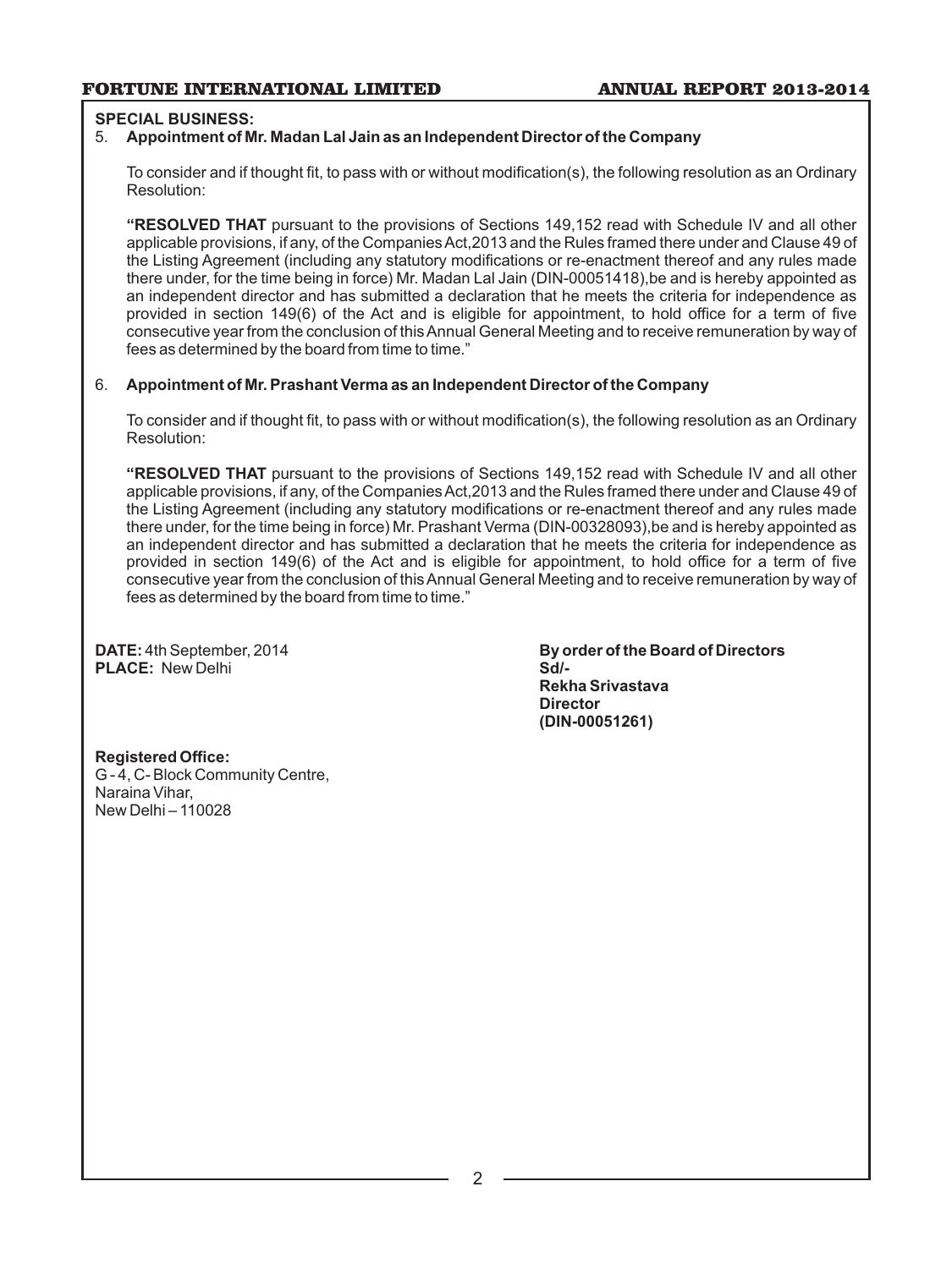**SPECIAL BUSINESS:**

5. **Appointment of Mr. Madan Lal Jain as an Independent Director of the Company**

   To consider and if thought fit, to pass with or without modification(s), the following resolution as an Ordinary Resolution:

   **"RESOLVED THAT** pursuant to the provisions of Sections 149,152 read with Schedule IV and all other applicable provisions, if any, of the Companies Act,2013 and the Rules framed there under and Clause 49 of the Listing Agreement (including any statutory modifications or re-enactment thereof and any rules made there under, for the time being in force) Mr. Madan Lal Jain (DIN-00051418),be and is hereby appointed as an independent director and has submitted a declaration that he meets the criteria for independence as provided in section 149(6) of the Act and is eligible for appointment, to hold office for a term of five consecutive year from the conclusion of this Annual General Meeting and to receive remuneration by way of fees as determined by the board from time to time."

6. **Appointment of Mr. Prashant Verma as an Independent Director of the Company**

   To consider and if thought fit, to pass with or without modification(s), the following resolution as an Ordinary Resolution:

   **"RESOLVED THAT** pursuant to the provisions of Sections 149,152 read with Schedule IV and all other applicable provisions, if any, of the Companies Act,2013 and the Rules framed there under and Clause 49 of the Listing Agreement (including any statutory modifications or re-enactment thereof and any rules made there under, for the time being in force) Mr. Prashant Verma (DIN-00328093),be and is hereby appointed as an independent director and has submitted a declaration that he meets the criteria for independence as provided in section 149(6) of the Act and is eligible for appointment, to hold office for a term of five consecutive year from the conclusion of this Annual General Meeting and to receive remuneration by way of fees as determined by the board from time to time."

**DATE:** 4th September, 2014
**PLACE:** New Delhi

**By order of the Board of Directors**
**Sd/-**
**Rekha Srivastava**
**Director**
**(DIN-00051261)**

**Registered Office:**
G - 4, C- Block Community Centre,
Naraina Vihar,
New Delhi – 110028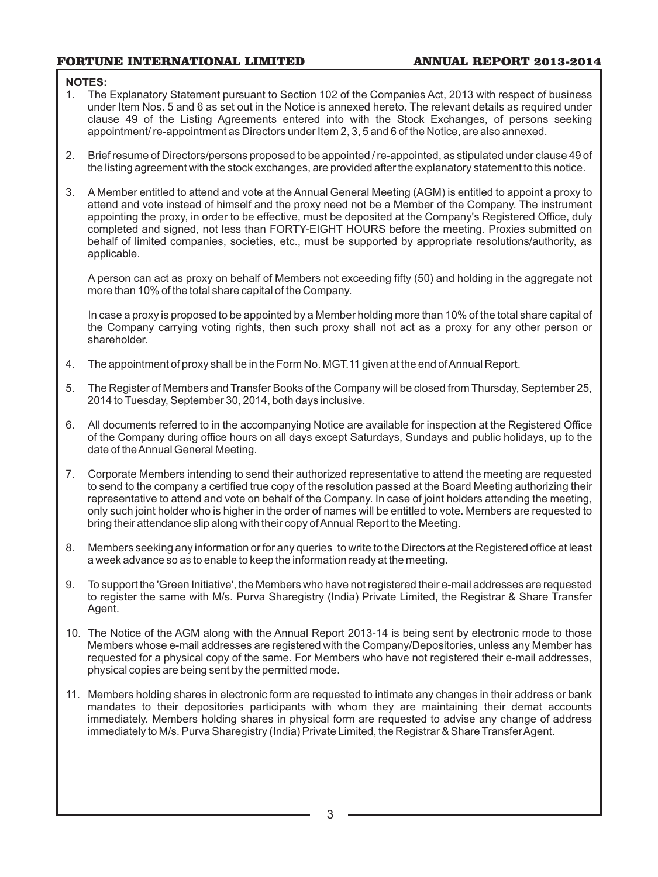**NOTES:**

1. The Explanatory Statement pursuant to Section 102 of the Companies Act, 2013 with respect of business under Item Nos. 5 and 6 as set out in the Notice is annexed hereto. The relevant details as required under clause 49 of the Listing Agreements entered into with the Stock Exchanges, of persons seeking appointment/ re-appointment as Directors under Item 2, 3, 5 and 6 of the Notice, are also annexed.

2. Brief resume of Directors/persons proposed to be appointed / re-appointed, as stipulated under clause 49 of the listing agreement with the stock exchanges, are provided after the explanatory statement to this notice.

3. A Member entitled to attend and vote at the Annual General Meeting (AGM) is entitled to appoint a proxy to attend and vote instead of himself and the proxy need not be a Member of the Company. The instrument appointing the proxy, in order to be effective, must be deposited at the Company's Registered Office, duly completed and signed, not less than FORTY-EIGHT HOURS before the meeting. Proxies submitted on behalf of limited companies, societies, etc., must be supported by appropriate resolutions/authority, as applicable.

   A person can act as proxy on behalf of Members not exceeding fifty (50) and holding in the aggregate not more than 10% of the total share capital of the Company.

   In case a proxy is proposed to be appointed by a Member holding more than 10% of the total share capital of the Company carrying voting rights, then such proxy shall not act as a proxy for any other person or shareholder.

4. The appointment of proxy shall be in the Form No. MGT.11 given at the end of Annual Report.

5. The Register of Members and Transfer Books of the Company will be closed from Thursday, September 25, 2014 to Tuesday, September 30, 2014, both days inclusive.

6. All documents referred to in the accompanying Notice are available for inspection at the Registered Office of the Company during office hours on all days except Saturdays, Sundays and public holidays, up to the date of the Annual General Meeting.

7. Corporate Members intending to send their authorized representative to attend the meeting are requested to send to the company a certified true copy of the resolution passed at the Board Meeting authorizing their representative to attend and vote on behalf of the Company. In case of joint holders attending the meeting, only such joint holder who is higher in the order of names will be entitled to vote. Members are requested to bring their attendance slip along with their copy of Annual Report to the Meeting.

8. Members seeking any information or for any queries to write to the Directors at the Registered office at least a week advance so as to enable to keep the information ready at the meeting.

9. To support the 'Green Initiative', the Members who have not registered their e-mail addresses are requested to register the same with M/s. Purva Sharegistry (India) Private Limited, the Registrar & Share Transfer Agent.

10. The Notice of the AGM along with the Annual Report 2013-14 is being sent by electronic mode to those Members whose e-mail addresses are registered with the Company/Depositories, unless any Member has requested for a physical copy of the same. For Members who have not registered their e-mail addresses, physical copies are being sent by the permitted mode.

11. Members holding shares in electronic form are requested to intimate any changes in their address or bank mandates to their depositories participants with whom they are maintaining their demat accounts immediately. Members holding shares in physical form are requested to advise any change of address immediately to M/s. Purva Sharegistry (India) Private Limited, the Registrar & Share Transfer Agent.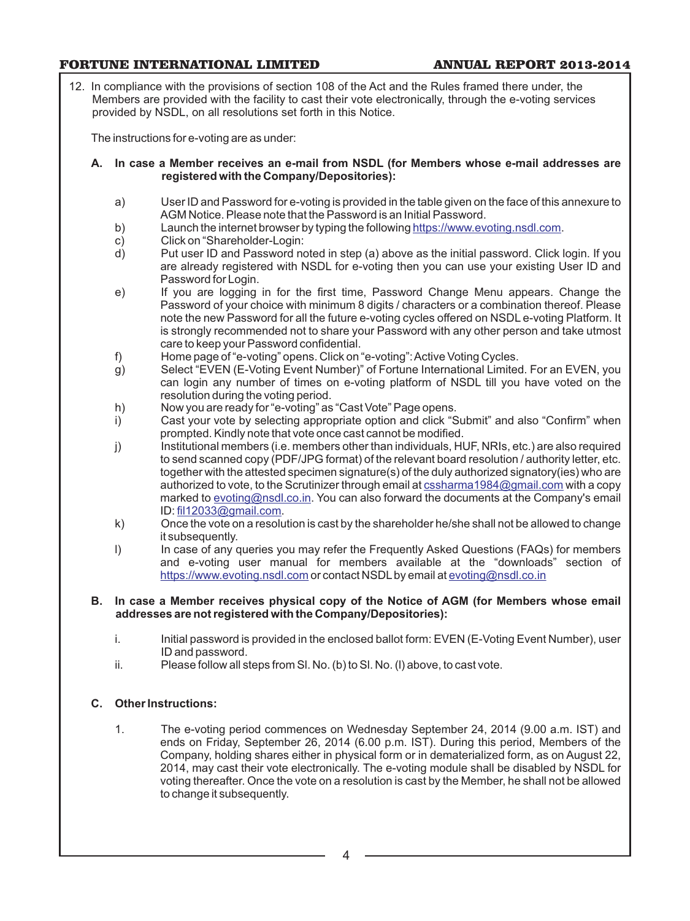12. In compliance with the provisions of section 108 of the Act and the Rules framed there under, the Members are provided with the facility to cast their vote electronically, through the e-voting services provided by NSDL, on all resolutions set forth in this Notice.

The instructions for e-voting are as under:

**A. In case a Member receives an e-mail from NSDL (for Members whose e-mail addresses are registered with the Company/Depositories):**

a) User ID and Password for e-voting is provided in the table given on the face of this annexure to AGM Notice. Please note that the Password is an Initial Password.

b) Launch the internet browser by typing the following https://www.evoting.nsdl.com.

c) Click on "Shareholder-Login:

d) Put user ID and Password noted in step (a) above as the initial password. Click login. If you are already registered with NSDL for e-voting then you can use your existing User ID and Password for Login.

e) If you are logging in for the first time, Password Change Menu appears. Change the Password of your choice with minimum 8 digits / characters or a combination thereof. Please note the new Password for all the future e-voting cycles offered on NSDL e-voting Platform. It is strongly recommended not to share your Password with any other person and take utmost care to keep your Password confidential.

f) Home page of "e-voting" opens. Click on "e-voting": Active Voting Cycles.

g) Select "EVEN (E-Voting Event Number)" of Fortune International Limited. For an EVEN, you can login any number of times on e-voting platform of NSDL till you have voted on the resolution during the voting period.

h) Now you are ready for "e-voting" as "Cast Vote" Page opens.

i) Cast your vote by selecting appropriate option and click "Submit" and also "Confirm" when prompted. Kindly note that vote once cast cannot be modified.

j) Institutional members (i.e. members other than individuals, HUF, NRIs, etc.) are also required to send scanned copy (PDF/JPG format) of the relevant board resolution / authority letter, etc. together with the attested specimen signature(s) of the duly authorized signatory(ies) who are authorized to vote, to the Scrutinizer through email at cssharma1984@gmail.com with a copy marked to evoting@nsdl.co.in. You can also forward the documents at the Company's email ID: fil12033@gmail.com.

k) Once the vote on a resolution is cast by the shareholder he/she shall not be allowed to change it subsequently.

l) In case of any queries you may refer the Frequently Asked Questions (FAQs) for members and e-voting user manual for members available at the "downloads" section of https://www.evoting.nsdl.com or contact NSDL by email at evoting@nsdl.co.in

**B. In case a Member receives physical copy of the Notice of AGM (for Members whose email addresses are not registered with the Company/Depositories):**

i. Initial password is provided in the enclosed ballot form: EVEN (E-Voting Event Number), user ID and password.

ii. Please follow all steps from Sl. No. (b) to Sl. No. (l) above, to cast vote.

**C. Other Instructions:**

1. The e-voting period commences on Wednesday September 24, 2014 (9.00 a.m. IST) and ends on Friday, September 26, 2014 (6.00 p.m. IST). During this period, Members of the Company, holding shares either in physical form or in dematerialized form, as on August 22, 2014, may cast their vote electronically. The e-voting module shall be disabled by NSDL for voting thereafter. Once the vote on a resolution is cast by the Member, he shall not be allowed to change it subsequently.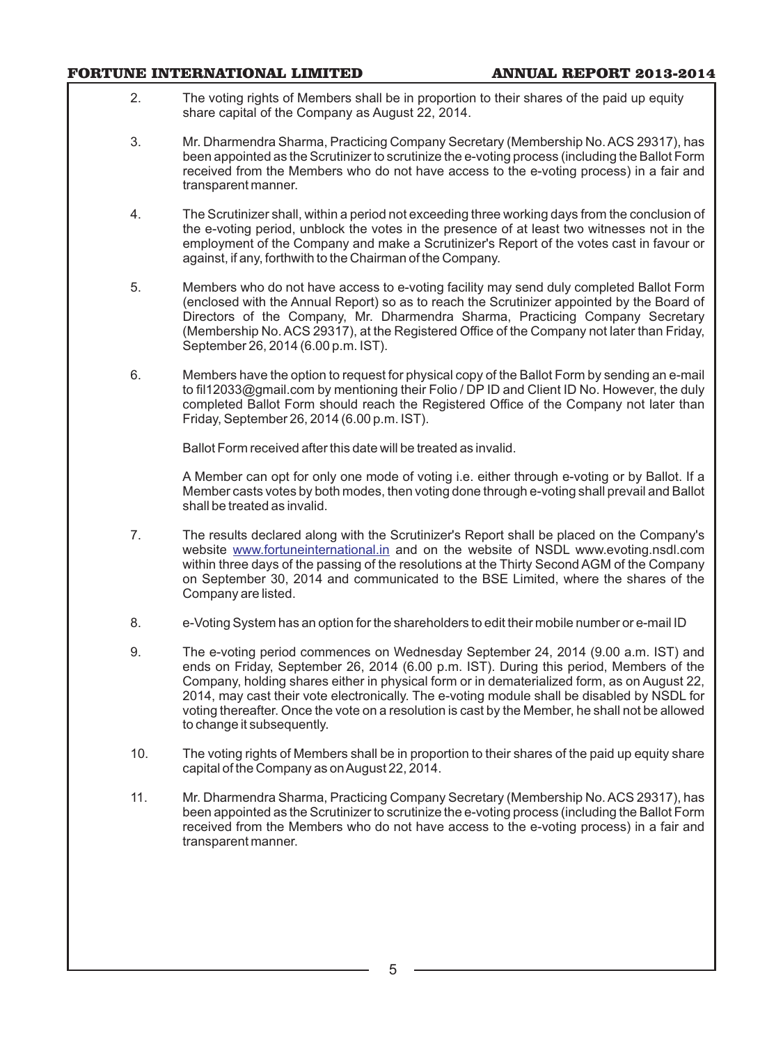2. The voting rights of Members shall be in proportion to their shares of the paid up equity share capital of the Company as August 22, 2014.

3. Mr. Dharmendra Sharma, Practicing Company Secretary (Membership No. ACS 29317), has been appointed as the Scrutinizer to scrutinize the e-voting process (including the Ballot Form received from the Members who do not have access to the e-voting process) in a fair and transparent manner.

4. The Scrutinizer shall, within a period not exceeding three working days from the conclusion of the e-voting period, unblock the votes in the presence of at least two witnesses not in the employment of the Company and make a Scrutinizer's Report of the votes cast in favour or against, if any, forthwith to the Chairman of the Company.

5. Members who do not have access to e-voting facility may send duly completed Ballot Form (enclosed with the Annual Report) so as to reach the Scrutinizer appointed by the Board of Directors of the Company, Mr. Dharmendra Sharma, Practicing Company Secretary (Membership No. ACS 29317), at the Registered Office of the Company not later than Friday, September 26, 2014 (6.00 p.m. IST).

6. Members have the option to request for physical copy of the Ballot Form by sending an e-mail to fil12033@gmail.com by mentioning their Folio / DP ID and Client ID No. However, the duly completed Ballot Form should reach the Registered Office of the Company not later than Friday, September 26, 2014 (6.00 p.m. IST).

   Ballot Form received after this date will be treated as invalid.

   A Member can opt for only one mode of voting i.e. either through e-voting or by Ballot. If a Member casts votes by both modes, then voting done through e-voting shall prevail and Ballot shall be treated as invalid.

7. The results declared along with the Scrutinizer's Report shall be placed on the Company's website www.fortuneinternational.in and on the website of NSDL www.evoting.nsdl.com within three days of the passing of the resolutions at the Thirty Second AGM of the Company on September 30, 2014 and communicated to the BSE Limited, where the shares of the Company are listed.

8. e-Voting System has an option for the shareholders to edit their mobile number or e-mail ID

9. The e-voting period commences on Wednesday September 24, 2014 (9.00 a.m. IST) and ends on Friday, September 26, 2014 (6.00 p.m. IST). During this period, Members of the Company, holding shares either in physical form or in dematerialized form, as on August 22, 2014, may cast their vote electronically. The e-voting module shall be disabled by NSDL for voting thereafter. Once the vote on a resolution is cast by the Member, he shall not be allowed to change it subsequently.

10. The voting rights of Members shall be in proportion to their shares of the paid up equity share capital of the Company as on August 22, 2014.

11. Mr. Dharmendra Sharma, Practicing Company Secretary (Membership No. ACS 29317), has been appointed as the Scrutinizer to scrutinize the e-voting process (including the Ballot Form received from the Members who do not have access to the e-voting process) in a fair and transparent manner.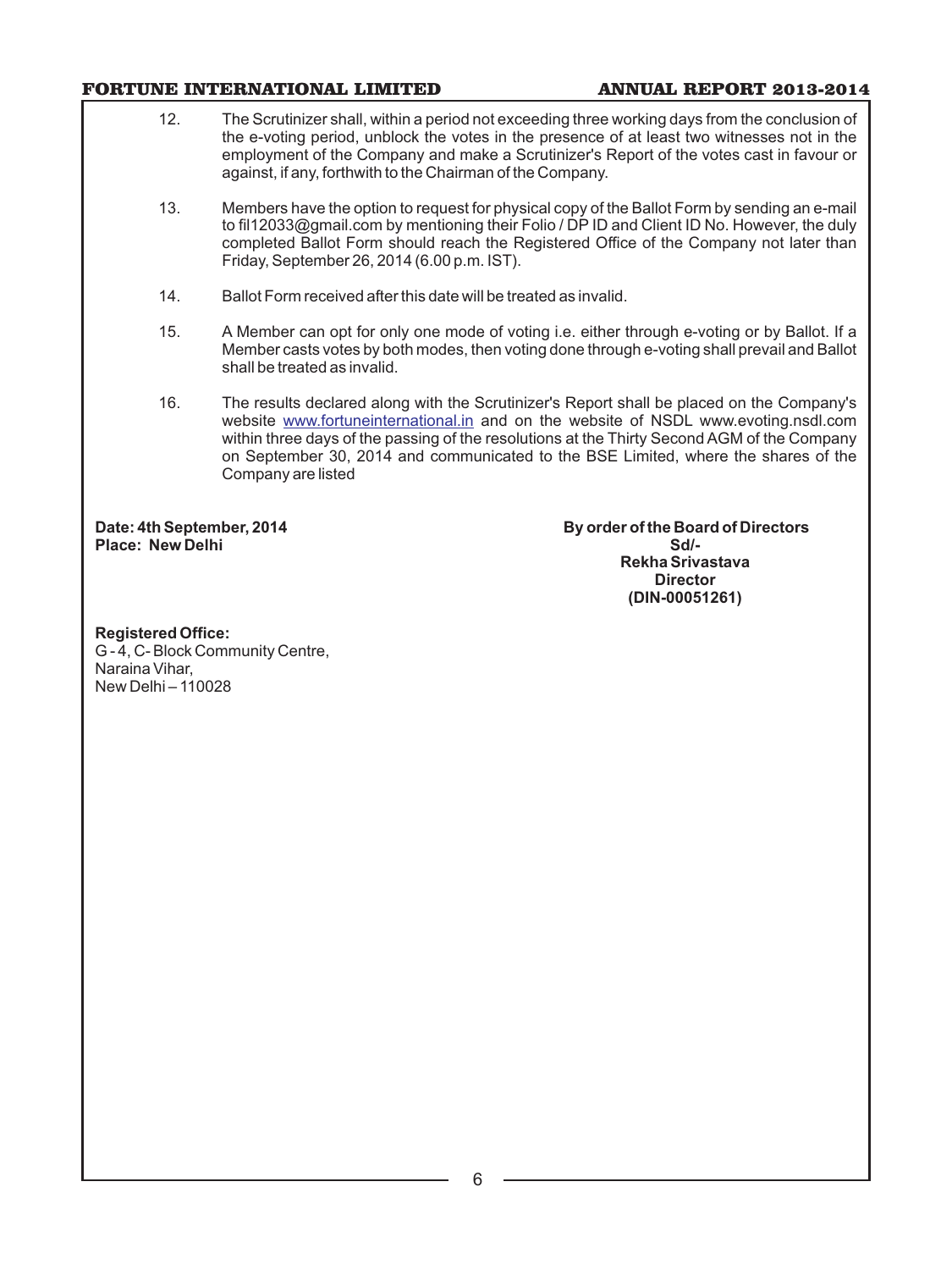12. The Scrutinizer shall, within a period not exceeding three working days from the conclusion of the e-voting period, unblock the votes in the presence of at least two witnesses not in the employment of the Company and make a Scrutinizer's Report of the votes cast in favour or against, if any, forthwith to the Chairman of the Company.

13. Members have the option to request for physical copy of the Ballot Form by sending an e-mail to fil12033@gmail.com by mentioning their Folio / DP ID and Client ID No. However, the duly completed Ballot Form should reach the Registered Office of the Company not later than Friday, September 26, 2014 (6.00 p.m. IST).

14. Ballot Form received after this date will be treated as invalid.

15. A Member can opt for only one mode of voting i.e. either through e-voting or by Ballot. If a Member casts votes by both modes, then voting done through e-voting shall prevail and Ballot shall be treated as invalid.

16. The results declared along with the Scrutinizer's Report shall be placed on the Company's website www.fortuneinternational.in and on the website of NSDL www.evoting.nsdl.com within three days of the passing of the resolutions at the Thirty Second AGM of the Company on September 30, 2014 and communicated to the BSE Limited, where the shares of the Company are listed

**Date: 4th September, 2014**
**Place: New Delhi**

**By order of the Board of Directors**
**Sd/-**
**Rekha Srivastava**
**Director**
**(DIN-00051261)**

**Registered Office:**
G - 4, C- Block Community Centre,
Naraina Vihar,
New Delhi – 110028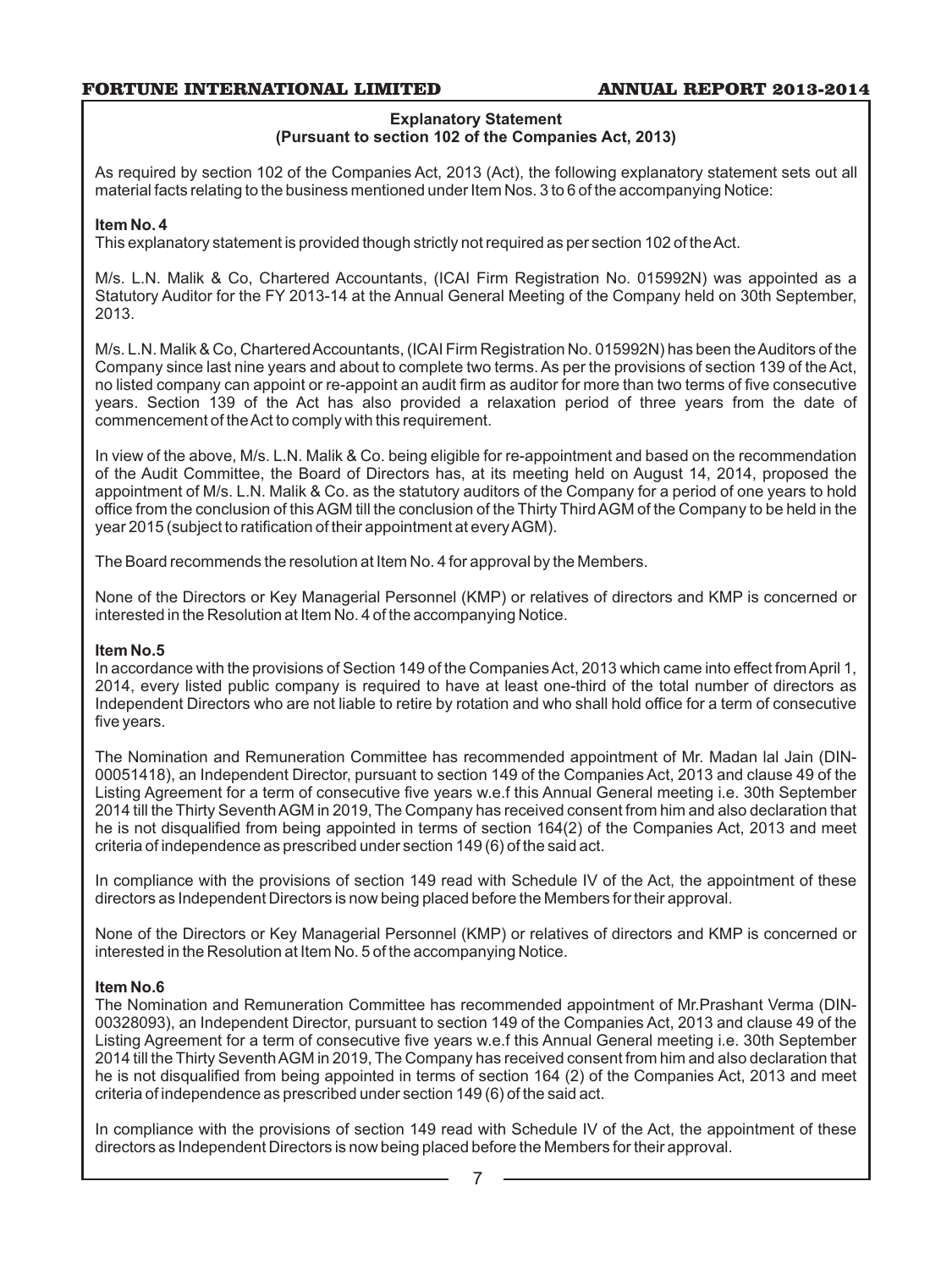## Explanatory Statement
### (Pursuant to section 102 of the Companies Act, 2013)

As required by section 102 of the Companies Act, 2013 (Act), the following explanatory statement sets out all material facts relating to the business mentioned under Item Nos. 3 to 6 of the accompanying Notice:

**Item No. 4**

This explanatory statement is provided though strictly not required as per section 102 of the Act.

M/s. L.N. Malik & Co, Chartered Accountants, (ICAI Firm Registration No. 015992N) was appointed as a Statutory Auditor for the FY 2013-14 at the Annual General Meeting of the Company held on 30th September, 2013.

M/s. L.N. Malik & Co, Chartered Accountants, (ICAI Firm Registration No. 015992N) has been the Auditors of the Company since last nine years and about to complete two terms. As per the provisions of section 139 of the Act, no listed company can appoint or re-appoint an audit firm as auditor for more than two terms of five consecutive years. Section 139 of the Act has also provided a relaxation period of three years from the date of commencement of the Act to comply with this requirement.

In view of the above, M/s. L.N. Malik & Co. being eligible for re-appointment and based on the recommendation of the Audit Committee, the Board of Directors has, at its meeting held on August 14, 2014, proposed the appointment of M/s. L.N. Malik & Co. as the statutory auditors of the Company for a period of one years to hold office from the conclusion of this AGM till the conclusion of the Thirty Third AGM of the Company to be held in the year 2015 (subject to ratification of their appointment at every AGM).

The Board recommends the resolution at Item No. 4 for approval by the Members.

None of the Directors or Key Managerial Personnel (KMP) or relatives of directors and KMP is concerned or interested in the Resolution at Item No. 4 of the accompanying Notice.

**Item No.5**

In accordance with the provisions of Section 149 of the Companies Act, 2013 which came into effect from April 1, 2014, every listed public company is required to have at least one-third of the total number of directors as Independent Directors who are not liable to retire by rotation and who shall hold office for a term of consecutive five years.

The Nomination and Remuneration Committee has recommended appointment of Mr. Madan lal Jain (DIN-00051418), an Independent Director, pursuant to section 149 of the Companies Act, 2013 and clause 49 of the Listing Agreement for a term of consecutive five years w.e.f this Annual General meeting i.e. 30th September 2014 till the Thirty Seventh AGM in 2019, The Company has received consent from him and also declaration that he is not disqualified from being appointed in terms of section 164(2) of the Companies Act, 2013 and meet criteria of independence as prescribed under section 149 (6) of the said act.

In compliance with the provisions of section 149 read with Schedule IV of the Act, the appointment of these directors as Independent Directors is now being placed before the Members for their approval.

None of the Directors or Key Managerial Personnel (KMP) or relatives of directors and KMP is concerned or interested in the Resolution at Item No. 5 of the accompanying Notice.

**Item No.6**

The Nomination and Remuneration Committee has recommended appointment of Mr.Prashant Verma (DIN-00328093), an Independent Director, pursuant to section 149 of the Companies Act, 2013 and clause 49 of the Listing Agreement for a term of consecutive five years w.e.f this Annual General meeting i.e. 30th September 2014 till the Thirty Seventh AGM in 2019, The Company has received consent from him and also declaration that he is not disqualified from being appointed in terms of section 164 (2) of the Companies Act, 2013 and meet criteria of independence as prescribed under section 149 (6) of the said act.

In compliance with the provisions of section 149 read with Schedule IV of the Act, the appointment of these directors as Independent Directors is now being placed before the Members for their approval.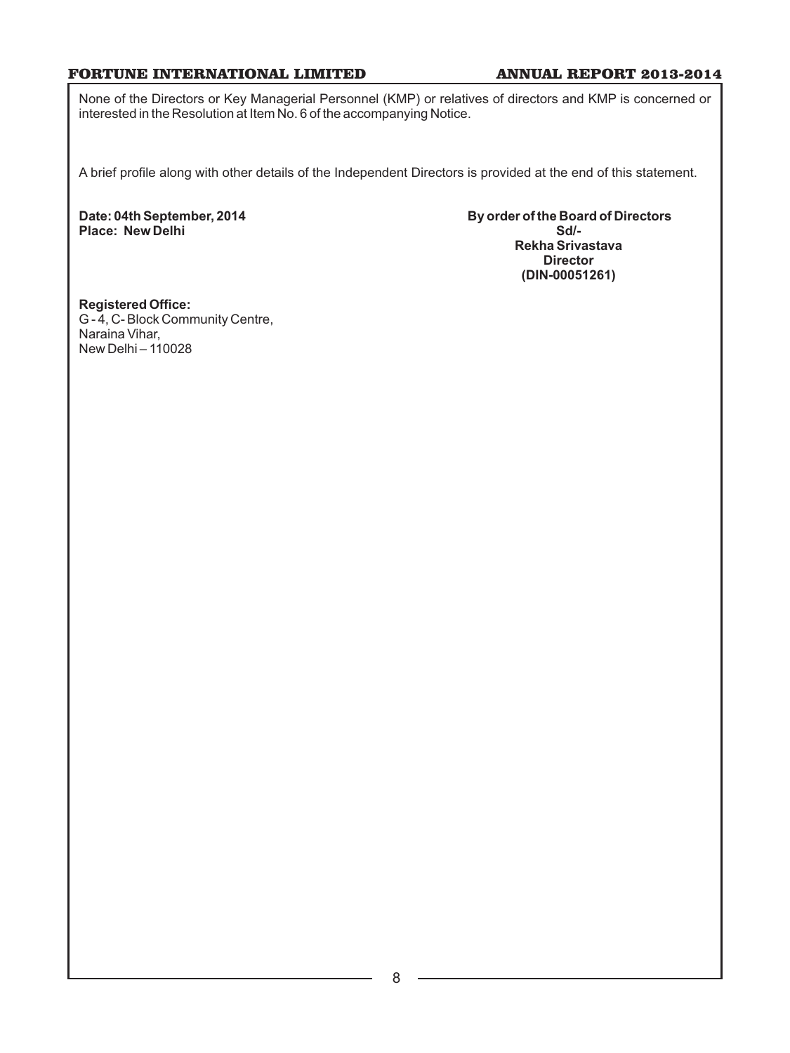None of the Directors or Key Managerial Personnel (KMP) or relatives of directors and KMP is concerned or interested in the Resolution at Item No. 6 of the accompanying Notice.

A brief profile along with other details of the Independent Directors is provided at the end of this statement.

**Date: 04th September, 2014**
**Place: New Delhi**

**By order of the Board of Directors**
**Sd/-**
**Rekha Srivastava**
**Director**
**(DIN-00051261)**

**Registered Office:**
G - 4, C- Block Community Centre,
Naraina Vihar,
New Delhi – 110028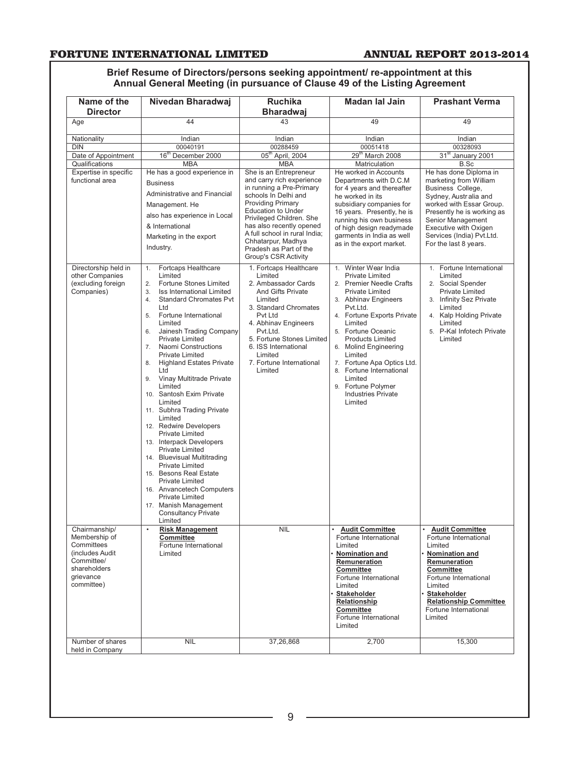## Brief Resume of Directors/persons seeking appointment/ re-appointment at this Annual General Meeting (in pursuance of Clause 49 of the Listing Agreement

| Name of the Director | Nivedan Bharadwaj | Ruchika Bharadwaj | Madan lal Jain | Prashant Verma |
|---|---|---|---|---|
| Age | 44 | 43 | 49 | 49 |
| Nationality | Indian | Indian | Indian | Indian |
| DIN | 00040191 | 00288459 | 00051418 | 00328093 |
| Date of Appointment | 16th December 2000 | 05th April, 2004 | 29th March 2008 | 31st January 2001 |
| Qualifications | MBA | MBA | Matriculation | B.Sc |
| Expertise in specific functional area | He has a good experience in Business Administrative and Financial Management. He also has experience in Local & International Marketing in the export Industry. | She is an Entrepreneur and carry rich experience in running a Pre-Primary schools In Delhi and Providing Primary Education to Under Privileged Children. She has also recently opened A full school in rural India; Chhatarpur, Madhya Pradesh as Part of the Group's CSR Activity | He worked in Accounts Departments with D.C.M for 4 years and thereafter he worked in its subsidiary companies for 16 years. Presently, he is running his own business of high design readymade garments in India as well as in the export market. | He has done Diploma in marketing from William Business College, Sydney, Australia and worked with Essar Group. Presently he is working as Senior Management Executive with Oxigen Services (India) Pvt.Ltd. For the last 8 years. |
| Directorship held in other Companies (excluding foreign Companies) | 1. Fortcaps Healthcare Limited<br>2. Fortune Stones Limited<br>3. Iss International Limited<br>4. Standard Chromates Pvt Ltd<br>5. Fortune International Limited<br>6. Jainesh Trading Company Private Limited<br>7. Naomi Constructions Private Limited<br>8. Highland Estates Private Ltd<br>9. Vinay Multitrade Private Limited<br>10. Santosh Exim Private Limited<br>11. Subhra Trading Private Limited<br>12. Redwire Developers Private Limited<br>13. Interpack Developers Private Limited<br>14. Bluevisual Multitrading Private Limited<br>15. Besons Real Estate Private Limited<br>16. Anvancetech Computers Private Limited<br>17. Manish Management Consultancy Private Limited | 1. Fortcaps Healthcare Limited<br>2. Ambassador Cards And Gifts Private Limited<br>3. Standard Chromates Pvt Ltd<br>4. Abhinav Engineers Pvt.Ltd.<br>5. Fortune Stones Limited<br>6. ISS International Limited<br>7. Fortune International Limited | 1. Winter Wear India Private Limited<br>2. Premier Needle Crafts Private Limited<br>3. Abhinav Engineers Pvt.Ltd.<br>4. Fortune Exports Private Limited<br>5. Fortune Oceanic Products Limited<br>6. Molind Engineering Limited<br>7. Fortune Apa Optics Ltd.<br>8. Fortune International Limited<br>9. Fortune Polymer Industries Private Limited | 1. Fortune International Limited<br>2. Social Spender Private Limited<br>3. Infinity Sez Private Limited<br>4. Kalp Holding Private Limited<br>5. P-Kal Infotech Private Limited |
| Chairmanship/ Membership of Committees (includes Audit Committee/ shareholders grievance committee) | • **Risk Management Committee** Fortune International Limited | NIL | • **Audit Committee** Fortune International Limited<br>• **Nomination and Remuneration Committee** Fortune International Limited<br>• **Stakeholder Relationship Committee** Fortune International Limited | • **Audit Committee** Fortune International Limited<br>• **Nomination and Remuneration Committee** Fortune International Limited<br>• **Stakeholder Relationship Committee** Fortune International Limited |
| Number of shares held in Company | NIL | 37,26,868 | 2,700 | 15,300 |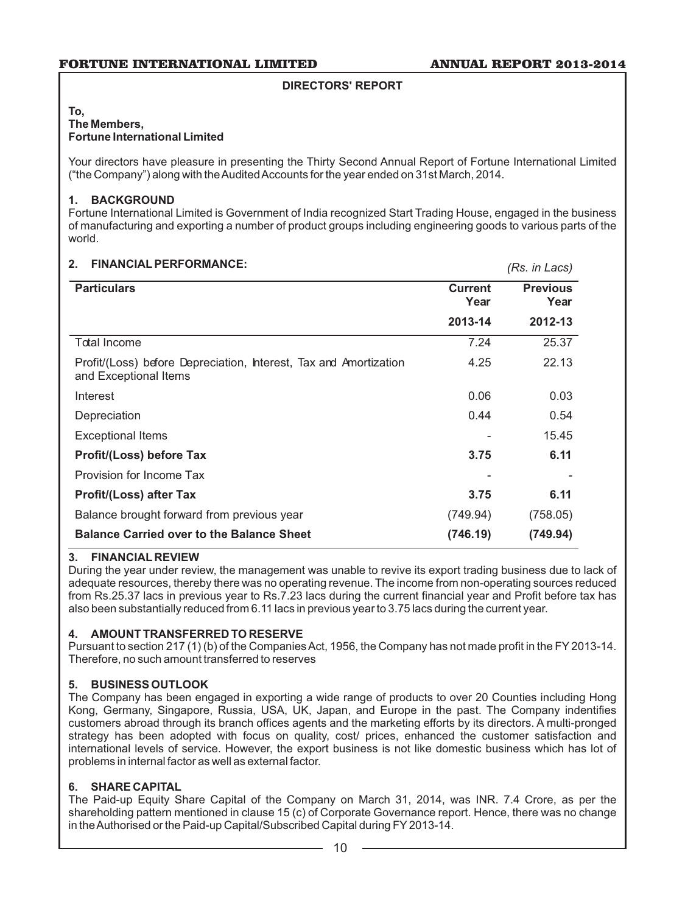## DIRECTORS' REPORT

**To,**
**The Members,**
**Fortune International Limited**

Your directors have pleasure in presenting the Thirty Second Annual Report of Fortune International Limited ("the Company") along with the Audited Accounts for the year ended on 31st March, 2014.

### 1. BACKGROUND

Fortune International Limited is Government of India recognized Start Trading House, engaged in the business of manufacturing and exporting a number of product groups including engineering goods to various parts of the world.

### 2. FINANCIAL PERFORMANCE:

*(Rs. in Lacs)*

| Particulars | Current Year | Previous Year |
|---|---|---|
| | **2013-14** | **2012-13** |
| Total Income | 7.24 | 25.37 |
| Profit/(Loss) before Depreciation, Interest, Tax and Amortization and Exceptional Items | 4.25 | 22.13 |
| Interest | 0.06 | 0.03 |
| Depreciation | 0.44 | 0.54 |
| Exceptional Items | - | 15.45 |
| **Profit/(Loss) before Tax** | **3.75** | **6.11** |
| Provision for Income Tax | - | - |
| **Profit/(Loss) after Tax** | **3.75** | **6.11** |
| Balance brought forward from previous year | (749.94) | (758.05) |
| **Balance Carried over to the Balance Sheet** | **(746.19)** | **(749.94)** |

### 3. FINANCIAL REVIEW

During the year under review, the management was unable to revive its export trading business due to lack of adequate resources, thereby there was no operating revenue. The income from non-operating sources reduced from Rs.25.37 lacs in previous year to Rs.7.23 lacs during the current financial year and Profit before tax has also been substantially reduced from 6.11 lacs in previous year to 3.75 lacs during the current year.

### 4. AMOUNT TRANSFERRED TO RESERVE

Pursuant to section 217 (1) (b) of the Companies Act, 1956, the Company has not made profit in the FY 2013-14. Therefore, no such amount transferred to reserves

### 5. BUSINESS OUTLOOK

The Company has been engaged in exporting a wide range of products to over 20 Counties including Hong Kong, Germany, Singapore, Russia, USA, UK, Japan, and Europe in the past. The Company indentifies customers abroad through its branch offices agents and the marketing efforts by its directors. A multi-pronged strategy has been adopted with focus on quality, cost/ prices, enhanced the customer satisfaction and international levels of service. However, the export business is not like domestic business which has lot of problems in internal factor as well as external factor.

### 6. SHARE CAPITAL

The Paid-up Equity Share Capital of the Company on March 31, 2014, was INR. 7.4 Crore, as per the shareholding pattern mentioned in clause 15 (c) of Corporate Governance report. Hence, there was no change in the Authorised or the Paid-up Capital/Subscribed Capital during FY 2013-14.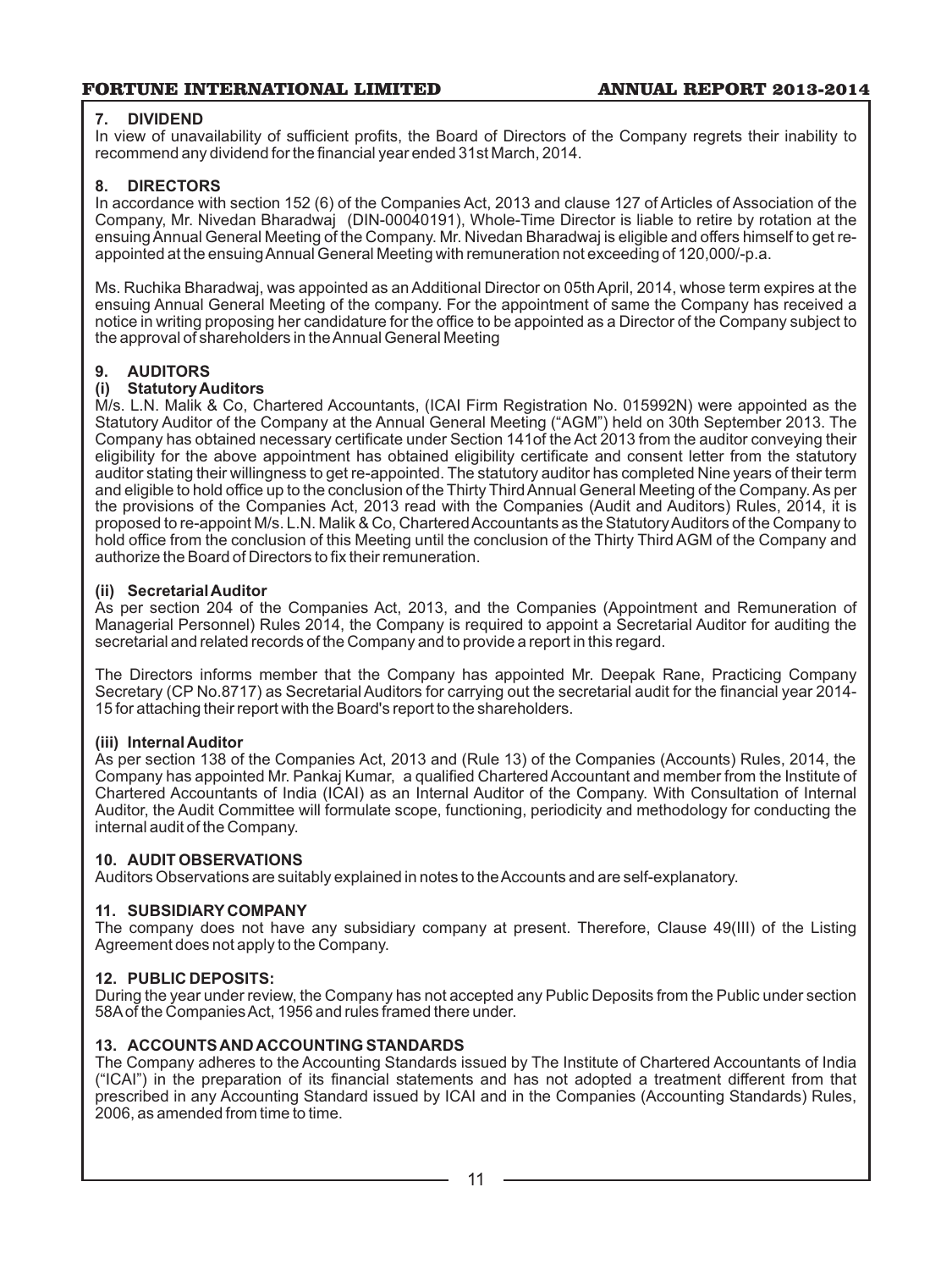## 7. DIVIDEND

In view of unavailability of sufficient profits, the Board of Directors of the Company regrets their inability to recommend any dividend for the financial year ended 31st March, 2014.

## 8. DIRECTORS

In accordance with section 152 (6) of the Companies Act, 2013 and clause 127 of Articles of Association of the Company, Mr. Nivedan Bharadwaj (DIN-00040191), Whole-Time Director is liable to retire by rotation at the ensuing Annual General Meeting of the Company. Mr. Nivedan Bharadwaj is eligible and offers himself to get re-appointed at the ensuing Annual General Meeting with remuneration not exceeding of 120,000/-p.a.

Ms. Ruchika Bharadwaj, was appointed as an Additional Director on 05th April, 2014, whose term expires at the ensuing Annual General Meeting of the company. For the appointment of same the Company has received a notice in writing proposing her candidature for the office to be appointed as a Director of the Company subject to the approval of shareholders in the Annual General Meeting

## 9. AUDITORS

### (i) Statutory Auditors

M/s. L.N. Malik & Co, Chartered Accountants, (ICAI Firm Registration No. 015992N) were appointed as the Statutory Auditor of the Company at the Annual General Meeting ("AGM") held on 30th September 2013. The Company has obtained necessary certificate under Section 141of the Act 2013 from the auditor conveying their eligibility for the above appointment has obtained eligibility certificate and consent letter from the statutory auditor stating their willingness to get re-appointed. The statutory auditor has completed Nine years of their term and eligible to hold office up to the conclusion of the Thirty Third Annual General Meeting of the Company. As per the provisions of the Companies Act, 2013 read with the Companies (Audit and Auditors) Rules, 2014, it is proposed to re-appoint M/s. L.N. Malik & Co, Chartered Accountants as the Statutory Auditors of the Company to hold office from the conclusion of this Meeting until the conclusion of the Thirty Third AGM of the Company and authorize the Board of Directors to fix their remuneration.

### (ii) Secretarial Auditor

As per section 204 of the Companies Act, 2013, and the Companies (Appointment and Remuneration of Managerial Personnel) Rules 2014, the Company is required to appoint a Secretarial Auditor for auditing the secretarial and related records of the Company and to provide a report in this regard.

The Directors informs member that the Company has appointed Mr. Deepak Rane, Practicing Company Secretary (CP No.8717) as Secretarial Auditors for carrying out the secretarial audit for the financial year 2014-15 for attaching their report with the Board's report to the shareholders.

### (iii) Internal Auditor

As per section 138 of the Companies Act, 2013 and (Rule 13) of the Companies (Accounts) Rules, 2014, the Company has appointed Mr. Pankaj Kumar, a qualified Chartered Accountant and member from the Institute of Chartered Accountants of India (ICAI) as an Internal Auditor of the Company. With Consultation of Internal Auditor, the Audit Committee will formulate scope, functioning, periodicity and methodology for conducting the internal audit of the Company.

## 10. AUDIT OBSERVATIONS

Auditors Observations are suitably explained in notes to the Accounts and are self-explanatory.

## 11. SUBSIDIARY COMPANY

The company does not have any subsidiary company at present. Therefore, Clause 49(III) of the Listing Agreement does not apply to the Company.

## 12. PUBLIC DEPOSITS:

During the year under review, the Company has not accepted any Public Deposits from the Public under section 58A of the Companies Act, 1956 and rules framed there under.

## 13. ACCOUNTS AND ACCOUNTING STANDARDS

The Company adheres to the Accounting Standards issued by The Institute of Chartered Accountants of India ("ICAI") in the preparation of its financial statements and has not adopted a treatment different from that prescribed in any Accounting Standard issued by ICAI and in the Companies (Accounting Standards) Rules, 2006, as amended from time to time.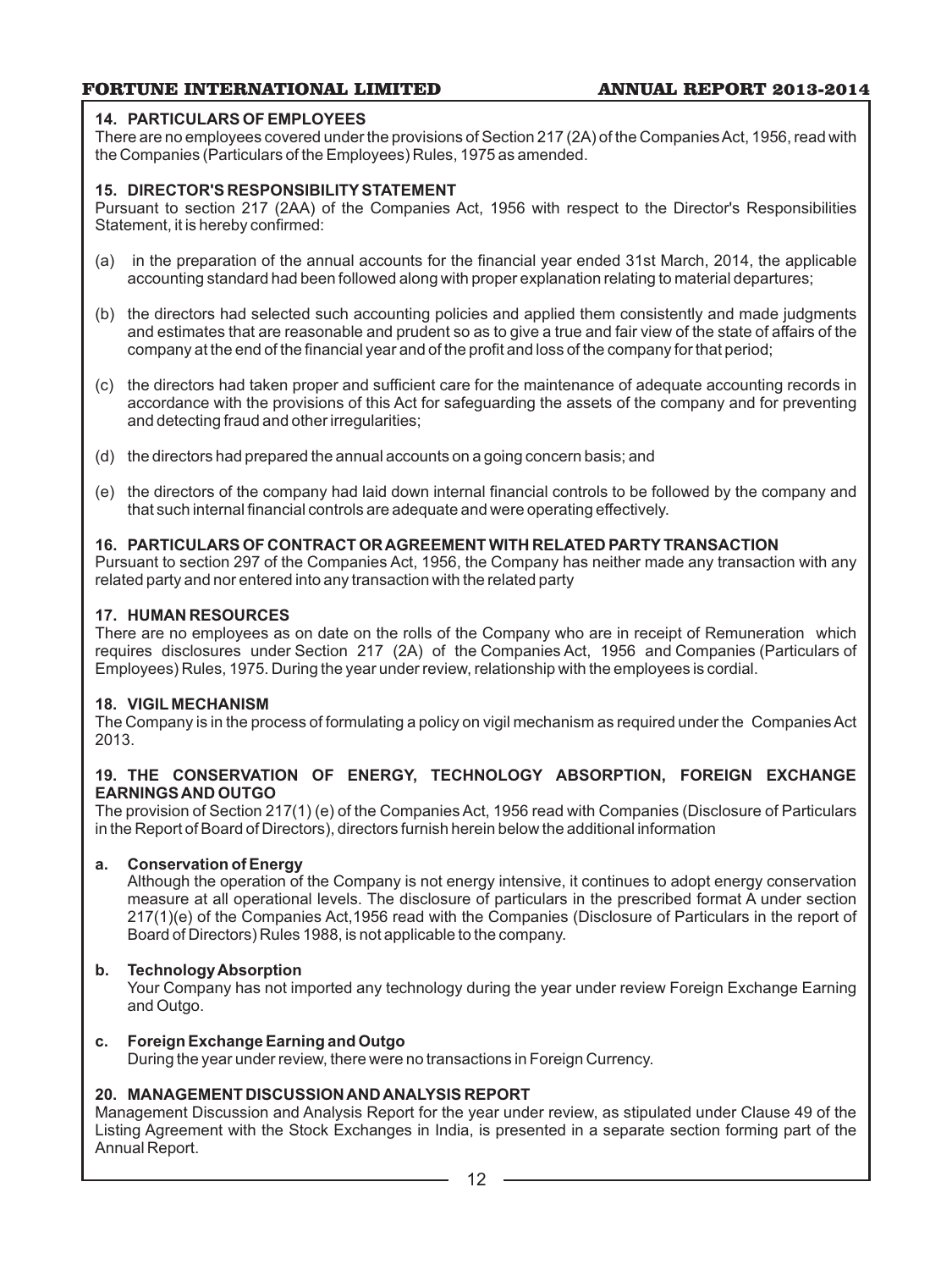### 14. PARTICULARS OF EMPLOYEES

There are no employees covered under the provisions of Section 217 (2A) of the Companies Act, 1956, read with the Companies (Particulars of the Employees) Rules, 1975 as amended.

### 15. DIRECTOR'S RESPONSIBILITY STATEMENT

Pursuant to section 217 (2AA) of the Companies Act, 1956 with respect to the Director's Responsibilities Statement, it is hereby confirmed:

(a) in the preparation of the annual accounts for the financial year ended 31st March, 2014, the applicable accounting standard had been followed along with proper explanation relating to material departures;

(b) the directors had selected such accounting policies and applied them consistently and made judgments and estimates that are reasonable and prudent so as to give a true and fair view of the state of affairs of the company at the end of the financial year and of the profit and loss of the company for that period;

(c) the directors had taken proper and sufficient care for the maintenance of adequate accounting records in accordance with the provisions of this Act for safeguarding the assets of the company and for preventing and detecting fraud and other irregularities;

(d) the directors had prepared the annual accounts on a going concern basis; and

(e) the directors of the company had laid down internal financial controls to be followed by the company and that such internal financial controls are adequate and were operating effectively.

### 16. PARTICULARS OF CONTRACT OR AGREEMENT WITH RELATED PARTY TRANSACTION

Pursuant to section 297 of the Companies Act, 1956, the Company has neither made any transaction with any related party and nor entered into any transaction with the related party

### 17. HUMAN RESOURCES

There are no employees as on date on the rolls of the Company who are in receipt of Remuneration which requires disclosures under Section 217 (2A) of the Companies Act, 1956 and Companies (Particulars of Employees) Rules, 1975. During the year under review, relationship with the employees is cordial.

### 18. VIGIL MECHANISM

The Company is in the process of formulating a policy on vigil mechanism as required under the Companies Act 2013.

### 19. THE CONSERVATION OF ENERGY, TECHNOLOGY ABSORPTION, FOREIGN EXCHANGE EARNINGS AND OUTGO

The provision of Section 217(1) (e) of the Companies Act, 1956 read with Companies (Disclosure of Particulars in the Report of Board of Directors), directors furnish herein below the additional information

**a. Conservation of Energy**

Although the operation of the Company is not energy intensive, it continues to adopt energy conservation measure at all operational levels. The disclosure of particulars in the prescribed format A under section 217(1)(e) of the Companies Act,1956 read with the Companies (Disclosure of Particulars in the report of Board of Directors) Rules 1988, is not applicable to the company.

**b. Technology Absorption**

Your Company has not imported any technology during the year under review Foreign Exchange Earning and Outgo.

**c. Foreign Exchange Earning and Outgo**

During the year under review, there were no transactions in Foreign Currency.

### 20. MANAGEMENT DISCUSSION AND ANALYSIS REPORT

Management Discussion and Analysis Report for the year under review, as stipulated under Clause 49 of the Listing Agreement with the Stock Exchanges in India, is presented in a separate section forming part of the Annual Report.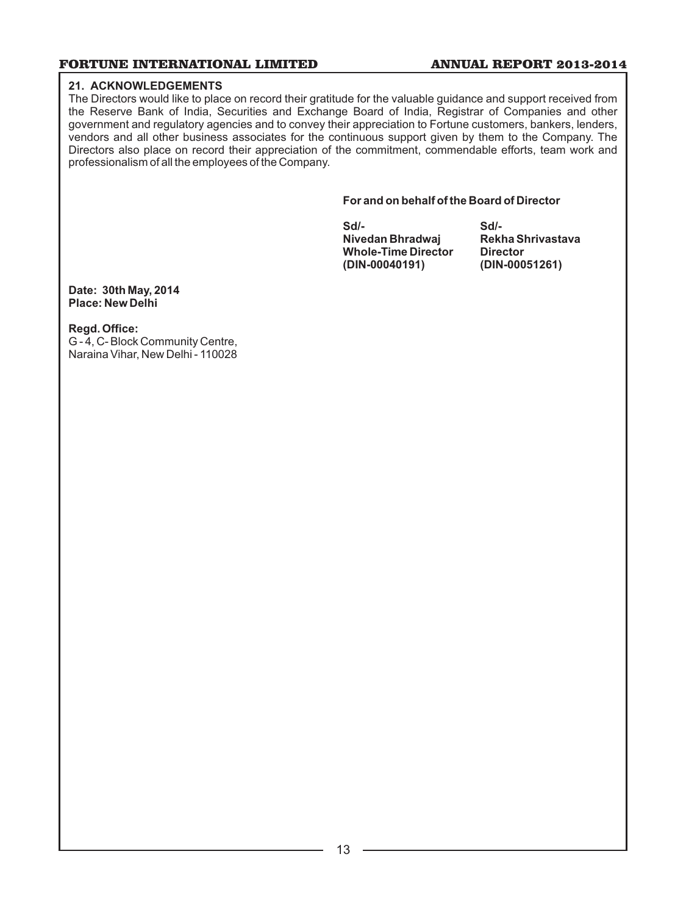## 21. ACKNOWLEDGEMENTS

The Directors would like to place on record their gratitude for the valuable guidance and support received from the Reserve Bank of India, Securities and Exchange Board of India, Registrar of Companies and other government and regulatory agencies and to convey their appreciation to Fortune customers, bankers, lenders, vendors and all other business associates for the continuous support given by them to the Company. The Directors also place on record their appreciation of the commitment, commendable efforts, team work and professionalism of all the employees of the Company.

**For and on behalf of the Board of Director**

| | |
|---|---|
| **Sd/-** | **Sd/-** |
| **Nivedan Bhradwaj** | **Rekha Shrivastava** |
| **Whole-Time Director** | **Director** |
| **(DIN-00040191)** | **(DIN-00051261)** |

**Date: 30th May, 2014**
**Place: New Delhi**

**Regd. Office:**
G - 4, C- Block Community Centre,
Naraina Vihar, New Delhi - 110028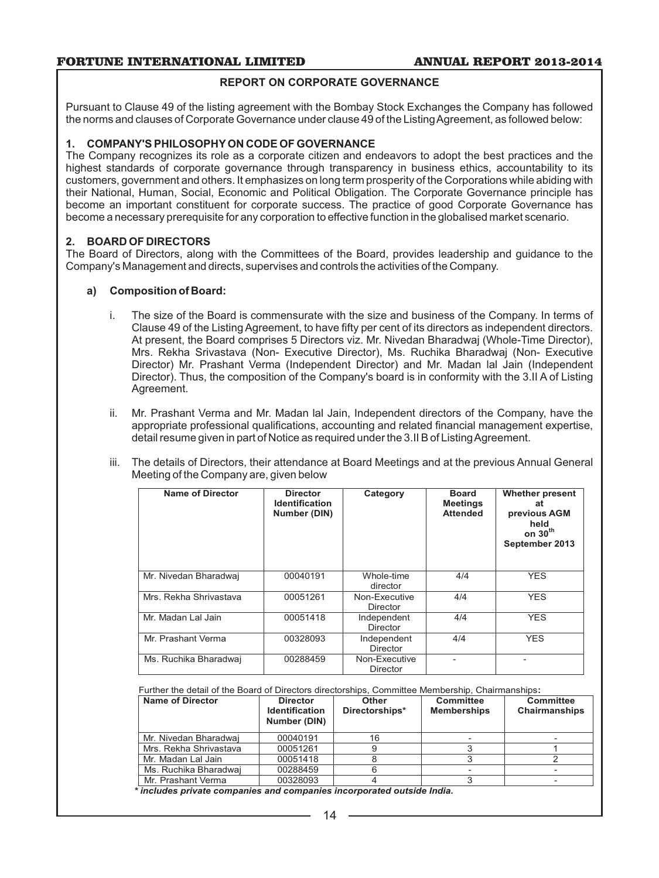## REPORT ON CORPORATE GOVERNANCE

Pursuant to Clause 49 of the listing agreement with the Bombay Stock Exchanges the Company has followed the norms and clauses of Corporate Governance under clause 49 of the Listing Agreement, as followed below:

### 1. COMPANY'S PHILOSOPHY ON CODE OF GOVERNANCE

The Company recognizes its role as a corporate citizen and endeavors to adopt the best practices and the highest standards of corporate governance through transparency in business ethics, accountability to its customers, government and others. It emphasizes on long term prosperity of the Corporations while abiding with their National, Human, Social, Economic and Political Obligation. The Corporate Governance principle has become an important constituent for corporate success. The practice of good Corporate Governance has become a necessary prerequisite for any corporation to effective function in the globalised market scenario.

### 2. BOARD OF DIRECTORS

The Board of Directors, along with the Committees of the Board, provides leadership and guidance to the Company's Management and directs, supervises and controls the activities of the Company.

#### a) Composition of Board:

i. The size of the Board is commensurate with the size and business of the Company. In terms of Clause 49 of the Listing Agreement, to have fifty per cent of its directors as independent directors. At present, the Board comprises 5 Directors viz. Mr. Nivedan Bharadwaj (Whole-Time Director), Mrs. Rekha Srivastava (Non- Executive Director), Ms. Ruchika Bharadwaj (Non- Executive Director) Mr. Prashant Verma (Independent Director) and Mr. Madan lal Jain (Independent Director). Thus, the composition of the Company's board is in conformity with the 3.II A of Listing Agreement.

ii. Mr. Prashant Verma and Mr. Madan lal Jain, Independent directors of the Company, have the appropriate professional qualifications, accounting and related financial management expertise, detail resume given in part of Notice as required under the 3.II B of Listing Agreement.

iii. The details of Directors, their attendance at Board Meetings and at the previous Annual General Meeting of the Company are, given below

| Name of Director | Director Identification Number (DIN) | Category | Board Meetings Attended | Whether present at previous AGM held on 30th September 2013 |
|---|---|---|---|---|
| Mr. Nivedan Bharadwaj | 00040191 | Whole-time director | 4/4 | YES |
| Mrs. Rekha Shrivastava | 00051261 | Non-Executive Director | 4/4 | YES |
| Mr. Madan Lal Jain | 00051418 | Independent Director | 4/4 | YES |
| Mr. Prashant Verma | 00328093 | Independent Director | 4/4 | YES |
| Ms. Ruchika Bharadwaj | 00288459 | Non-Executive Director | - | - |

Further the detail of the Board of Directors directorships, Committee Membership, Chairmanships:

| Name of Director | Director Identification Number (DIN) | Other Directorships* | Committee Memberships | Committee Chairmanships |
|---|---|---|---|---|
| Mr. Nivedan Bharadwaj | 00040191 | 16 | - | - |
| Mrs. Rekha Shrivastava | 00051261 | 9 | 3 | 1 |
| Mr. Madan Lal Jain | 00051418 | 8 | 3 | 2 |
| Ms. Ruchika Bharadwaj | 00288459 | 6 | - | - |
| Mr. Prashant Verma | 00328093 | 4 | 3 | - |

*** includes private companies and companies incorporated outside India.***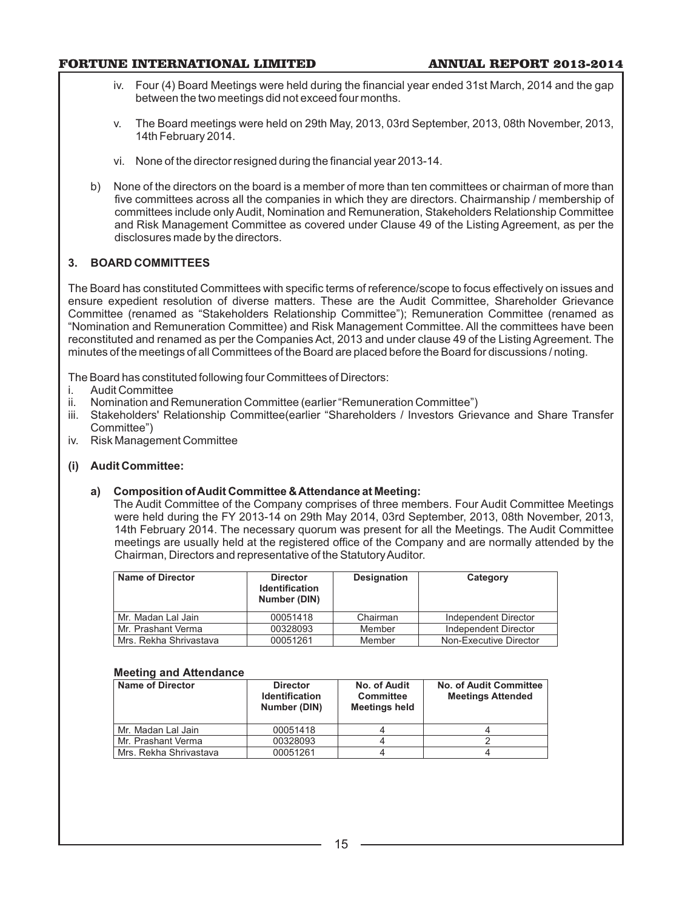iv. Four (4) Board Meetings were held during the financial year ended 31st March, 2014 and the gap between the two meetings did not exceed four months.

v. The Board meetings were held on 29th May, 2013, 03rd September, 2013, 08th November, 2013, 14th February 2014.

vi. None of the director resigned during the financial year 2013-14.

b) None of the directors on the board is a member of more than ten committees or chairman of more than five committees across all the companies in which they are directors. Chairmanship / membership of committees include only Audit, Nomination and Remuneration, Stakeholders Relationship Committee and Risk Management Committee as covered under Clause 49 of the Listing Agreement, as per the disclosures made by the directors.

## 3. BOARD COMMITTEES

The Board has constituted Committees with specific terms of reference/scope to focus effectively on issues and ensure expedient resolution of diverse matters. These are the Audit Committee, Shareholder Grievance Committee (renamed as "Stakeholders Relationship Committee"); Remuneration Committee (renamed as "Nomination and Remuneration Committee) and Risk Management Committee. All the committees have been reconstituted and renamed as per the Companies Act, 2013 and under clause 49 of the Listing Agreement. The minutes of the meetings of all Committees of the Board are placed before the Board for discussions / noting.

The Board has constituted following four Committees of Directors:

i. Audit Committee
ii. Nomination and Remuneration Committee (earlier "Remuneration Committee")
iii. Stakeholders' Relationship Committee(earlier "Shareholders / Investors Grievance and Share Transfer Committee")
iv. Risk Management Committee

### (i) Audit Committee:

**a) Composition of Audit Committee & Attendance at Meeting:**

The Audit Committee of the Company comprises of three members. Four Audit Committee Meetings were held during the FY 2013-14 on 29th May 2014, 03rd September, 2013, 08th November, 2013, 14th February 2014. The necessary quorum was present for all the Meetings. The Audit Committee meetings are usually held at the registered office of the Company and are normally attended by the Chairman, Directors and representative of the Statutory Auditor.

| Name of Director | Director Identification Number (DIN) | Designation | Category |
|---|---|---|---|
| Mr. Madan Lal Jain | 00051418 | Chairman | Independent Director |
| Mr. Prashant Verma | 00328093 | Member | Independent Director |
| Mrs. Rekha Shrivastava | 00051261 | Member | Non-Executive Director |

**Meeting and Attendance**

| Name of Director | Director Identification Number (DIN) | No. of Audit Committee Meetings held | No. of Audit Committee Meetings Attended |
|---|---|---|---|
| Mr. Madan Lal Jain | 00051418 | 4 | 4 |
| Mr. Prashant Verma | 00328093 | 4 | 2 |
| Mrs. Rekha Shrivastava | 00051261 | 4 | 4 |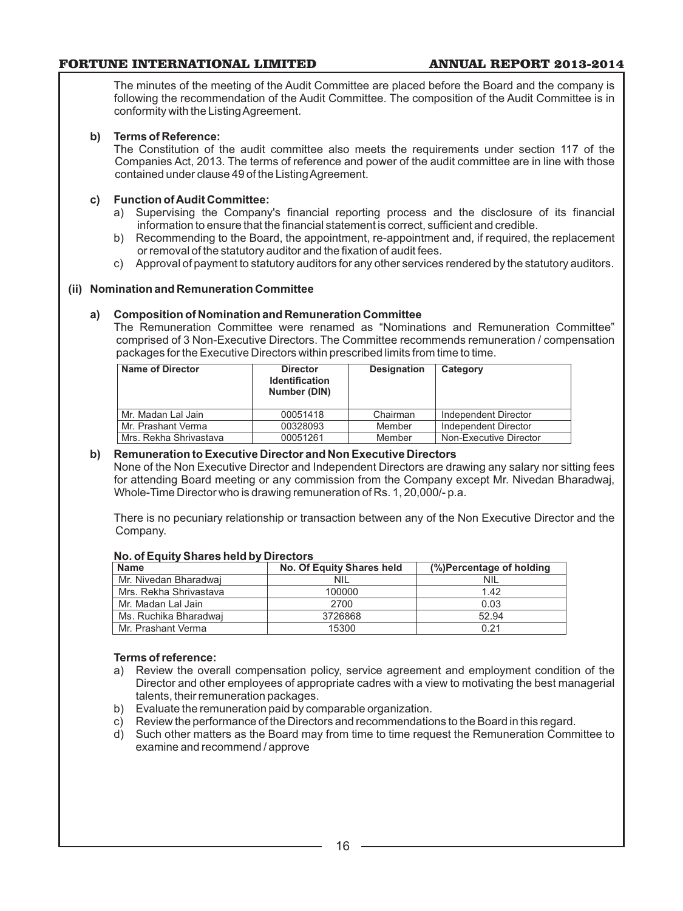The minutes of the meeting of the Audit Committee are placed before the Board and the company is following the recommendation of the Audit Committee. The composition of the Audit Committee is in conformity with the Listing Agreement.

**b) Terms of Reference:**

The Constitution of the audit committee also meets the requirements under section 117 of the Companies Act, 2013. The terms of reference and power of the audit committee are in line with those contained under clause 49 of the Listing Agreement.

**c) Function of Audit Committee:**

a) Supervising the Company's financial reporting process and the disclosure of its financial information to ensure that the financial statement is correct, sufficient and credible.

b) Recommending to the Board, the appointment, re-appointment and, if required, the replacement or removal of the statutory auditor and the fixation of audit fees.

c) Approval of payment to statutory auditors for any other services rendered by the statutory auditors.

## (ii) Nomination and Remuneration Committee

**a) Composition of Nomination and Remuneration Committee**

The Remuneration Committee were renamed as "Nominations and Remuneration Committee" comprised of 3 Non-Executive Directors. The Committee recommends remuneration / compensation packages for the Executive Directors within prescribed limits from time to time.

| Name of Director | Director Identification Number (DIN) | Designation | Category |
|---|---|---|---|
| Mr. Madan Lal Jain | 00051418 | Chairman | Independent Director |
| Mr. Prashant Verma | 00328093 | Member | Independent Director |
| Mrs. Rekha Shrivastava | 00051261 | Member | Non-Executive Director |

**b) Remuneration to Executive Director and Non Executive Directors**

None of the Non Executive Director and Independent Directors are drawing any salary nor sitting fees for attending Board meeting or any commission from the Company except Mr. Nivedan Bharadwaj, Whole-Time Director who is drawing remuneration of Rs. 1, 20,000/- p.a.

There is no pecuniary relationship or transaction between any of the Non Executive Director and the Company.

**No. of Equity Shares held by Directors**

| Name | No. Of Equity Shares held | (%)Percentage of holding |
|---|---|---|
| Mr. Nivedan Bharadwaj | NIL | NIL |
| Mrs. Rekha Shrivastava | 100000 | 1.42 |
| Mr. Madan Lal Jain | 2700 | 0.03 |
| Ms. Ruchika Bharadwaj | 3726868 | 52.94 |
| Mr. Prashant Verma | 15300 | 0.21 |

**Terms of reference:**

a) Review the overall compensation policy, service agreement and employment condition of the Director and other employees of appropriate cadres with a view to motivating the best managerial talents, their remuneration packages.

b) Evaluate the remuneration paid by comparable organization.

c) Review the performance of the Directors and recommendations to the Board in this regard.

d) Such other matters as the Board may from time to time request the Remuneration Committee to examine and recommend / approve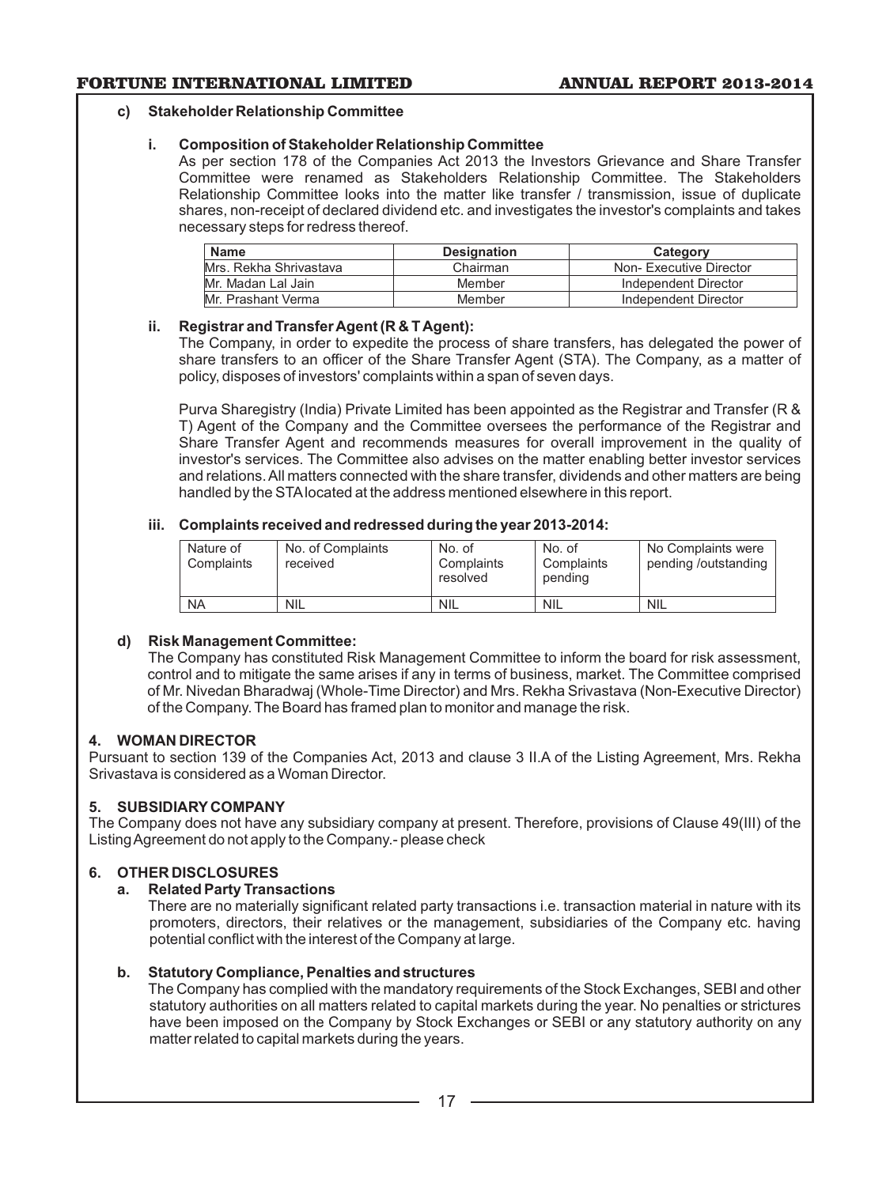#### c) Stakeholder Relationship Committee

**i. Composition of Stakeholder Relationship Committee**

As per section 178 of the Companies Act 2013 the Investors Grievance and Share Transfer Committee were renamed as Stakeholders Relationship Committee. The Stakeholders Relationship Committee looks into the matter like transfer / transmission, issue of duplicate shares, non-receipt of declared dividend etc. and investigates the investor's complaints and takes necessary steps for redress thereof.

| Name | Designation | Category |
|---|---|---|
| Mrs. Rekha Shrivastava | Chairman | Non- Executive Director |
| Mr. Madan Lal Jain | Member | Independent Director |
| Mr. Prashant Verma | Member | Independent Director |

**ii. Registrar and Transfer Agent (R & T Agent):**

The Company, in order to expedite the process of share transfers, has delegated the power of share transfers to an officer of the Share Transfer Agent (STA). The Company, as a matter of policy, disposes of investors' complaints within a span of seven days.

Purva Sharegistry (India) Private Limited has been appointed as the Registrar and Transfer (R & T) Agent of the Company and the Committee oversees the performance of the Registrar and Share Transfer Agent and recommends measures for overall improvement in the quality of investor's services. The Committee also advises on the matter enabling better investor services and relations. All matters connected with the share transfer, dividends and other matters are being handled by the STA located at the address mentioned elsewhere in this report.

**iii. Complaints received and redressed during the year 2013-2014:**

| Nature of Complaints | No. of Complaints received | No. of Complaints resolved | No. of Complaints pending | No Complaints were pending /outstanding |
|---|---|---|---|---|
| NA | NIL | NIL | NIL | NIL |

#### d) Risk Management Committee:

The Company has constituted Risk Management Committee to inform the board for risk assessment, control and to mitigate the same arises if any in terms of business, market. The Committee comprised of Mr. Nivedan Bharadwaj (Whole-Time Director) and Mrs. Rekha Srivastava (Non-Executive Director) of the Company. The Board has framed plan to monitor and manage the risk.

### 4. WOMAN DIRECTOR

Pursuant to section 139 of the Companies Act, 2013 and clause 3 II.A of the Listing Agreement, Mrs. Rekha Srivastava is considered as a Woman Director.

### 5. SUBSIDIARY COMPANY

The Company does not have any subsidiary company at present. Therefore, provisions of Clause 49(III) of the Listing Agreement do not apply to the Company.- please check

### 6. OTHER DISCLOSURES

**a. Related Party Transactions**

There are no materially significant related party transactions i.e. transaction material in nature with its promoters, directors, their relatives or the management, subsidiaries of the Company etc. having potential conflict with the interest of the Company at large.

**b. Statutory Compliance, Penalties and structures**

The Company has complied with the mandatory requirements of the Stock Exchanges, SEBI and other statutory authorities on all matters related to capital markets during the year. No penalties or strictures have been imposed on the Company by Stock Exchanges or SEBI or any statutory authority on any matter related to capital markets during the years.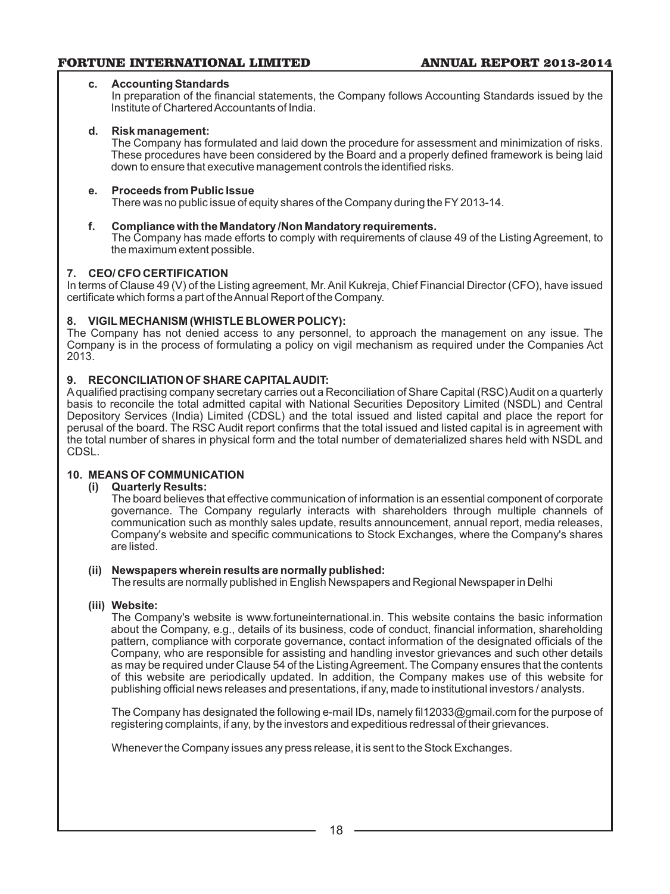**c. Accounting Standards**

In preparation of the financial statements, the Company follows Accounting Standards issued by the Institute of Chartered Accountants of India.

**d. Risk management:**

The Company has formulated and laid down the procedure for assessment and minimization of risks. These procedures have been considered by the Board and a properly defined framework is being laid down to ensure that executive management controls the identified risks.

**e. Proceeds from Public Issue**

There was no public issue of equity shares of the Company during the FY 2013-14.

**f. Compliance with the Mandatory /Non Mandatory requirements.**

The Company has made efforts to comply with requirements of clause 49 of the Listing Agreement, to the maximum extent possible.

## 7. CEO/ CFO CERTIFICATION

In terms of Clause 49 (V) of the Listing agreement, Mr. Anil Kukreja, Chief Financial Director (CFO), have issued certificate which forms a part of the Annual Report of the Company.

## 8. VIGIL MECHANISM (WHISTLE BLOWER POLICY):

The Company has not denied access to any personnel, to approach the management on any issue. The Company is in the process of formulating a policy on vigil mechanism as required under the Companies Act 2013.

## 9. RECONCILIATION OF SHARE CAPITAL AUDIT:

A qualified practising company secretary carries out a Reconciliation of Share Capital (RSC) Audit on a quarterly basis to reconcile the total admitted capital with National Securities Depository Limited (NSDL) and Central Depository Services (India) Limited (CDSL) and the total issued and listed capital and place the report for perusal of the board. The RSC Audit report confirms that the total issued and listed capital is in agreement with the total number of shares in physical form and the total number of dematerialized shares held with NSDL and CDSL.

## 10. MEANS OF COMMUNICATION

**(i) Quarterly Results:**

The board believes that effective communication of information is an essential component of corporate governance. The Company regularly interacts with shareholders through multiple channels of communication such as monthly sales update, results announcement, annual report, media releases, Company's website and specific communications to Stock Exchanges, where the Company's shares are listed.

**(ii) Newspapers wherein results are normally published:**

The results are normally published in English Newspapers and Regional Newspaper in Delhi

**(iii) Website:**

The Company's website is www.fortuneinternational.in. This website contains the basic information about the Company, e.g., details of its business, code of conduct, financial information, shareholding pattern, compliance with corporate governance, contact information of the designated officials of the Company, who are responsible for assisting and handling investor grievances and such other details as may be required under Clause 54 of the Listing Agreement. The Company ensures that the contents of this website are periodically updated. In addition, the Company makes use of this website for publishing official news releases and presentations, if any, made to institutional investors / analysts.

The Company has designated the following e-mail IDs, namely fil12033@gmail.com for the purpose of registering complaints, if any, by the investors and expeditious redressal of their grievances.

Whenever the Company issues any press release, it is sent to the Stock Exchanges.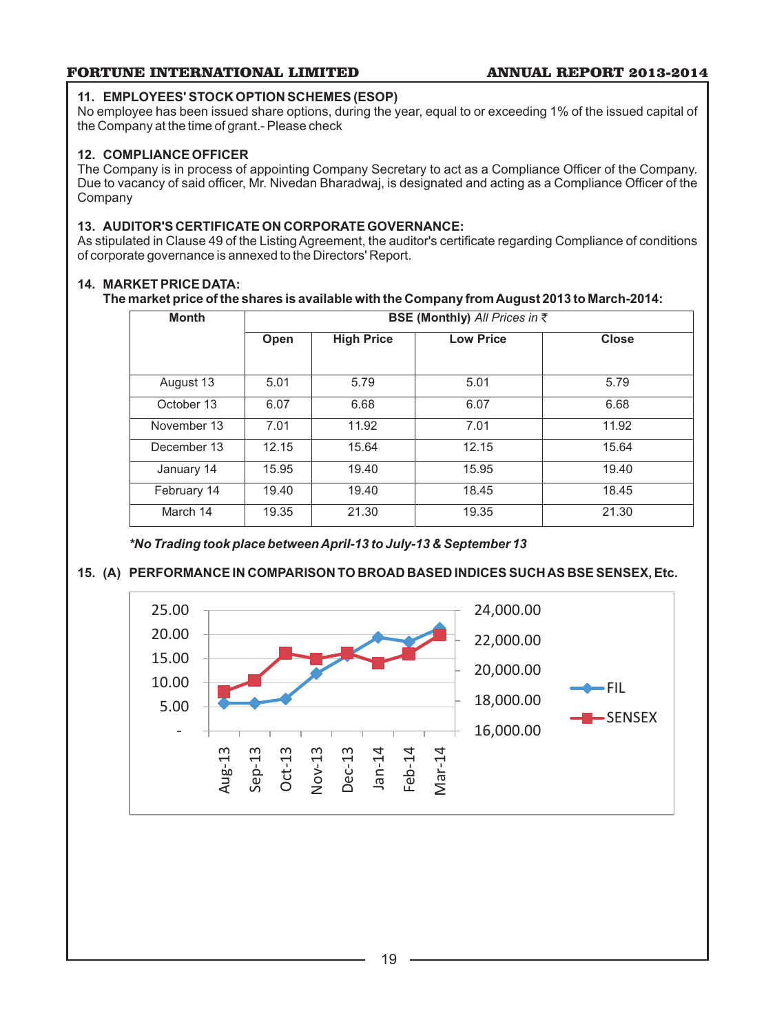### 11. EMPLOYEES' STOCK OPTION SCHEMES (ESOP)

No employee has been issued share options, during the year, equal to or exceeding 1% of the issued capital of the Company at the time of grant.- Please check

### 12. COMPLIANCE OFFICER

The Company is in process of appointing Company Secretary to act as a Compliance Officer of the Company. Due to vacancy of said officer, Mr. Nivedan Bharadwaj, is designated and acting as a Compliance Officer of the Company

### 13. AUDITOR'S CERTIFICATE ON CORPORATE GOVERNANCE:

As stipulated in Clause 49 of the Listing Agreement, the auditor's certificate regarding Compliance of conditions of corporate governance is annexed to the Directors' Report.

### 14. MARKET PRICE DATA:

**The market price of the shares is available with the Company from August 2013 to March-2014:**

| Month | BSE (Monthly) *All Prices in ₹* | | | |
|---|---|---|---|---|
| | Open | High Price | Low Price | Close |
| August 13 | 5.01 | 5.79 | 5.01 | 5.79 |
| October 13 | 6.07 | 6.68 | 6.07 | 6.68 |
| November 13 | 7.01 | 11.92 | 7.01 | 11.92 |
| December 13 | 12.15 | 15.64 | 12.15 | 15.64 |
| January 14 | 15.95 | 19.40 | 15.95 | 19.40 |
| February 14 | 19.40 | 19.40 | 18.45 | 18.45 |
| March 14 | 19.35 | 21.30 | 19.35 | 21.30 |

***No Trading took place between April-13 to July-13 & September 13***

### 15. (A) PERFORMANCE IN COMPARISON TO BROAD BASED INDICES SUCH AS BSE SENSEX, Etc.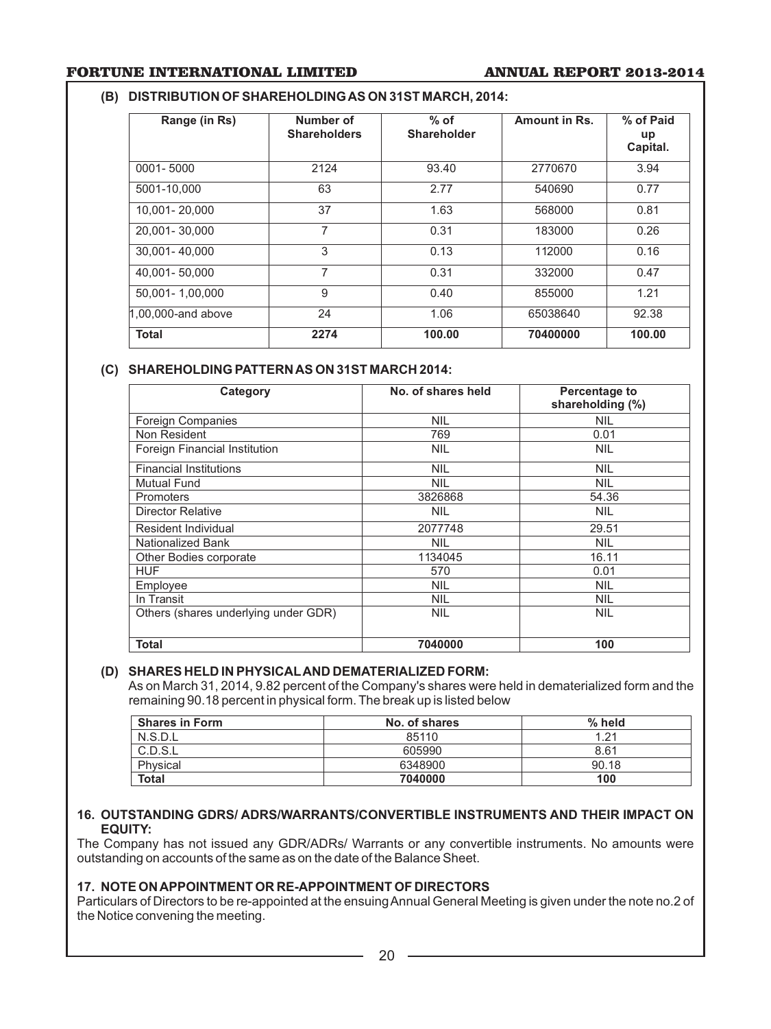### (B) DISTRIBUTION OF SHAREHOLDING AS ON 31ST MARCH, 2014:

| Range (in Rs) | Number of Shareholders | % of Shareholder | Amount in Rs. | % of Paid up Capital. |
|---|---|---|---|---|
| 0001- 5000 | 2124 | 93.40 | 2770670 | 3.94 |
| 5001-10,000 | 63 | 2.77 | 540690 | 0.77 |
| 10,001- 20,000 | 37 | 1.63 | 568000 | 0.81 |
| 20,001- 30,000 | 7 | 0.31 | 183000 | 0.26 |
| 30,001- 40,000 | 3 | 0.13 | 112000 | 0.16 |
| 40,001- 50,000 | 7 | 0.31 | 332000 | 0.47 |
| 50,001- 1,00,000 | 9 | 0.40 | 855000 | 1.21 |
| 1,00,000-and above | 24 | 1.06 | 65038640 | 92.38 |
| **Total** | **2274** | **100.00** | **70400000** | **100.00** |

### (C) SHAREHOLDING PATTERN AS ON 31ST MARCH 2014:

| Category | No. of shares held | Percentage to shareholding (%) |
|---|---|---|
| Foreign Companies | NIL | NIL |
| Non Resident | 769 | 0.01 |
| Foreign Financial Institution | NIL | NIL |
| Financial Institutions | NIL | NIL |
| Mutual Fund | NIL | NIL |
| Promoters | 3826868 | 54.36 |
| Director Relative | NIL | NIL |
| Resident Individual | 2077748 | 29.51 |
| Nationalized Bank | NIL | NIL |
| Other Bodies corporate | 1134045 | 16.11 |
| HUF | 570 | 0.01 |
| Employee | NIL | NIL |
| In Transit | NIL | NIL |
| Others (shares underlying under GDR) | NIL | NIL |
| **Total** | **7040000** | **100** |

### (D) SHARES HELD IN PHYSICAL AND DEMATERIALIZED FORM:

As on March 31, 2014, 9.82 percent of the Company's shares were held in dematerialized form and the remaining 90.18 percent in physical form. The break up is listed below

| Shares in Form | No. of shares | % held |
|---|---|---|
| N.S.D.L | 85110 | 1.21 |
| C.D.S.L | 605990 | 8.61 |
| Physical | 6348900 | 90.18 |
| **Total** | **7040000** | **100** |

## 16. OUTSTANDING GDRS/ ADRS/WARRANTS/CONVERTIBLE INSTRUMENTS AND THEIR IMPACT ON EQUITY:

The Company has not issued any GDR/ADRs/ Warrants or any convertible instruments. No amounts were outstanding on accounts of the same as on the date of the Balance Sheet.

## 17. NOTE ON APPOINTMENT OR RE-APPOINTMENT OF DIRECTORS

Particulars of Directors to be re-appointed at the ensuing Annual General Meeting is given under the note no.2 of the Notice convening the meeting.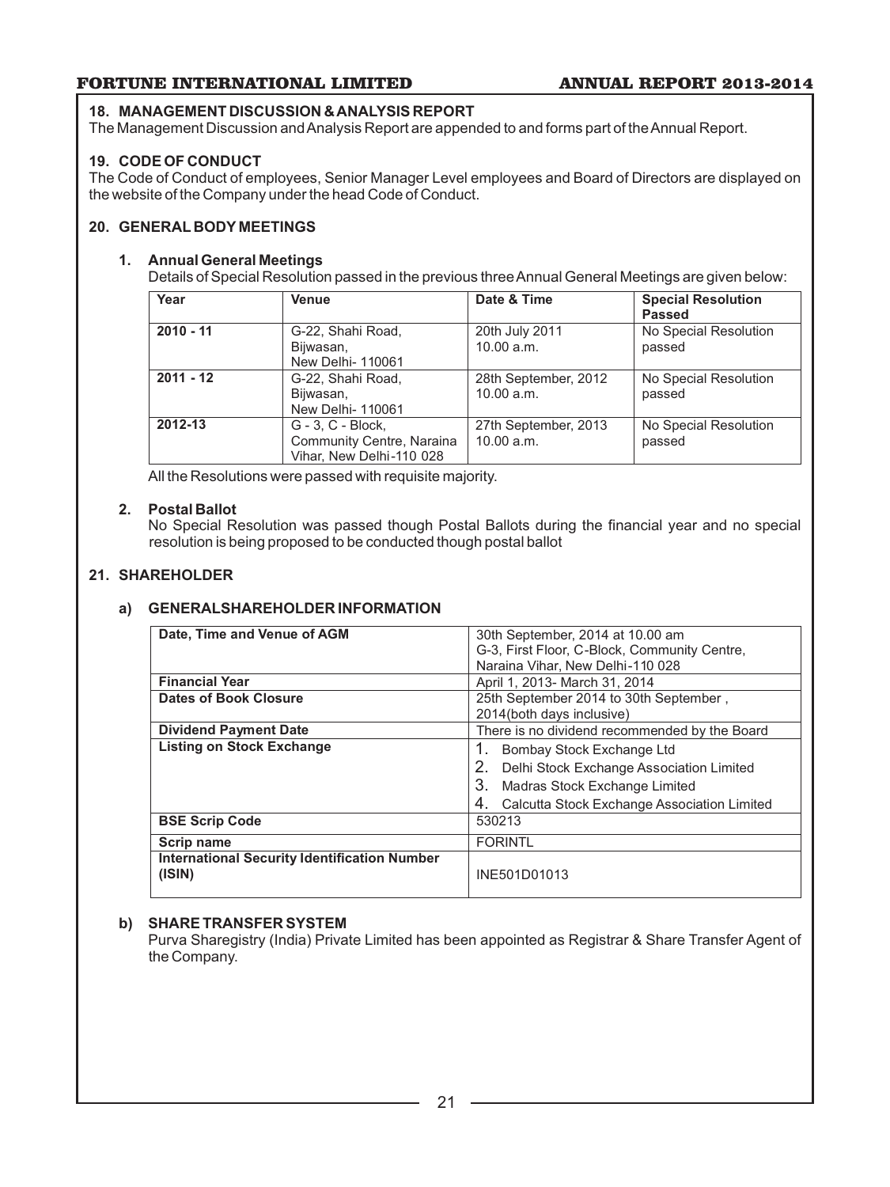### 18. MANAGEMENT DISCUSSION & ANALYSIS REPORT

The Management Discussion and Analysis Report are appended to and forms part of the Annual Report.

### 19. CODE OF CONDUCT

The Code of Conduct of employees, Senior Manager Level employees and Board of Directors are displayed on the website of the Company under the head Code of Conduct.

### 20. GENERAL BODY MEETINGS

**1. Annual General Meetings**

Details of Special Resolution passed in the previous three Annual General Meetings are given below:

| Year | Venue | Date & Time | Special Resolution Passed |
|---|---|---|---|
| 2010 - 11 | G-22, Shahi Road, Bijwasan, New Delhi- 110061 | 20th July 2011 10.00 a.m. | No Special Resolution passed |
| 2011 - 12 | G-22, Shahi Road, Bijwasan, New Delhi- 110061 | 28th September, 2012 10.00 a.m. | No Special Resolution passed |
| 2012-13 | G - 3, C - Block, Community Centre, Naraina Vihar, New Delhi-110 028 | 27th September, 2013 10.00 a.m. | No Special Resolution passed |

All the Resolutions were passed with requisite majority.

**2. Postal Ballot**

No Special Resolution was passed though Postal Ballots during the financial year and no special resolution is being proposed to be conducted though postal ballot

### 21. SHAREHOLDER

**a) GENERALSHAREHOLDER INFORMATION**

| | |
|---|---|
| **Date, Time and Venue of AGM** | 30th September, 2014 at 10.00 am G-3, First Floor, C-Block, Community Centre, Naraina Vihar, New Delhi-110 028 |
| **Financial Year** | April 1, 2013- March 31, 2014 |
| **Dates of Book Closure** | 25th September 2014 to 30th September , 2014(both days inclusive) |
| **Dividend Payment Date** | There is no dividend recommended by the Board |
| **Listing on Stock Exchange** | 1. Bombay Stock Exchange Ltd<br>2. Delhi Stock Exchange Association Limited<br>3. Madras Stock Exchange Limited<br>4. Calcutta Stock Exchange Association Limited |
| **BSE Scrip Code** | 530213 |
| **Scrip name** | FORINTL |
| **International Security Identification Number (ISIN)** | INE501D01013 |

**b) SHARE TRANSFER SYSTEM**

Purva Sharegistry (India) Private Limited has been appointed as Registrar & Share Transfer Agent of the Company.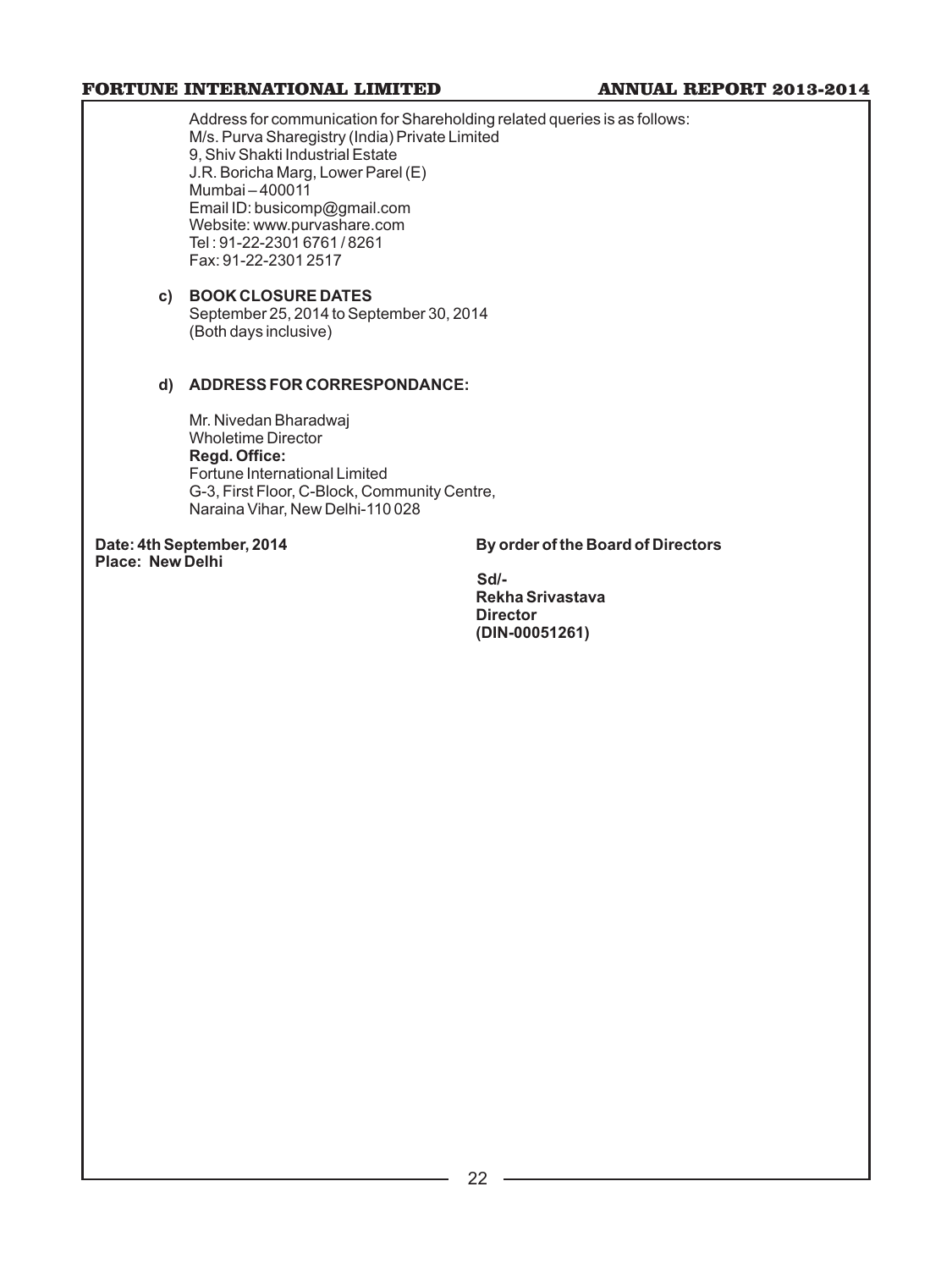Address for communication for Shareholding related queries is as follows:
M/s. Purva Sharegistry (India) Private Limited
9, Shiv Shakti Industrial Estate
J.R. Boricha Marg, Lower Parel (E)
Mumbai – 400011
Email ID: busicomp@gmail.com
Website: www.purvashare.com
Tel : 91-22-2301 6761 / 8261
Fax: 91-22-2301 2517

**c) BOOK CLOSURE DATES**

September 25, 2014 to September 30, 2014
(Both days inclusive)

**d) ADDRESS FOR CORRESPONDANCE:**

Mr. Nivedan Bharadwaj
Wholetime Director
**Regd. Office:**
Fortune International Limited
G-3, First Floor, C-Block, Community Centre,
Naraina Vihar, New Delhi-110 028

**Date: 4th September, 2014**
**Place: New Delhi**

**By order of the Board of Directors**

**Sd/-**
**Rekha Srivastava**
**Director**
**(DIN-00051261)**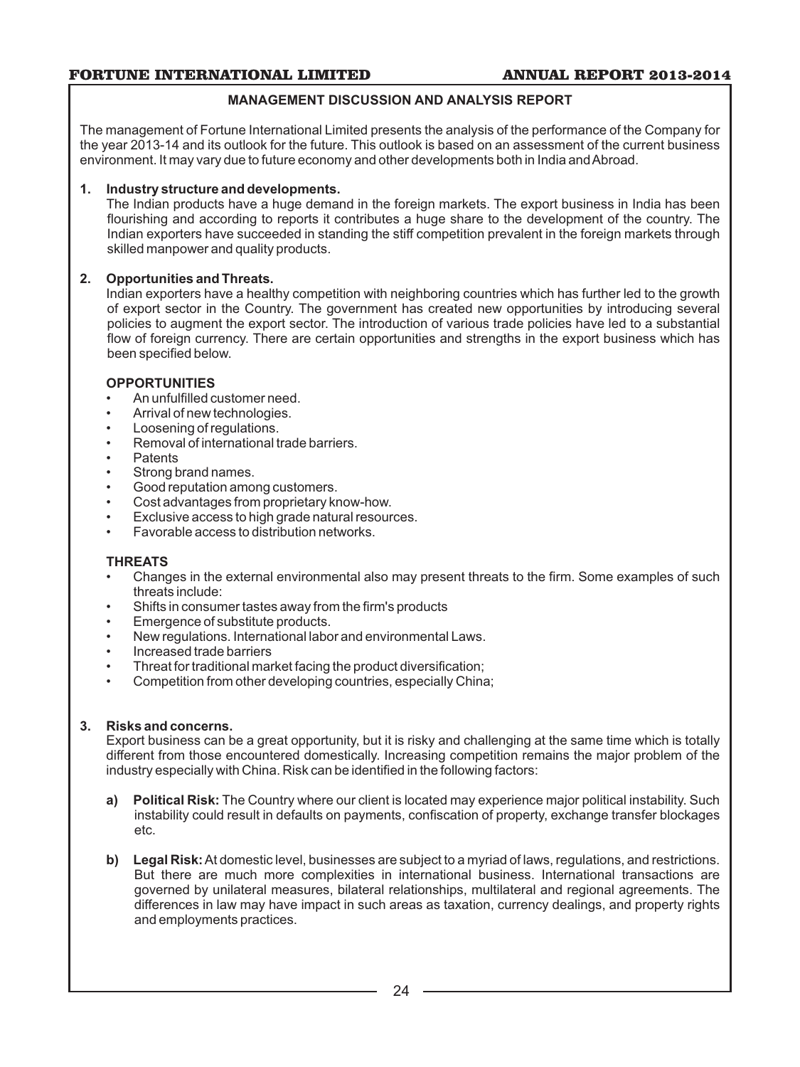## MANAGEMENT DISCUSSION AND ANALYSIS REPORT

The management of Fortune International Limited presents the analysis of the performance of the Company for the year 2013-14 and its outlook for the future. This outlook is based on an assessment of the current business environment. It may vary due to future economy and other developments both in India and Abroad.

### 1. Industry structure and developments.

The Indian products have a huge demand in the foreign markets. The export business in India has been flourishing and according to reports it contributes a huge share to the development of the country. The Indian exporters have succeeded in standing the stiff competition prevalent in the foreign markets through skilled manpower and quality products.

### 2. Opportunities and Threats.

Indian exporters have a healthy competition with neighboring countries which has further led to the growth of export sector in the Country. The government has created new opportunities by introducing several policies to augment the export sector. The introduction of various trade policies have led to a substantial flow of foreign currency. There are certain opportunities and strengths in the export business which has been specified below.

**OPPORTUNITIES**

- An unfulfilled customer need.
- Arrival of new technologies.
- Loosening of regulations.
- Removal of international trade barriers.
- Patents
- Strong brand names.
- Good reputation among customers.
- Cost advantages from proprietary know-how.
- Exclusive access to high grade natural resources.
- Favorable access to distribution networks.

**THREATS**

- Changes in the external environmental also may present threats to the firm. Some examples of such threats include:
- Shifts in consumer tastes away from the firm's products
- Emergence of substitute products.
- New regulations. International labor and environmental Laws.
- Increased trade barriers
- Threat for traditional market facing the product diversification;
- Competition from other developing countries, especially China;

### 3. Risks and concerns.

Export business can be a great opportunity, but it is risky and challenging at the same time which is totally different from those encountered domestically. Increasing competition remains the major problem of the industry especially with China. Risk can be identified in the following factors:

a) **Political Risk:** The Country where our client is located may experience major political instability. Such instability could result in defaults on payments, confiscation of property, exchange transfer blockages etc.

b) **Legal Risk:** At domestic level, businesses are subject to a myriad of laws, regulations, and restrictions. But there are much more complexities in international business. International transactions are governed by unilateral measures, bilateral relationships, multilateral and regional agreements. The differences in law may have impact in such areas as taxation, currency dealings, and property rights and employments practices.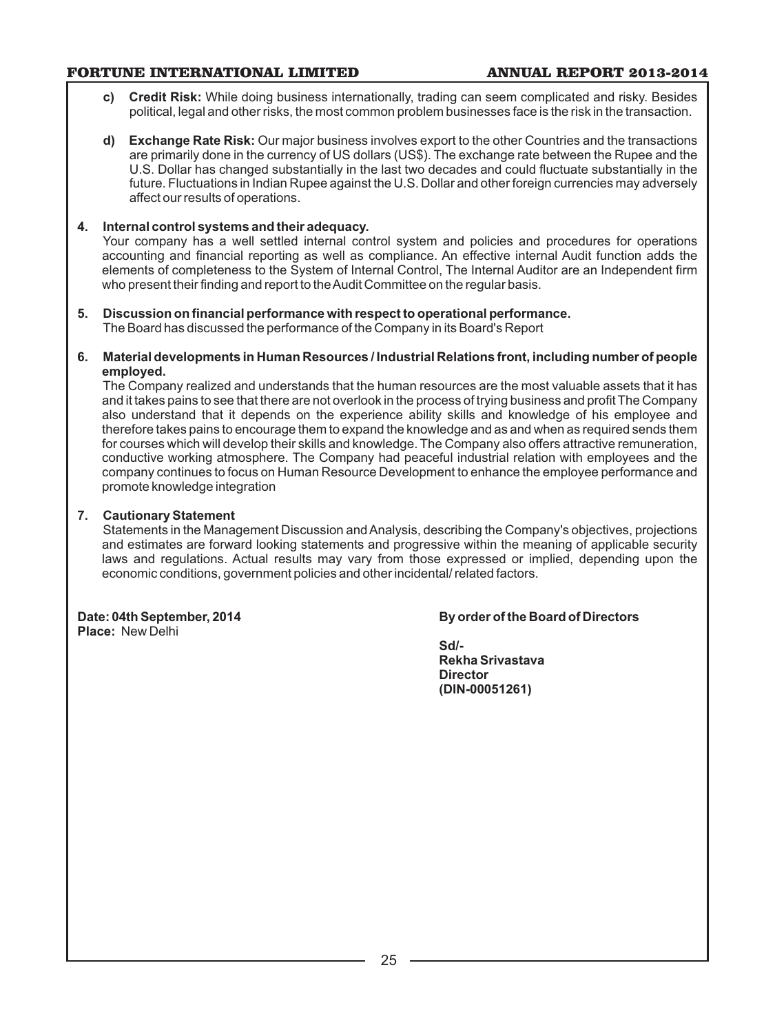c) **Credit Risk:** While doing business internationally, trading can seem complicated and risky. Besides political, legal and other risks, the most common problem businesses face is the risk in the transaction.

d) **Exchange Rate Risk:** Our major business involves export to the other Countries and the transactions are primarily done in the currency of US dollars (US$). The exchange rate between the Rupee and the U.S. Dollar has changed substantially in the last two decades and could fluctuate substantially in the future. Fluctuations in Indian Rupee against the U.S. Dollar and other foreign currencies may adversely affect our results of operations.

**4. Internal control systems and their adequacy.**

Your company has a well settled internal control system and policies and procedures for operations accounting and financial reporting as well as compliance. An effective internal Audit function adds the elements of completeness to the System of Internal Control, The Internal Auditor are an Independent firm who present their finding and report to the Audit Committee on the regular basis.

**5. Discussion on financial performance with respect to operational performance.**

The Board has discussed the performance of the Company in its Board's Report

**6. Material developments in Human Resources / Industrial Relations front, including number of people employed.**

The Company realized and understands that the human resources are the most valuable assets that it has and it takes pains to see that there are not overlook in the process of trying business and profit The Company also understand that it depends on the experience ability skills and knowledge of his employee and therefore takes pains to encourage them to expand the knowledge and as and when as required sends them for courses which will develop their skills and knowledge. The Company also offers attractive remuneration, conductive working atmosphere. The Company had peaceful industrial relation with employees and the company continues to focus on Human Resource Development to enhance the employee performance and promote knowledge integration

**7. Cautionary Statement**

Statements in the Management Discussion and Analysis, describing the Company's objectives, projections and estimates are forward looking statements and progressive within the meaning of applicable security laws and regulations. Actual results may vary from those expressed or implied, depending upon the economic conditions, government policies and other incidental/ related factors.

**Date: 04th September, 2014**
**Place:** New Delhi

**By order of the Board of Directors**

**Sd/-**
**Rekha Srivastava**
**Director**
**(DIN-00051261)**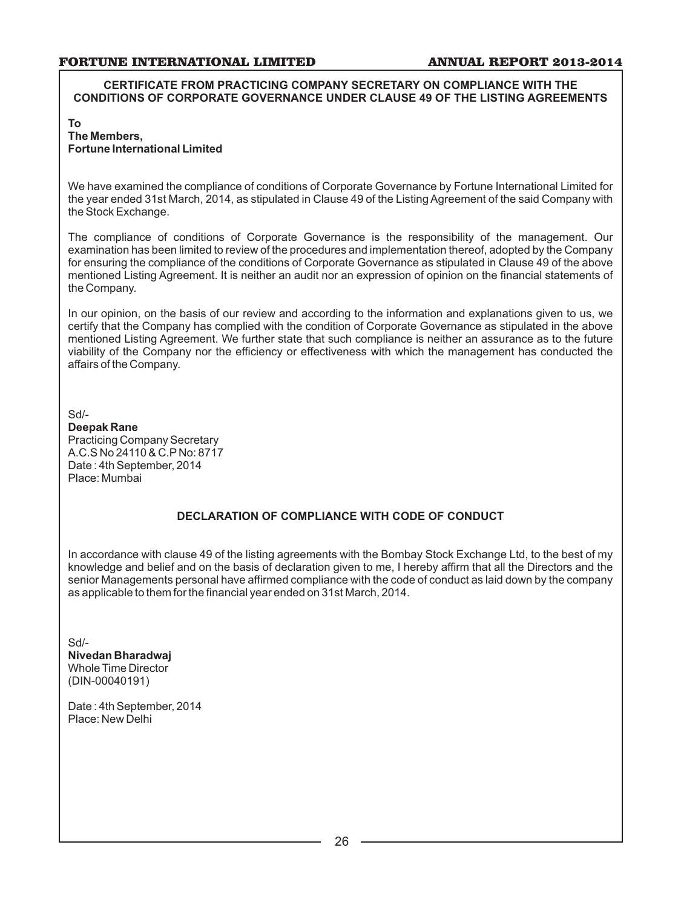## CERTIFICATE FROM PRACTICING COMPANY SECRETARY ON COMPLIANCE WITH THE CONDITIONS OF CORPORATE GOVERNANCE UNDER CLAUSE 49 OF THE LISTING AGREEMENTS

**To**
**The Members,**
**Fortune International Limited**

We have examined the compliance of conditions of Corporate Governance by Fortune International Limited for the year ended 31st March, 2014, as stipulated in Clause 49 of the Listing Agreement of the said Company with the Stock Exchange.

The compliance of conditions of Corporate Governance is the responsibility of the management. Our examination has been limited to review of the procedures and implementation thereof, adopted by the Company for ensuring the compliance of the conditions of Corporate Governance as stipulated in Clause 49 of the above mentioned Listing Agreement. It is neither an audit nor an expression of opinion on the financial statements of the Company.

In our opinion, on the basis of our review and according to the information and explanations given to us, we certify that the Company has complied with the condition of Corporate Governance as stipulated in the above mentioned Listing Agreement. We further state that such compliance is neither an assurance as to the future viability of the Company nor the efficiency or effectiveness with which the management has conducted the affairs of the Company.

Sd/-
**Deepak Rane**
Practicing Company Secretary
A.C.S No 24110 & C.P No: 8717
Date : 4th September, 2014
Place: Mumbai

## DECLARATION OF COMPLIANCE WITH CODE OF CONDUCT

In accordance with clause 49 of the listing agreements with the Bombay Stock Exchange Ltd, to the best of my knowledge and belief and on the basis of declaration given to me, I hereby affirm that all the Directors and the senior Managements personal have affirmed compliance with the code of conduct as laid down by the company as applicable to them for the financial year ended on 31st March, 2014.

Sd/-
**Nivedan Bharadwaj**
Whole Time Director
(DIN-00040191)

Date : 4th September, 2014
Place: New Delhi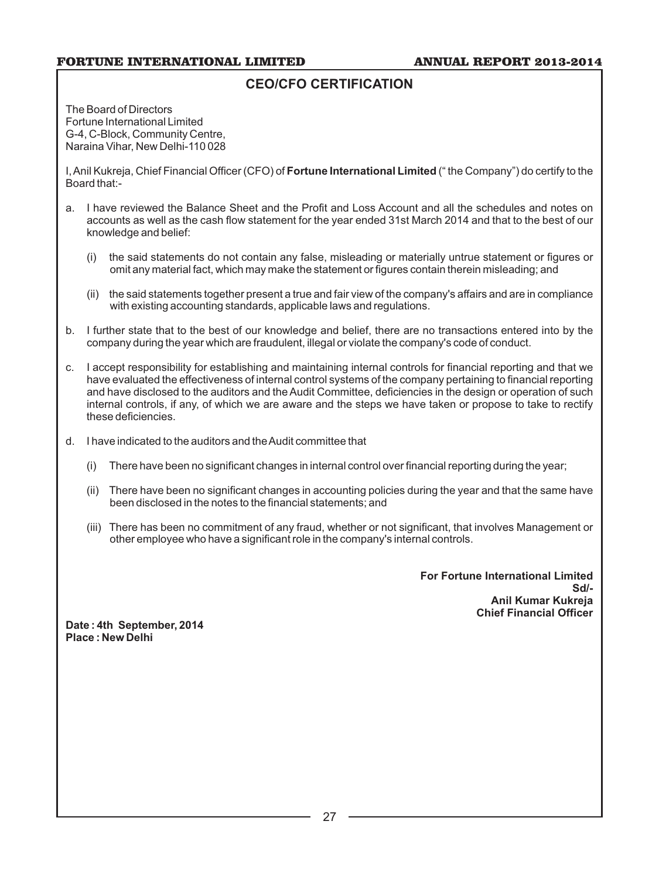## CEO/CFO CERTIFICATION

The Board of Directors
Fortune International Limited
G-4, C-Block, Community Centre,
Naraina Vihar, New Delhi-110 028

I, Anil Kukreja, Chief Financial Officer (CFO) of **Fortune International Limited** (" the Company") do certify to the Board that:-

a. I have reviewed the Balance Sheet and the Profit and Loss Account and all the schedules and notes on accounts as well as the cash flow statement for the year ended 31st March 2014 and that to the best of our knowledge and belief:

   (i) the said statements do not contain any false, misleading or materially untrue statement or figures or omit any material fact, which may make the statement or figures contain therein misleading; and

   (ii) the said statements together present a true and fair view of the company's affairs and are in compliance with existing accounting standards, applicable laws and regulations.

b. I further state that to the best of our knowledge and belief, there are no transactions entered into by the company during the year which are fraudulent, illegal or violate the company's code of conduct.

c. I accept responsibility for establishing and maintaining internal controls for financial reporting and that we have evaluated the effectiveness of internal control systems of the company pertaining to financial reporting and have disclosed to the auditors and the Audit Committee, deficiencies in the design or operation of such internal controls, if any, of which we are aware and the steps we have taken or propose to take to rectify these deficiencies.

d. I have indicated to the auditors and the Audit committee that

   (i) There have been no significant changes in internal control over financial reporting during the year;

   (ii) There have been no significant changes in accounting policies during the year and that the same have been disclosed in the notes to the financial statements; and

   (iii) There has been no commitment of any fraud, whether or not significant, that involves Management or other employee who have a significant role in the company's internal controls.

**For Fortune International Limited**
**Sd/-**
**Anil Kumar Kukreja**
**Chief Financial Officer**

**Date : 4th September, 2014**
**Place : New Delhi**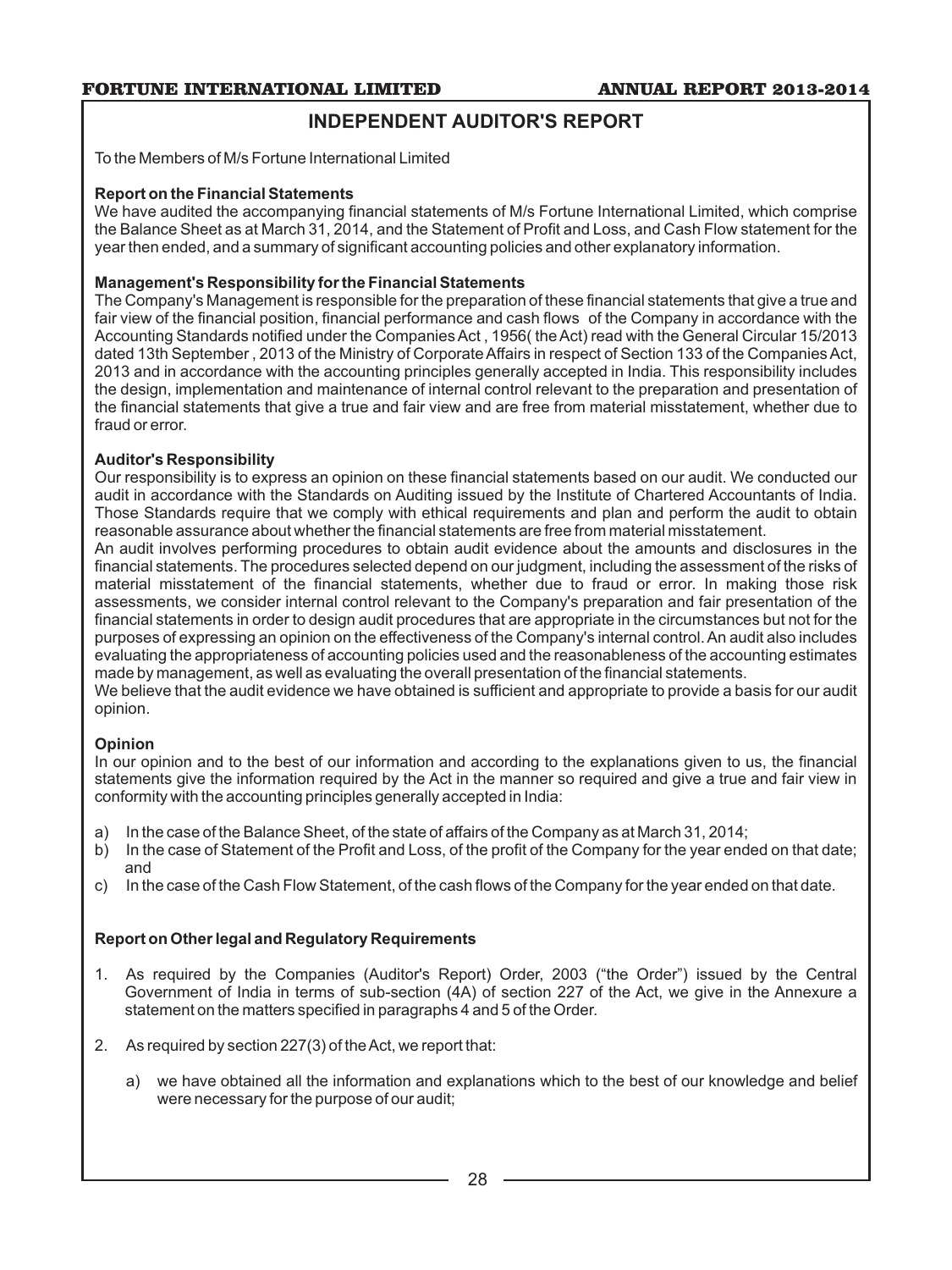# INDEPENDENT AUDITOR'S REPORT

To the Members of M/s Fortune International Limited

**Report on the Financial Statements**

We have audited the accompanying financial statements of M/s Fortune International Limited, which comprise the Balance Sheet as at March 31, 2014, and the Statement of Profit and Loss, and Cash Flow statement for the year then ended, and a summary of significant accounting policies and other explanatory information.

**Management's Responsibility for the Financial Statements**

The Company's Management is responsible for the preparation of these financial statements that give a true and fair view of the financial position, financial performance and cash flows of the Company in accordance with the Accounting Standards notified under the Companies Act , 1956( the Act) read with the General Circular 15/2013 dated 13th September , 2013 of the Ministry of Corporate Affairs in respect of Section 133 of the Companies Act, 2013 and in accordance with the accounting principles generally accepted in India. This responsibility includes the design, implementation and maintenance of internal control relevant to the preparation and presentation of the financial statements that give a true and fair view and are free from material misstatement, whether due to fraud or error.

**Auditor's Responsibility**

Our responsibility is to express an opinion on these financial statements based on our audit. We conducted our audit in accordance with the Standards on Auditing issued by the Institute of Chartered Accountants of India. Those Standards require that we comply with ethical requirements and plan and perform the audit to obtain reasonable assurance about whether the financial statements are free from material misstatement.

An audit involves performing procedures to obtain audit evidence about the amounts and disclosures in the financial statements. The procedures selected depend on our judgment, including the assessment of the risks of material misstatement of the financial statements, whether due to fraud or error. In making those risk assessments, we consider internal control relevant to the Company's preparation and fair presentation of the financial statements in order to design audit procedures that are appropriate in the circumstances but not for the purposes of expressing an opinion on the effectiveness of the Company's internal control. An audit also includes evaluating the appropriateness of accounting policies used and the reasonableness of the accounting estimates made by management, as well as evaluating the overall presentation of the financial statements.

We believe that the audit evidence we have obtained is sufficient and appropriate to provide a basis for our audit opinion.

**Opinion**

In our opinion and to the best of our information and according to the explanations given to us, the financial statements give the information required by the Act in the manner so required and give a true and fair view in conformity with the accounting principles generally accepted in India:

a) In the case of the Balance Sheet, of the state of affairs of the Company as at March 31, 2014;
b) In the case of Statement of the Profit and Loss, of the profit of the Company for the year ended on that date; and
c) In the case of the Cash Flow Statement, of the cash flows of the Company for the year ended on that date.

**Report on Other legal and Regulatory Requirements**

1. As required by the Companies (Auditor's Report) Order, 2003 ("the Order") issued by the Central Government of India in terms of sub-section (4A) of section 227 of the Act, we give in the Annexure a statement on the matters specified in paragraphs 4 and 5 of the Order.

2. As required by section 227(3) of the Act, we report that:

   a) we have obtained all the information and explanations which to the best of our knowledge and belief were necessary for the purpose of our audit;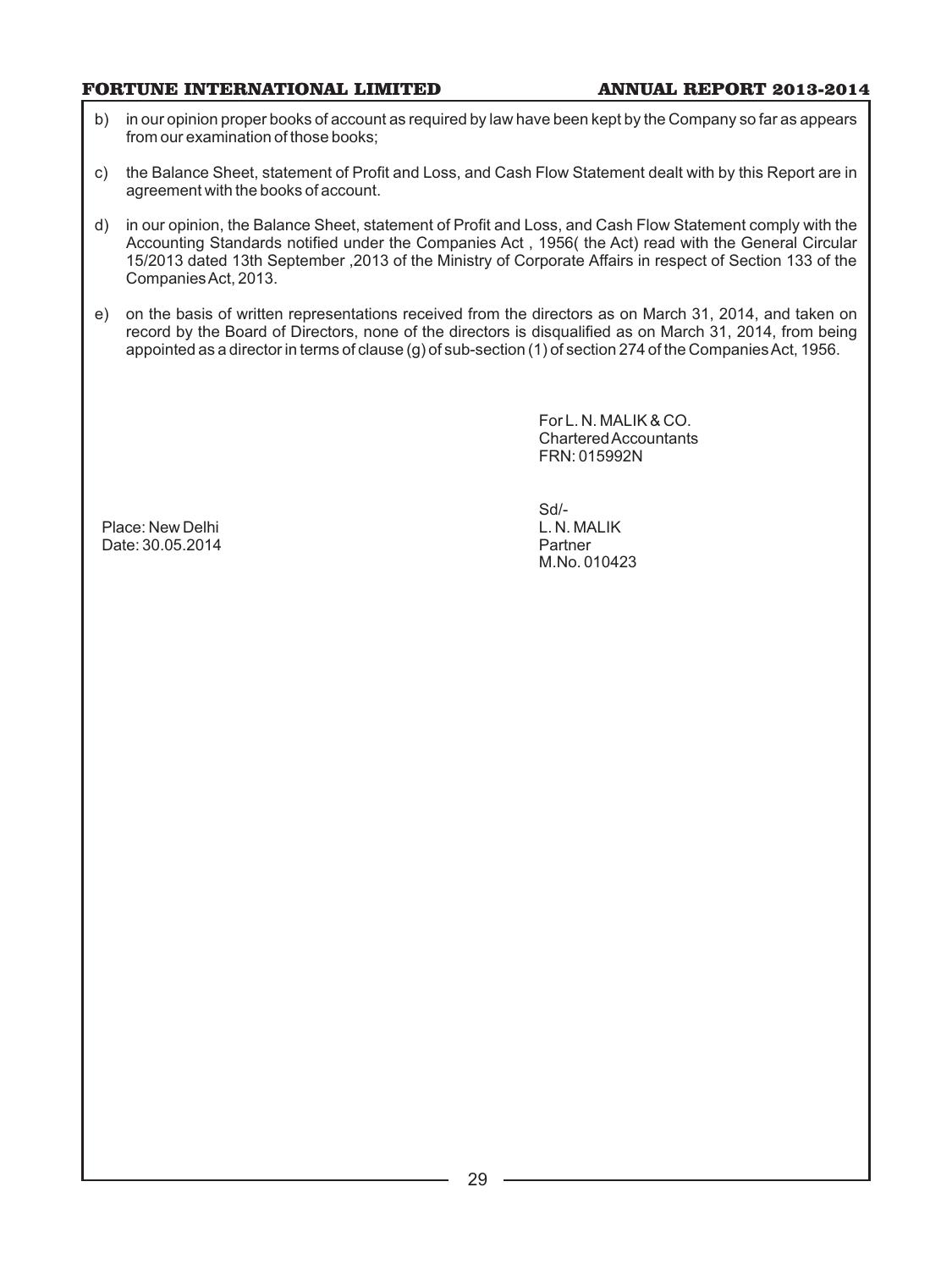b) in our opinion proper books of account as required by law have been kept by the Company so far as appears from our examination of those books;

c) the Balance Sheet, statement of Profit and Loss, and Cash Flow Statement dealt with by this Report are in agreement with the books of account.

d) in our opinion, the Balance Sheet, statement of Profit and Loss, and Cash Flow Statement comply with the Accounting Standards notified under the Companies Act , 1956( the Act) read with the General Circular 15/2013 dated 13th September ,2013 of the Ministry of Corporate Affairs in respect of Section 133 of the Companies Act, 2013.

e) on the basis of written representations received from the directors as on March 31, 2014, and taken on record by the Board of Directors, none of the directors is disqualified as on March 31, 2014, from being appointed as a director in terms of clause (g) of sub-section (1) of section 274 of the Companies Act, 1956.

For L. N. MALIK & CO.
Chartered Accountants
FRN: 015992N

Sd/-
L. N. MALIK
Partner
M.No. 010423

Place: New Delhi
Date: 30.05.2014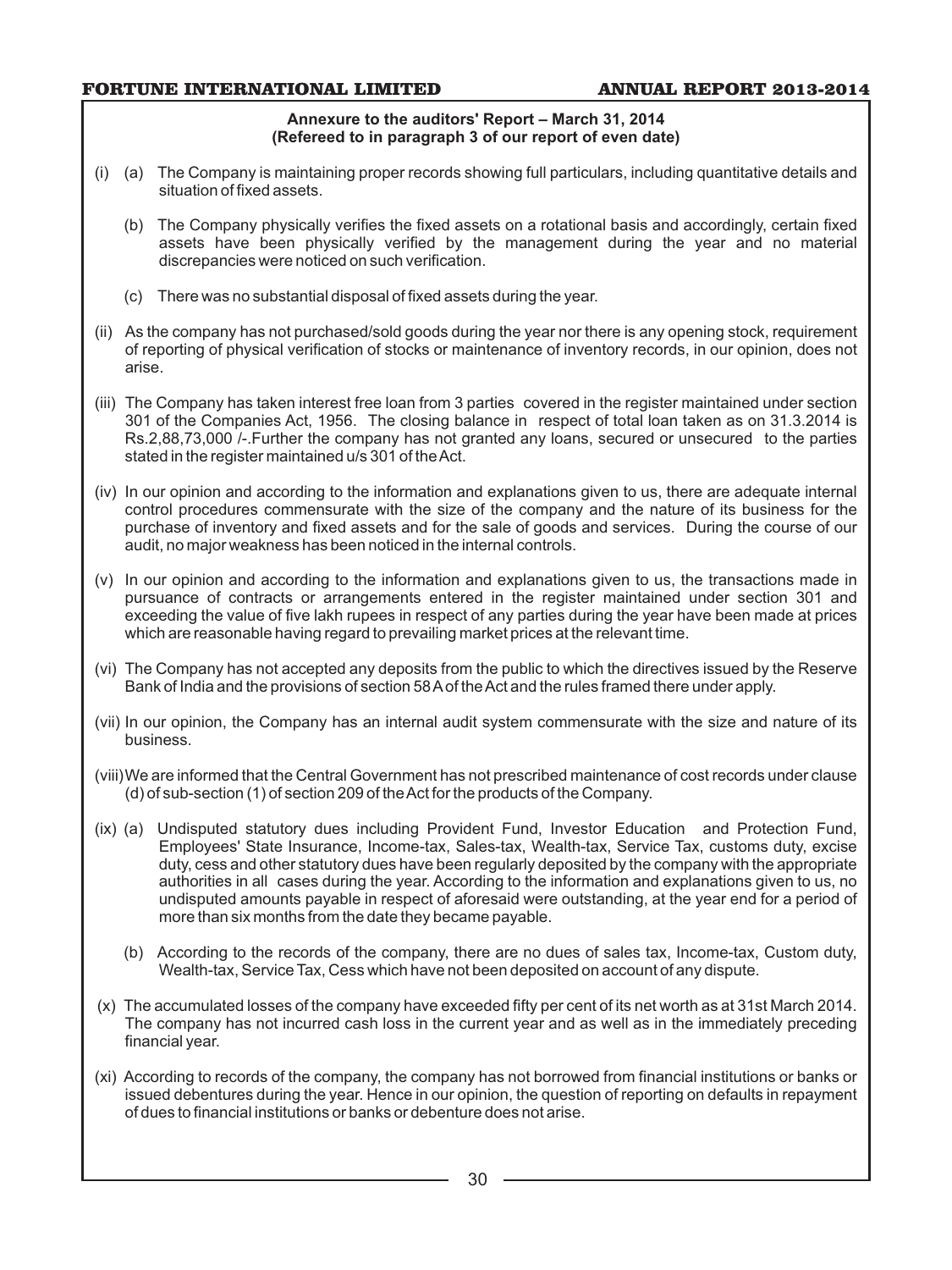**Annexure to the auditors' Report – March 31, 2014**
**(Refereed to in paragraph 3 of our report of even date)**

(i) (a) The Company is maintaining proper records showing full particulars, including quantitative details and situation of fixed assets.

(b) The Company physically verifies the fixed assets on a rotational basis and accordingly, certain fixed assets have been physically verified by the management during the year and no material discrepancies were noticed on such verification.

(c) There was no substantial disposal of fixed assets during the year.

(ii) As the company has not purchased/sold goods during the year nor there is any opening stock, requirement of reporting of physical verification of stocks or maintenance of inventory records, in our opinion, does not arise.

(iii) The Company has taken interest free loan from 3 parties covered in the register maintained under section 301 of the Companies Act, 1956. The closing balance in respect of total loan taken as on 31.3.2014 is Rs.2,88,73,000 /-.Further the company has not granted any loans, secured or unsecured to the parties stated in the register maintained u/s 301 of the Act.

(iv) In our opinion and according to the information and explanations given to us, there are adequate internal control procedures commensurate with the size of the company and the nature of its business for the purchase of inventory and fixed assets and for the sale of goods and services. During the course of our audit, no major weakness has been noticed in the internal controls.

(v) In our opinion and according to the information and explanations given to us, the transactions made in pursuance of contracts or arrangements entered in the register maintained under section 301 and exceeding the value of five lakh rupees in respect of any parties during the year have been made at prices which are reasonable having regard to prevailing market prices at the relevant time.

(vi) The Company has not accepted any deposits from the public to which the directives issued by the Reserve Bank of India and the provisions of section 58A of the Act and the rules framed there under apply.

(vii) In our opinion, the Company has an internal audit system commensurate with the size and nature of its business.

(viii) We are informed that the Central Government has not prescribed maintenance of cost records under clause (d) of sub-section (1) of section 209 of the Act for the products of the Company.

(ix) (a) Undisputed statutory dues including Provident Fund, Investor Education and Protection Fund, Employees' State Insurance, Income-tax, Sales-tax, Wealth-tax, Service Tax, customs duty, excise duty, cess and other statutory dues have been regularly deposited by the company with the appropriate authorities in all cases during the year. According to the information and explanations given to us, no undisputed amounts payable in respect of aforesaid were outstanding, at the year end for a period of more than six months from the date they became payable.

(b) According to the records of the company, there are no dues of sales tax, Income-tax, Custom duty, Wealth-tax, Service Tax, Cess which have not been deposited on account of any dispute.

(x) The accumulated losses of the company have exceeded fifty per cent of its net worth as at 31st March 2014. The company has not incurred cash loss in the current year and as well as in the immediately preceding financial year.

(xi) According to records of the company, the company has not borrowed from financial institutions or banks or issued debentures during the year. Hence in our opinion, the question of reporting on defaults in repayment of dues to financial institutions or banks or debenture does not arise.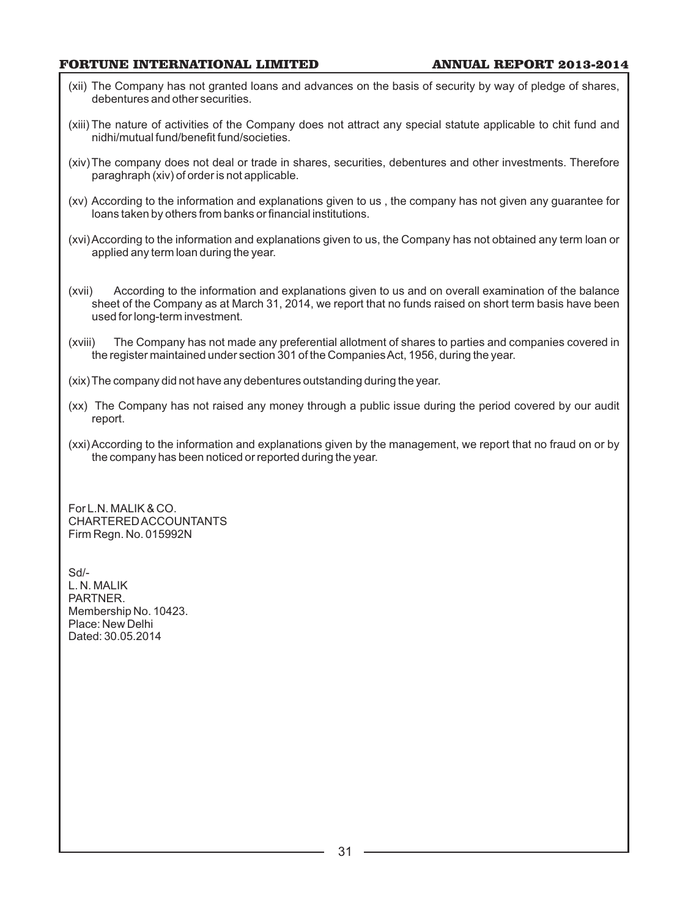(xii) The Company has not granted loans and advances on the basis of security by way of pledge of shares, debentures and other securities.

(xiii) The nature of activities of the Company does not attract any special statute applicable to chit fund and nidhi/mutual fund/benefit fund/societies.

(xiv) The company does not deal or trade in shares, securities, debentures and other investments. Therefore paraghraph (xiv) of order is not applicable.

(xv) According to the information and explanations given to us , the company has not given any guarantee for loans taken by others from banks or financial institutions.

(xvi) According to the information and explanations given to us, the Company has not obtained any term loan or applied any term loan during the year.

(xvii) According to the information and explanations given to us and on overall examination of the balance sheet of the Company as at March 31, 2014, we report that no funds raised on short term basis have been used for long-term investment.

(xviii) The Company has not made any preferential allotment of shares to parties and companies covered in the register maintained under section 301 of the Companies Act, 1956, during the year.

(xix) The company did not have any debentures outstanding during the year.

(xx) The Company has not raised any money through a public issue during the period covered by our audit report.

(xxi) According to the information and explanations given by the management, we report that no fraud on or by the company has been noticed or reported during the year.

For L.N. MALIK & CO.
CHARTERED ACCOUNTANTS
Firm Regn. No. 015992N

Sd/-
L. N. MALIK
PARTNER.
Membership No. 10423.
Place: New Delhi
Dated: 30.05.2014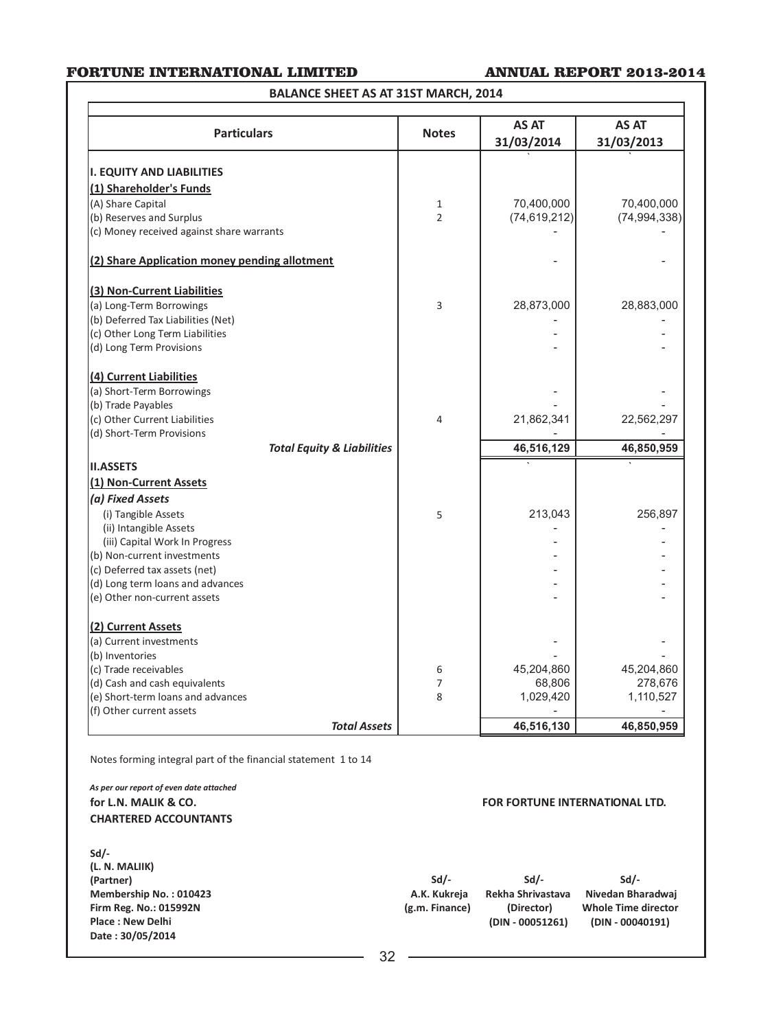## BALANCE SHEET AS AT 31ST MARCH, 2014

| Particulars | Notes | AS AT 31/03/2014 | AS AT 31/03/2013 |
|---|---|---|---|
| | | ` | ` |
| **I. EQUITY AND LIABILITIES** | | | |
| **(1) Shareholder's Funds** | | | |
| (A) Share Capital | 1 | 70,400,000 | 70,400,000 |
| (b) Reserves and Surplus | 2 | (74,619,212) | (74,994,338) |
| (c) Money received against share warrants | | - | - |
| **(2) Share Application money pending allotment** | | - | - |
| **(3) Non-Current Liabilities** | | | |
| (a) Long-Term Borrowings | 3 | 28,873,000 | 28,883,000 |
| (b) Deferred Tax Liabilities (Net) | | - | - |
| (c) Other Long Term Liabilities | | - | - |
| (d) Long Term Provisions | | - | - |
| **(4) Current Liabilities** | | | |
| (a) Short-Term Borrowings | | - | - |
| (b) Trade Payables | | - | - |
| (c) Other Current Liabilities | 4 | 21,862,341 | 22,562,297 |
| (d) Short-Term Provisions | | - | - |
| ***Total Equity & Liabilities*** | | **46,516,129** | **46,850,959** |
| **II.ASSETS** | | ` | ` |
| **(1) Non-Current Assets** | | | |
| ***(a) Fixed Assets*** | | | |
| (i) Tangible Assets | 5 | 213,043 | 256,897 |
| (ii) Intangible Assets | | - | - |
| (iii) Capital Work In Progress | | - | - |
| (b) Non-current investments | | - | - |
| (c) Deferred tax assets (net) | | - | - |
| (d) Long term loans and advances | | - | - |
| (e) Other non-current assets | | - | - |
| **(2) Current Assets** | | | |
| (a) Current investments | | - | - |
| (b) Inventories | | - | - |
| (c) Trade receivables | 6 | 45,204,860 | 45,204,860 |
| (d) Cash and cash equivalents | 7 | 68,806 | 278,676 |
| (e) Short-term loans and advances | 8 | 1,029,420 | 1,110,527 |
| (f) Other current assets | | - | - |
| ***Total Assets*** | | **46,516,130** | **46,850,959** |

Notes forming integral part of the financial statement 1 to 14

***As per our report of even date attached***

**for L.N. MALIK & CO.**
**CHARTERED ACCOUNTANTS**

**FOR FORTUNE INTERNATIONAL LTD.**

**Sd/-**
**(L. N. MALIIK)**
**(Partner)**
**Membership No. : 010423**
**Firm Reg. No.: 015992N**
**Place : New Delhi**
**Date : 30/05/2014**

| Sd/- | Sd/- | Sd/- |
|---|---|---|
| **A.K. Kukreja** | **Rekha Shrivastava** | **Nivedan Bharadwaj** |
| **(g.m. Finance)** | **(Director)** | **Whole Time director** |
| | **(DIN - 00051261)** | **(DIN - 00040191)** |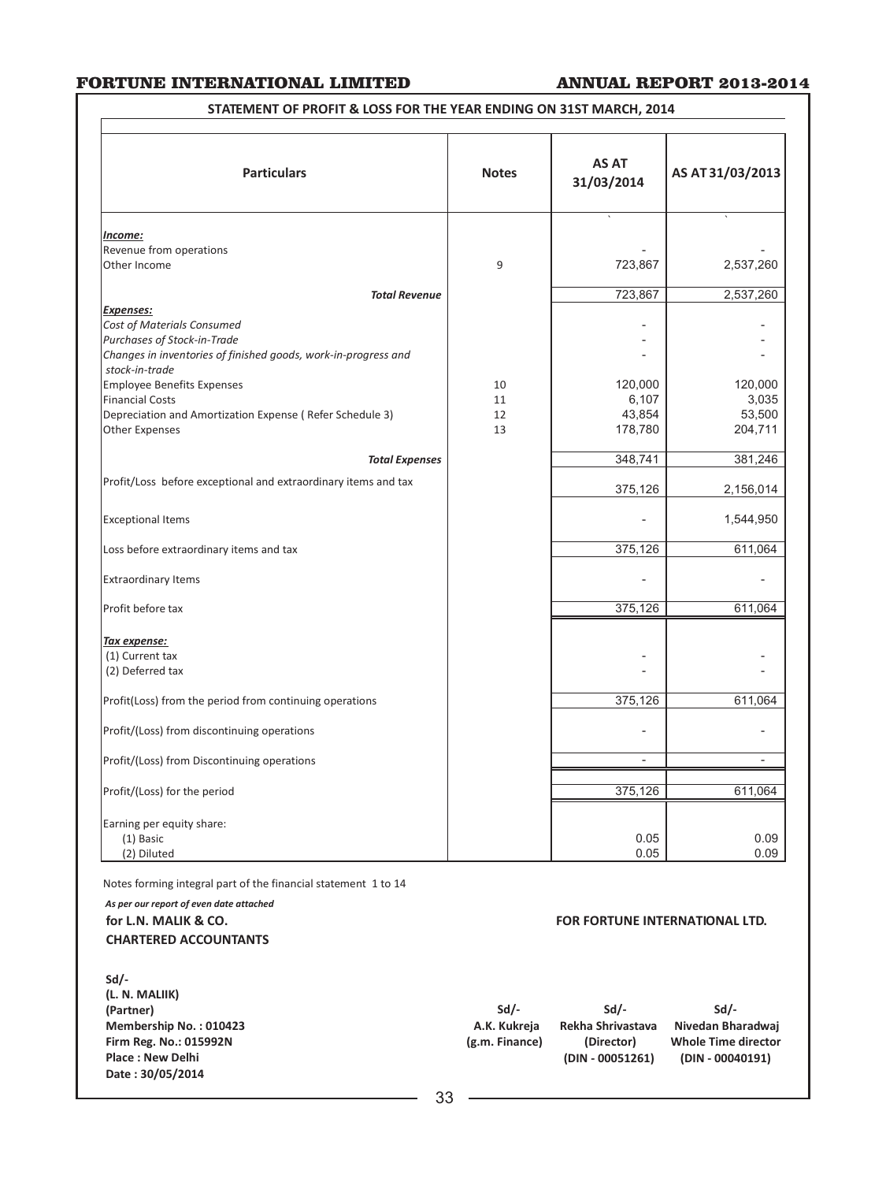## STATEMENT OF PROFIT & LOSS FOR THE YEAR ENDING ON 31ST MARCH, 2014

| Particulars | Notes | AS AT 31/03/2014 | AS AT 31/03/2013 |
|---|---|---|---|
| | | ` | ` |
| ***Income:*** | | | |
| Revenue from operations | | - | - |
| Other Income | 9 | 723,867 | 2,537,260 |
| ***Total Revenue*** | | 723,867 | 2,537,260 |
| ***Expenses:*** | | | |
| *Cost of Materials Consumed* | | - | - |
| *Purchases of Stock-in-Trade* | | - | - |
| *Changes in inventories of finished goods, work-in-progress and stock-in-trade* | | - | - |
| Employee Benefits Expenses | 10 | 120,000 | 120,000 |
| Financial Costs | 11 | 6,107 | 3,035 |
| Depreciation and Amortization Expense ( Refer Schedule 3) | 12 | 43,854 | 53,500 |
| Other Expenses | 13 | 178,780 | 204,711 |
| ***Total Expenses*** | | 348,741 | 381,246 |
| Profit/Loss before exceptional and extraordinary items and tax | | 375,126 | 2,156,014 |
| Exceptional Items | | - | 1,544,950 |
| Loss before extraordinary items and tax | | 375,126 | 611,064 |
| Extraordinary Items | | - | - |
| Profit before tax | | 375,126 | 611,064 |
| ***Tax expense:*** | | | |
| (1) Current tax | | - | - |
| (2) Deferred tax | | - | - |
| Profit(Loss) from the period from continuing operations | | 375,126 | 611,064 |
| Profit/(Loss) from discontinuing operations | | - | - |
| Profit/(Loss) from Discontinuing operations | | - | - |
| Profit/(Loss) for the period | | 375,126 | 611,064 |
| Earning per equity share: | | | |
| (1) Basic | | 0.05 | 0.09 |
| (2) Diluted | | 0.05 | 0.09 |

Notes forming integral part of the financial statement 1 to 14

*As per our report of even date attached*

**for L.N. MALIK & CO.**
**CHARTERED ACCOUNTANTS**

**FOR FORTUNE INTERNATIONAL LTD.**

**Sd/-**
**(L. N. MALIIK)**
**(Partner)**
**Membership No. : 010423**
**Firm Reg. No.: 015992N**
**Place : New Delhi**
**Date : 30/05/2014**

| Sd/- | Sd/- | Sd/- |
|---|---|---|
| A.K. Kukreja | Rekha Shrivastava | Nivedan Bharadwaj |
| (g.m. Finance) | (Director) | Whole Time director |
| | (DIN - 00051261) | (DIN - 00040191) |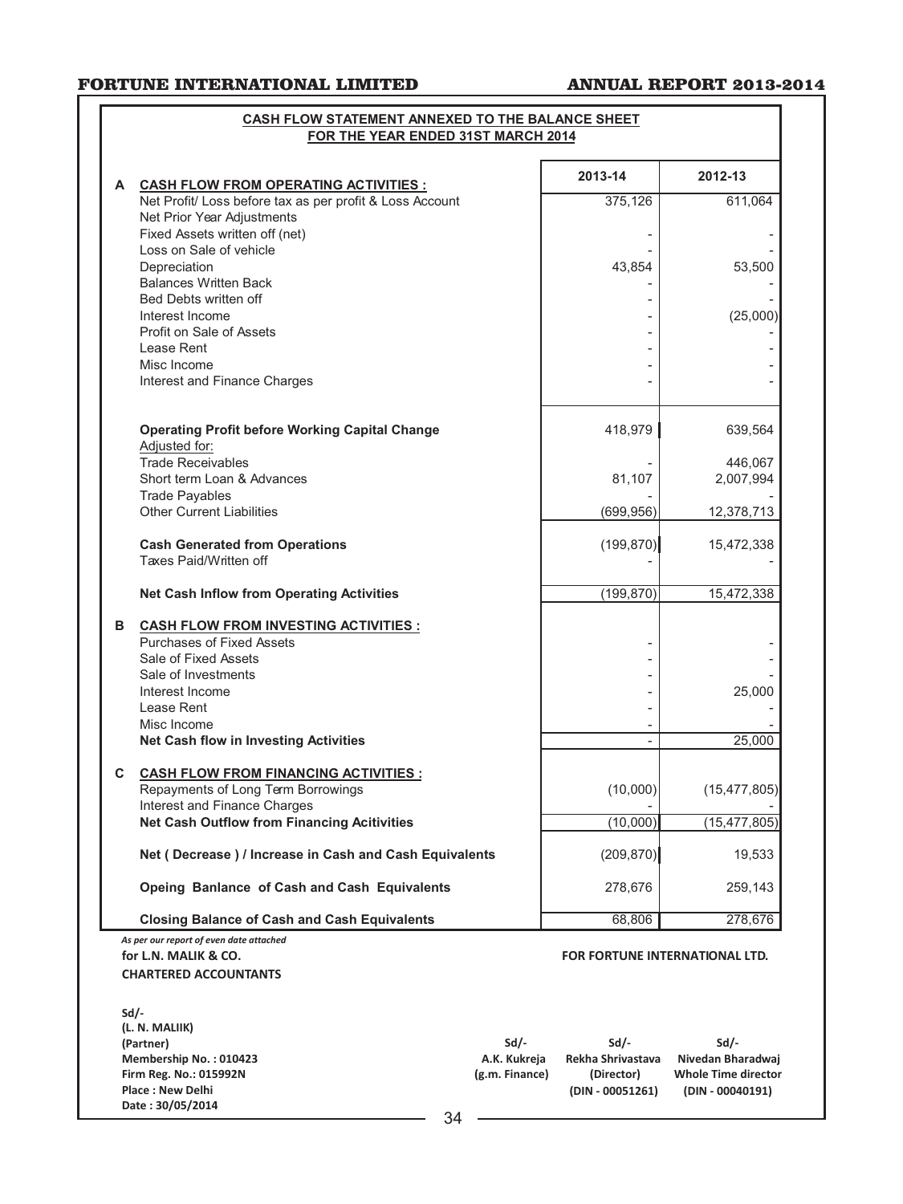## CASH FLOW STATEMENT ANNEXED TO THE BALANCE SHEET FOR THE YEAR ENDED 31ST MARCH 2014

| | | 2013-14 | 2012-13 |
|---|---|---|---|
| **A** | **CASH FLOW FROM OPERATING ACTIVITIES :** | | |
| | Net Profit/ Loss before tax as per profit & Loss Account | 375,126 | 611,064 |
| | Net Prior Year Adjustments | | |
| | Fixed Assets written off (net) | - | - |
| | Loss on Sale of vehicle | - | - |
| | Depreciation | 43,854 | 53,500 |
| | Balances Written Back | - | - |
| | Bed Debts written off | - | - |
| | Interest Income | - | (25,000) |
| | Profit on Sale of Assets | - | - |
| | Lease Rent | - | - |
| | Misc Income | - | - |
| | Interest and Finance Charges | - | - |
| | **Operating Profit before Working Capital Change** | 418,979 | 639,564 |
| | Adjusted for: | | |
| | Trade Receivables | - | 446,067 |
| | Short term Loan & Advances | 81,107 | 2,007,994 |
| | Trade Payables | - | - |
| | Other Current Liabilities | (699,956) | 12,378,713 |
| | **Cash Generated from Operations** | (199,870) | 15,472,338 |
| | Taxes Paid/Written off | - | - |
| | **Net Cash Inflow from Operating Activities** | (199,870) | 15,472,338 |
| **B** | **CASH FLOW FROM INVESTING ACTIVITIES :** | | |
| | Purchases of Fixed Assets | - | - |
| | Sale of Fixed Assets | - | - |
| | Sale of Investments | - | - |
| | Interest Income | - | 25,000 |
| | Lease Rent | - | - |
| | Misc Income | - | - |
| | **Net Cash flow in Investing Activities** | - | 25,000 |
| **C** | **CASH FLOW FROM FINANCING ACTIVITIES :** | | |
| | Repayments of Long Term Borrowings | (10,000) | (15,477,805) |
| | Interest and Finance Charges | - | - |
| | **Net Cash Outflow from Financing Acitivities** | (10,000) | (15,477,805) |
| | **Net ( Decrease ) / Increase in Cash and Cash Equivalents** | (209,870) | 19,533 |
| | **Opeing Banlance of Cash and Cash Equivalents** | 278,676 | 259,143 |
| | **Closing Balance of Cash and Cash Equivalents** | 68,806 | 278,676 |

*As per our report of even date attached*

**for L.N. MALIK & CO.**
**CHARTERED ACCOUNTANTS**

**FOR FORTUNE INTERNATIONAL LTD.**

**Sd/-**
**(L. N. MALIIK)**
**(Partner)**
**Membership No. : 010423**
**Firm Reg. No.: 015992N**
**Place : New Delhi**
**Date : 30/05/2014**

| Sd/- | Sd/- | Sd/- |
|---|---|---|
| A.K. Kukreja | Rekha Shrivastava | Nivedan Bharadwaj |
| (g.m. Finance) | (Director) | Whole Time director |
| | (DIN - 00051261) | (DIN - 00040191) |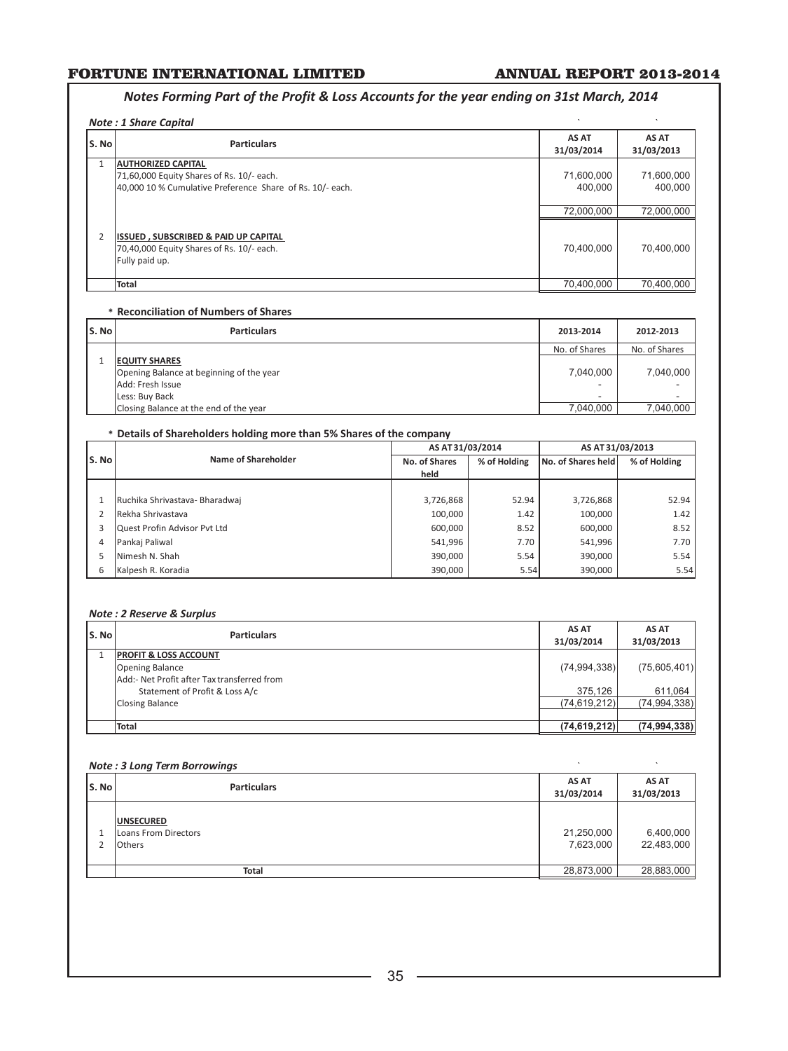## Notes Forming Part of the Profit & Loss Accounts for the year ending on 31st March, 2014

### Note : 1 Share Capital

| S. No | Particulars | AS AT 31/03/2014 | AS AT 31/03/2013 |
|---|---|---|---|
| 1 | **AUTHORIZED CAPITAL** | | |
| | 71,60,000 Equity Shares of Rs. 10/- each. | 71,600,000 | 71,600,000 |
| | 40,000 10 % Cumulative Preference Share of Rs. 10/- each. | 400,000 | 400,000 |
| | | 72,000,000 | 72,000,000 |
| 2 | **ISSUED , SUBSCRIBED & PAID UP CAPITAL** | | |
| | 70,40,000 Equity Shares of Rs. 10/- each. Fully paid up. | 70,400,000 | 70,400,000 |
| | **Total** | 70,400,000 | 70,400,000 |

**\* Reconciliation of Numbers of Shares**

| S. No | Particulars | 2013-2014 | 2012-2013 |
|---|---|---|---|
| | | No. of Shares | No. of Shares |
| 1 | **EQUITY SHARES** | | |
| | Opening Balance at beginning of the year | 7,040,000 | 7,040,000 |
| | Add: Fresh Issue | - | - |
| | Less: Buy Back | - | - |
| | Closing Balance at the end of the year | 7,040,000 | 7,040,000 |

**\* Details of Shareholders holding more than 5% Shares of the company**

| S. No | Name of Shareholder | AS AT 31/03/2014 | | AS AT 31/03/2013 | |
|---|---|---|---|---|---|
| | | No. of Shares held | % of Holding | No. of Shares held | % of Holding |
| 1 | Ruchika Shrivastava- Bharadwaj | 3,726,868 | 52.94 | 3,726,868 | 52.94 |
| 2 | Rekha Shrivastava | 100,000 | 1.42 | 100,000 | 1.42 |
| 3 | Quest Profin Advisor Pvt Ltd | 600,000 | 8.52 | 600,000 | 8.52 |
| 4 | Pankaj Paliwal | 541,996 | 7.70 | 541,996 | 7.70 |
| 5 | Nimesh N. Shah | 390,000 | 5.54 | 390,000 | 5.54 |
| 6 | Kalpesh R. Koradia | 390,000 | 5.54 | 390,000 | 5.54 |

### Note : 2 Reserve & Surplus

| S. No | Particulars | AS AT 31/03/2014 | AS AT 31/03/2013 |
|---|---|---|---|
| 1 | **PROFIT & LOSS ACCOUNT** | | |
| | Opening Balance | (74,994,338) | (75,605,401) |
| | Add:- Net Profit after Tax transferred from Statement of Profit & Loss A/c | 375,126 | 611,064 |
| | Closing Balance | (74,619,212) | (74,994,338) |
| | **Total** | **(74,619,212)** | **(74,994,338)** |

### Note : 3 Long Term Borrowings

| S. No | Particulars | AS AT 31/03/2014 | AS AT 31/03/2013 |
|---|---|---|---|
| | **UNSECURED** | | |
| 1 | Loans From Directors | 21,250,000 | 6,400,000 |
| 2 | Others | 7,623,000 | 22,483,000 |
| | **Total** | 28,873,000 | 28,883,000 |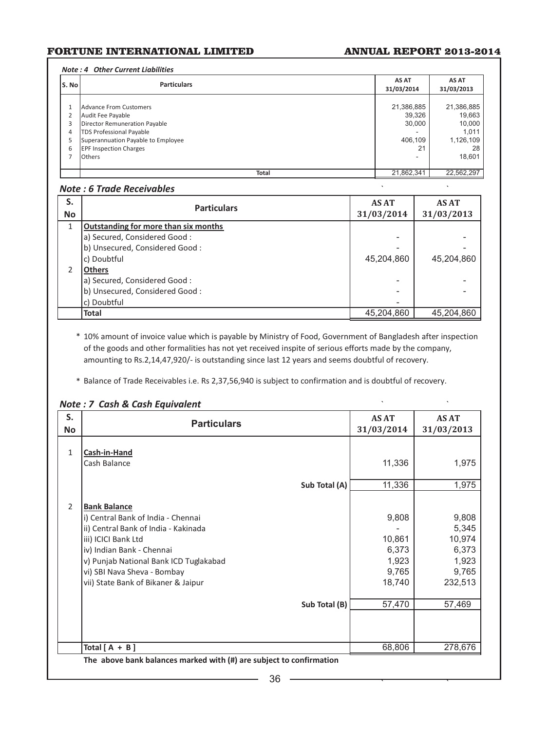#### *Note : 4 Other Current Liabilities*

| S. No | Particulars | AS AT 31/03/2014 | AS AT 31/03/2013 |
|---|---|---|---|
| 1 | Advance From Customers | 21,386,885 | 21,386,885 |
| 2 | Audit Fee Payable | 39,326 | 19,663 |
| 3 | Director Remuneration Payable | 30,000 | 10,000 |
| 4 | TDS Professional Payable | - | 1,011 |
| 5 | Superannuation Payable to Employee | 406,109 | 1,126,109 |
| 6 | EPF Inspection Charges | 21 | 28 |
| 7 | Others | - | 18,601 |
| | Total | 21,862,341 | 22,562,297 |

### *Note : 6 Trade Receivables*

| S. No | Particulars | AS AT 31/03/2014 | AS AT 31/03/2013 |
|---|---|---|---|
| 1 | Outstanding for more than six months | | |
| | a) Secured, Considered Good : | - | - |
| | b) Unsecured, Considered Good : | - | - |
| | c) Doubtful | 45,204,860 | 45,204,860 |
| 2 | Others | | |
| | a) Secured, Considered Good : | - | - |
| | b) Unsecured, Considered Good : | - | - |
| | c) Doubtful | - | |
| | **Total** | 45,204,860 | 45,204,860 |

\* 10% amount of invoice value which is payable by Ministry of Food, Government of Bangladesh after inspection of the goods and other formalities has not yet received inspite of serious efforts made by the company, amounting to Rs.2,14,47,920/- is outstanding since last 12 years and seems doubtful of recovery.

\* Balance of Trade Receivables i.e. Rs 2,37,56,940 is subject to confirmation and is doubtful of recovery.

### *Note : 7 Cash & Cash Equivalent*

| S. No | Particulars | AS AT 31/03/2014 | AS AT 31/03/2013 |
|---|---|---|---|
| 1 | Cash-in-Hand | | |
| | Cash Balance | 11,336 | 1,975 |
| | Sub Total (A) | 11,336 | 1,975 |
| 2 | Bank Balance | | |
| | i) Central Bank of India - Chennai | 9,808 | 9,808 |
| | ii) Central Bank of India - Kakinada | - | 5,345 |
| | iii) ICICI Bank Ltd | 10,861 | 10,974 |
| | iv) Indian Bank - Chennai | 6,373 | 6,373 |
| | v) Punjab National Bank ICD Tuglakabad | 1,923 | 1,923 |
| | vi) SBI Nava Sheva - Bombay | 9,765 | 9,765 |
| | vii) State Bank of Bikaner & Jaipur | 18,740 | 232,513 |
| | Sub Total (B) | 57,470 | 57,469 |
| | Total [ A + B ] | 68,806 | 278,676 |

**The above bank balances marked with (#) are subject to confirmation**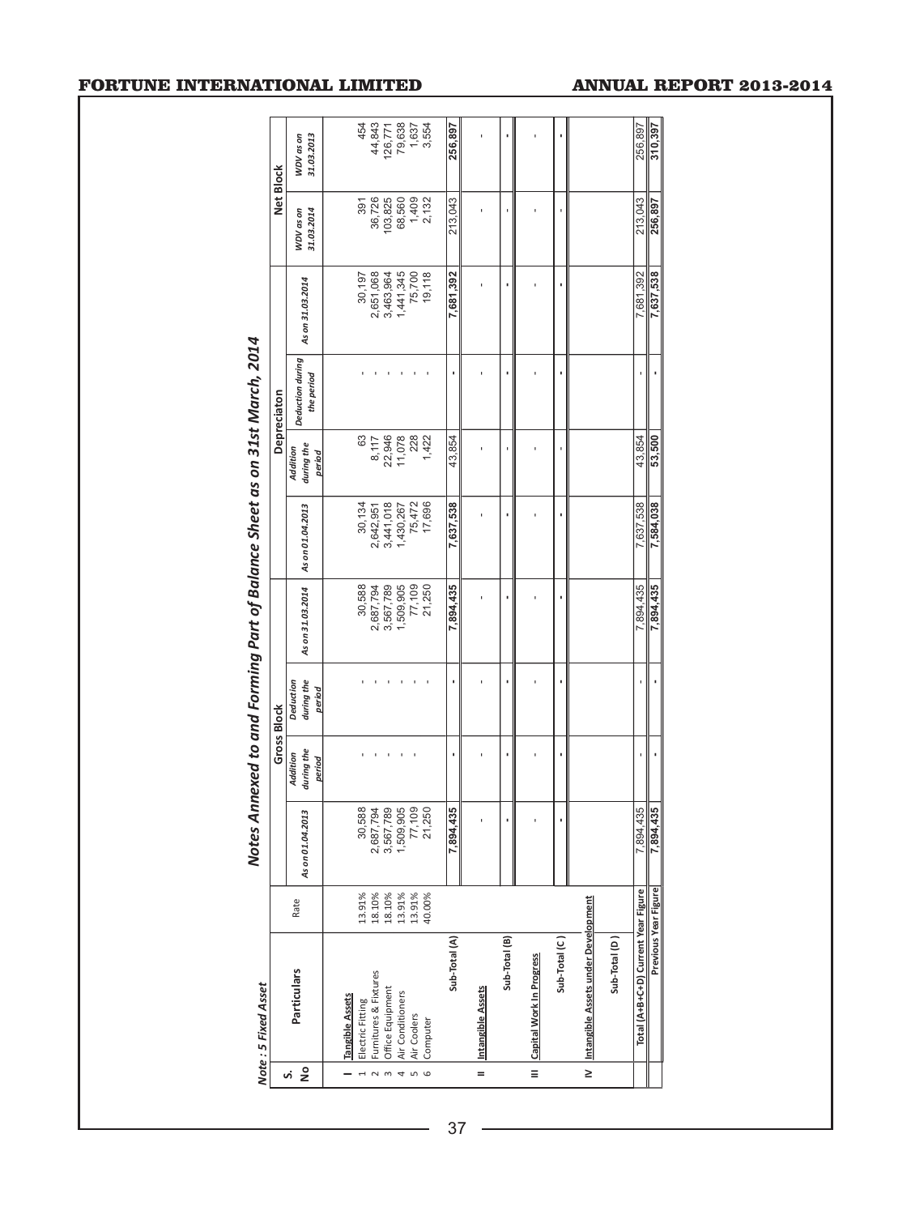## Note : 5 Fixed Asset

### Notes Annexed to and Forming Part of Balance Sheet as on 31st March, 2014

| S. No | Particulars | Rate | Gross Block | | | | Depreciaton | | | | Net Block | |
|---|---|---|---|---|---|---|---|---|---|---|---|---|
| | | | As on 01.04.2013 | Addition during the period | Deduction during the period | As on 31.03.2014 | As on 01.04.2013 | Addition during the period | Deduction during the period | As on 31.03.2014 | WDV as on 31.03.2014 | WDV as on 31.03.2013 |
| I | Tangible Assets | | | | | | | | | | | |
| 1 | Electric Fitting | 13.91% | 30,588 | - | - | 30,588 | 30,134 | 63 | - | 30,197 | 391 | 454 |
| 2 | Furnitures & Fixtures | 18.10% | 2,687,794 | - | - | 2,687,794 | 2,642,951 | 8,117 | - | 2,651,068 | 36,726 | 44,843 |
| 3 | Office Equipment | 18.10% | 3,567,789 | - | - | 3,567,789 | 3,441,018 | 22,946 | - | 3,463,964 | 103,825 | 126,771 |
| 4 | Air Conditioners | 13.91% | 1,509,905 | - | - | 1,509,905 | 1,430,267 | 11,078 | - | 1,441,345 | 68,560 | 79,638 |
| 5 | Air Coolers | 13.91% | 77,109 | - | - | 77,109 | 75,472 | 228 | - | 75,700 | 1,409 | 1,637 |
| 6 | Computer | 40.00% | 21,250 | - | - | 21,250 | 17,696 | 1,422 | - | 19,118 | 2,132 | 3,554 |
| | Sub-Total (A) | | 7,894,435 | - | - | 7,894,435 | 7,637,538 | 43,854 | - | 7,681,392 | 213,043 | 256,897 |
| II | Intangible Assets | | - | - | - | - | - | - | - | - | - | - |
| | Sub-Total (B) | | - | - | - | - | - | - | - | - | - | - |
| III | Capital Work In Progress | | - | - | - | - | - | - | - | - | - | - |
| | Sub-Total (C ) | | - | - | - | - | - | - | - | - | - | - |
| IV | Intangible Assets under Development | | | | | | | | | | | |
| | Sub-Total (D ) | | | | | | | | | | | |
| | Total (A+B+C+D) Current Year Figure | | 7,894,435 | - | - | 7,894,435 | 7,637,538 | 43,854 | - | 7,681,392 | 213,043 | 256,897 |
| | Previous Year Figure | | 7,894,435 | - | - | 7,894,435 | 7,584,038 | 53,500 | - | 7,637,538 | 256,897 | 310,397 |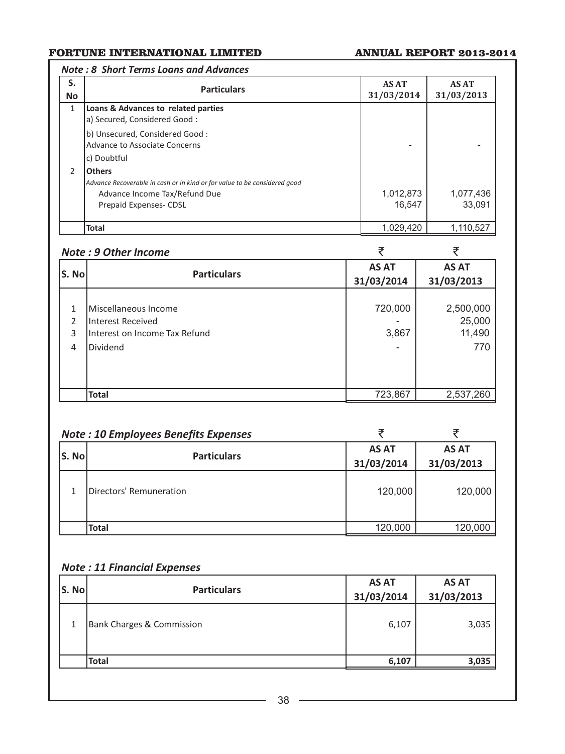### *Note : 8 Short Terms Loans and Advances*

| S. No | Particulars | AS AT 31/03/2014 | AS AT 31/03/2013 |
|---|---|---|---|
| 1 | **Loans & Advances to related parties** | | |
| | a) Secured, Considered Good : | | |
| | b) Unsecured, Considered Good : | | |
| | Advance to Associate Concerns | - | - |
| | c) Doubtful | | |
| 2 | **Others** | | |
| | *Advance Recoverable in cash or in kind or for value to be considered good* | | |
| | Advance Income Tax/Refund Due | 1,012,873 | 1,077,436 |
| | Prepaid Expenses- CDSL | 16,547 | 33,091 |
| | **Total** | 1,029,420 | 1,110,527 |

### *Note : 9 Other Income*

| S. No | Particulars | ₹ AS AT 31/03/2014 | ₹ AS AT 31/03/2013 |
|---|---|---|---|
| 1 | Miscellaneous Income | 720,000 | 2,500,000 |
| 2 | Interest Received | - | 25,000 |
| 3 | Interest on Income Tax Refund | 3,867 | 11,490 |
| 4 | Dividend | - | 770 |
| | **Total** | 723,867 | 2,537,260 |

### *Note : 10 Employees Benefits Expenses*

| S. No | Particulars | ₹ AS AT 31/03/2014 | ₹ AS AT 31/03/2013 |
|---|---|---|---|
| 1 | Directors' Remuneration | 120,000 | 120,000 |
| | **Total** | 120,000 | 120,000 |

### *Note : 11 Financial Expenses*

| S. No | Particulars | AS AT 31/03/2014 | AS AT 31/03/2013 |
|---|---|---|---|
| 1 | Bank Charges & Commission | 6,107 | 3,035 |
| | **Total** | **6,107** | **3,035** |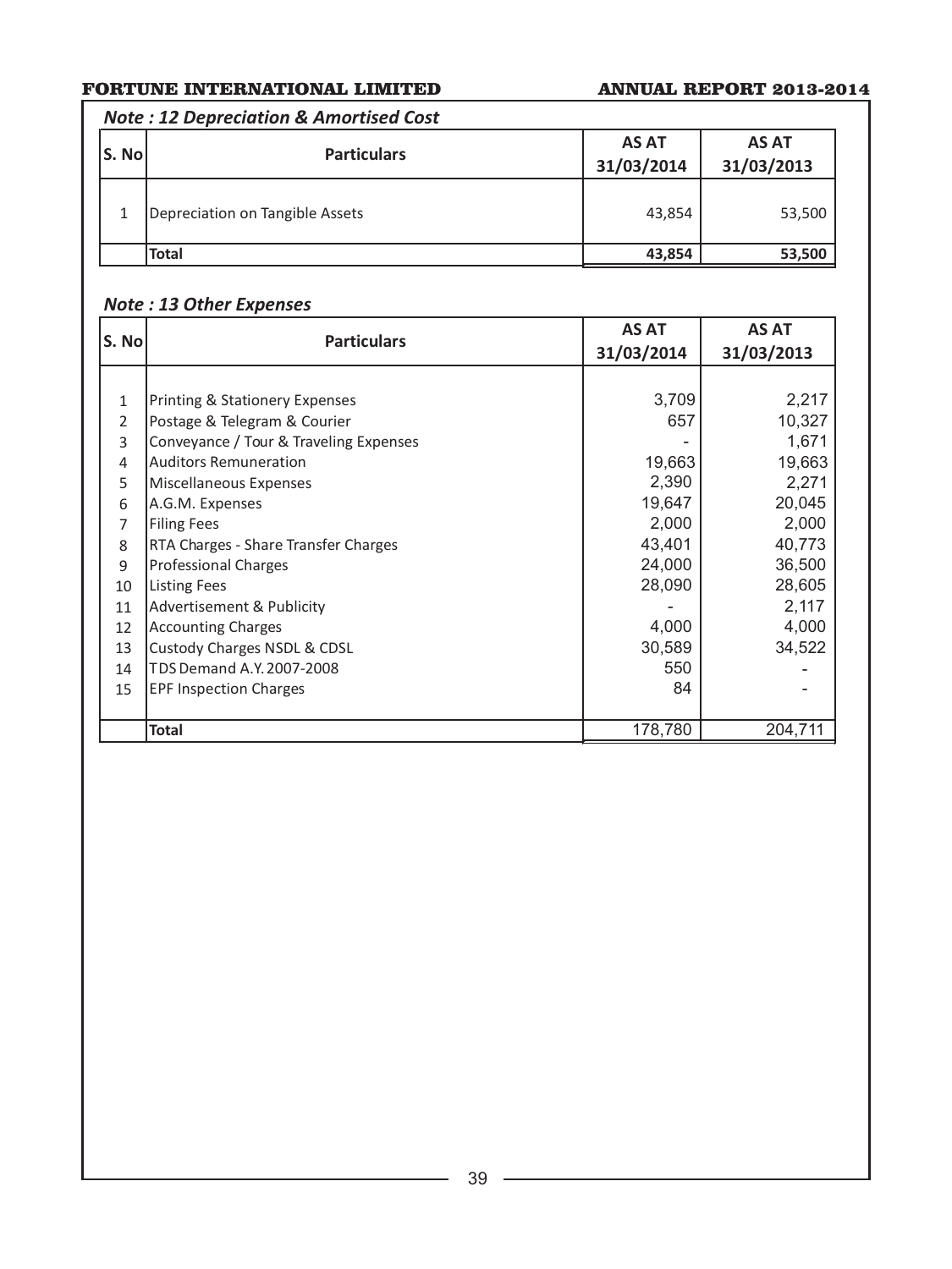### *Note : 12 Depreciation & Amortised Cost*

| S. No | Particulars | AS AT 31/03/2014 | AS AT 31/03/2013 |
|---|---|---|---|
| 1 | Depreciation on Tangible Assets | 43,854 | 53,500 |
| | **Total** | **43,854** | **53,500** |

### *Note : 13 Other Expenses*

| S. No | Particulars | AS AT 31/03/2014 | AS AT 31/03/2013 |
|---|---|---|---|
| 1 | Printing & Stationery Expenses | 3,709 | 2,217 |
| 2 | Postage & Telegram & Courier | 657 | 10,327 |
| 3 | Conveyance / Tour & Traveling Expenses | - | 1,671 |
| 4 | Auditors Remuneration | 19,663 | 19,663 |
| 5 | Miscellaneous Expenses | 2,390 | 2,271 |
| 6 | A.G.M. Expenses | 19,647 | 20,045 |
| 7 | Filing Fees | 2,000 | 2,000 |
| 8 | RTA Charges - Share Transfer Charges | 43,401 | 40,773 |
| 9 | Professional Charges | 24,000 | 36,500 |
| 10 | Listing Fees | 28,090 | 28,605 |
| 11 | Advertisement & Publicity | - | 2,117 |
| 12 | Accounting Charges | 4,000 | 4,000 |
| 13 | Custody Charges NSDL & CDSL | 30,589 | 34,522 |
| 14 | TDS Demand A.Y. 2007-2008 | 550 | - |
| 15 | EPF Inspection Charges | 84 | - |
| | **Total** | 178,780 | 204,711 |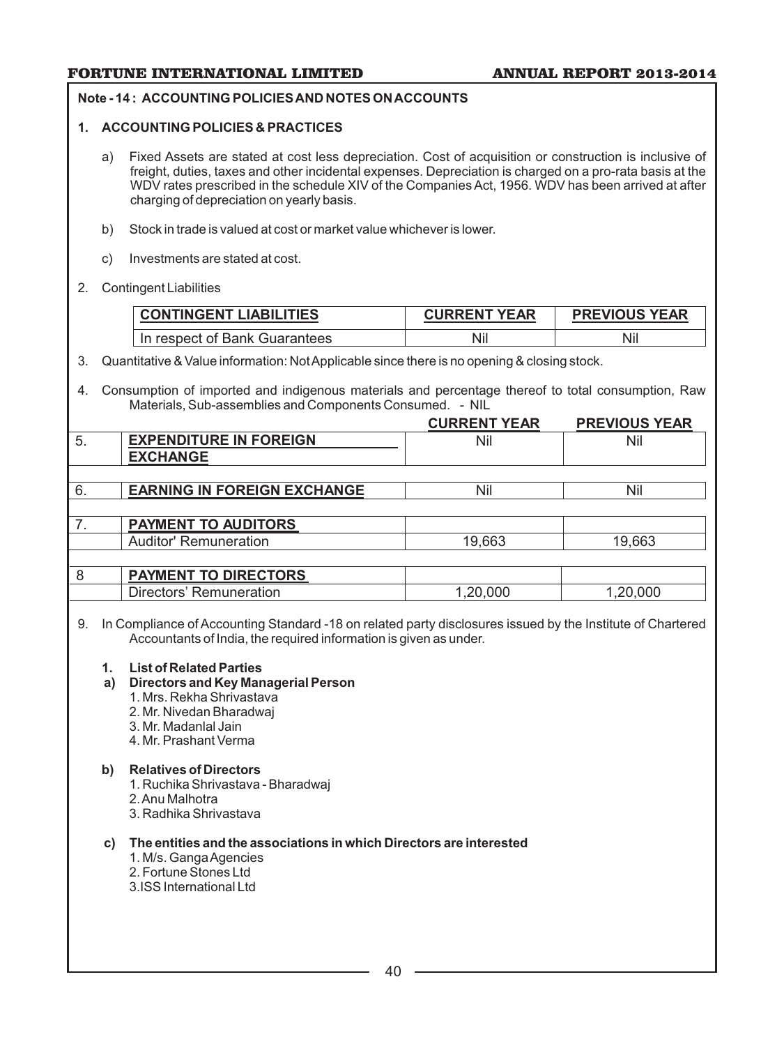**Note - 14 : ACCOUNTING POLICIES AND NOTES ON ACCOUNTS**

**1. ACCOUNTING POLICIES & PRACTICES**

a) Fixed Assets are stated at cost less depreciation. Cost of acquisition or construction is inclusive of freight, duties, taxes and other incidental expenses. Depreciation is charged on a pro-rata basis at the WDV rates prescribed in the schedule XIV of the Companies Act, 1956. WDV has been arrived at after charging of depreciation on yearly basis.

b) Stock in trade is valued at cost or market value whichever is lower.

c) Investments are stated at cost.

2. Contingent Liabilities

| CONTINGENT LIABILITIES | CURRENT YEAR | PREVIOUS YEAR |
|---|---|---|
| In respect of Bank Guarantees | Nil | Nil |

3. Quantitative & Value information: Not Applicable since there is no opening & closing stock.

4. Consumption of imported and indigenous materials and percentage thereof to total consumption, Raw Materials, Sub-assemblies and Components Consumed. - NIL

| | | CURRENT YEAR | PREVIOUS YEAR |
|---|---|---|---|
| 5. | EXPENDITURE IN FOREIGN EXCHANGE | Nil | Nil |
| 6. | EARNING IN FOREIGN EXCHANGE | Nil | Nil |
| 7. | PAYMENT TO AUDITORS | | |
| | Auditor' Remuneration | 19,663 | 19,663 |
| 8 | PAYMENT TO DIRECTORS | | |
| | Directors' Remuneration | 1,20,000 | 1,20,000 |

9. In Compliance of Accounting Standard -18 on related party disclosures issued by the Institute of Chartered Accountants of India, the required information is given as under.

**1. List of Related Parties**

**a) Directors and Key Managerial Person**

1. Mrs. Rekha Shrivastava
2. Mr. Nivedan Bharadwaj
3. Mr. Madanlal Jain
4. Mr. Prashant Verma

**b) Relatives of Directors**

1. Ruchika Shrivastava - Bharadwaj
2. Anu Malhotra
3. Radhika Shrivastava

**c) The entities and the associations in which Directors are interested**

1. M/s. Ganga Agencies
2. Fortune Stones Ltd
3. ISS International Ltd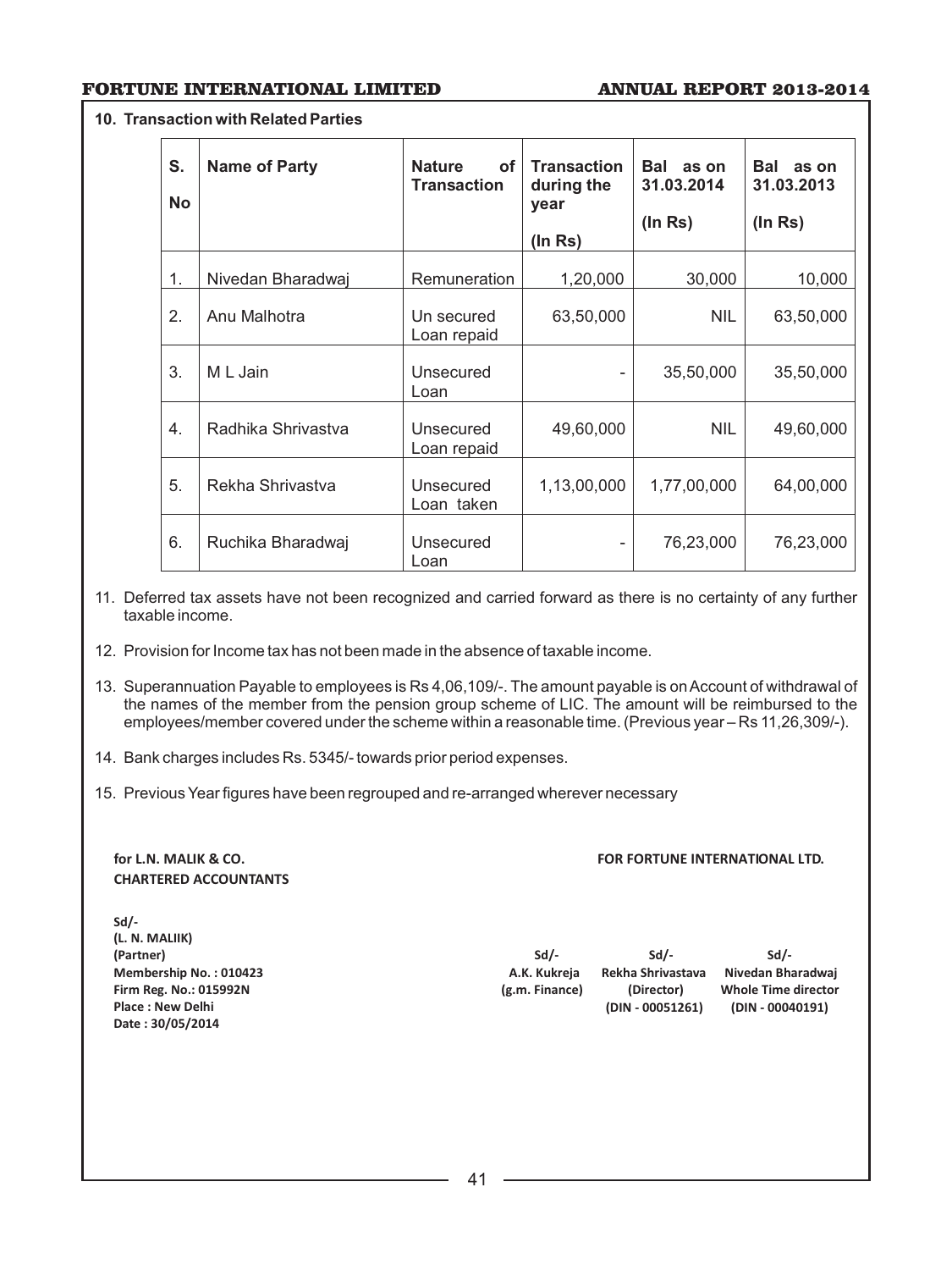**10. Transaction with Related Parties**

| S. No | Name of Party | Nature of Transaction | Transaction during the year (In Rs) | Bal as on 31.03.2014 (In Rs) | Bal as on 31.03.2013 (In Rs) |
|---|---|---|---|---|---|
| 1. | Nivedan Bharadwaj | Remuneration | 1,20,000 | 30,000 | 10,000 |
| 2. | Anu Malhotra | Un secured Loan repaid | 63,50,000 | NIL | 63,50,000 |
| 3. | M L Jain | Unsecured Loan | - | 35,50,000 | 35,50,000 |
| 4. | Radhika Shrivastva | Unsecured Loan repaid | 49,60,000 | NIL | 49,60,000 |
| 5. | Rekha Shrivastva | Unsecured Loan taken | 1,13,00,000 | 1,77,00,000 | 64,00,000 |
| 6. | Ruchika Bharadwaj | Unsecured Loan | - | 76,23,000 | 76,23,000 |

11. Deferred tax assets have not been recognized and carried forward as there is no certainty of any further taxable income.

12. Provision for Income tax has not been made in the absence of taxable income.

13. Superannuation Payable to employees is Rs 4,06,109/-. The amount payable is on Account of withdrawal of the names of the member from the pension group scheme of LIC. The amount will be reimbursed to the employees/member covered under the scheme within a reasonable time. (Previous year – Rs 11,26,309/-).

14. Bank charges includes Rs. 5345/- towards prior period expenses.

15. Previous Year figures have been regrouped and re-arranged wherever necessary

**for L.N. MALIK & CO.**
**CHARTERED ACCOUNTANTS**

**Sd/-**
**(L. N. MALIIK)**
**(Partner)**
**Membership No. : 010423**
**Firm Reg. No.: 015992N**
**Place : New Delhi**
**Date : 30/05/2014**

**FOR FORTUNE INTERNATIONAL LTD.**

| Sd/- | Sd/- | Sd/- |
|---|---|---|
| A.K. Kukreja | Rekha Shrivastava | Nivedan Bharadwaj |
| (g.m. Finance) | (Director) | Whole Time director |
| | (DIN - 00051261) | (DIN - 00040191) |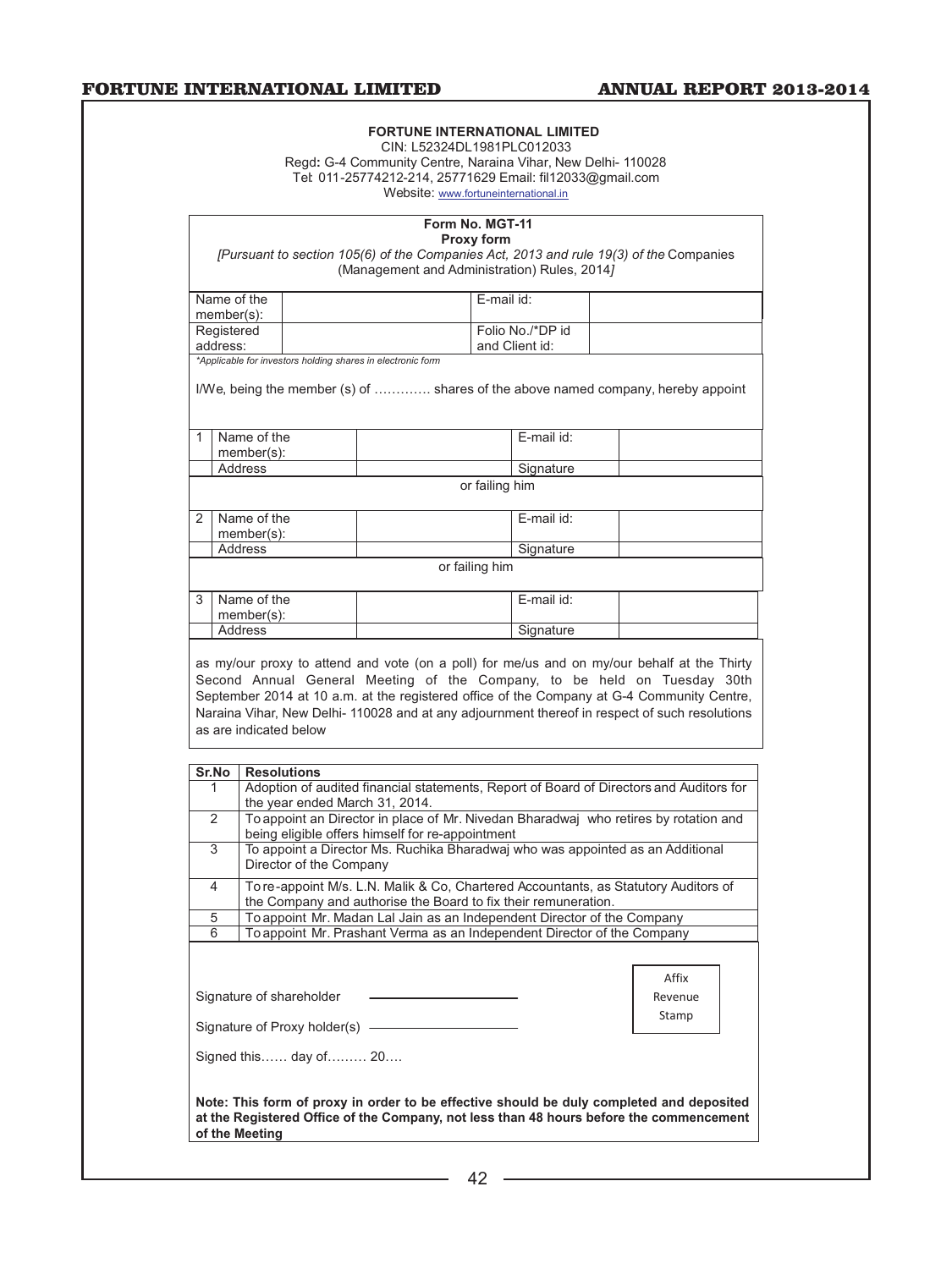**FORTUNE INTERNATIONAL LIMITED**

CIN: L52324DL1981PLC012033

Regd: G-4 Community Centre, Naraina Vihar, New Delhi- 110028

Tel: 011-25774212-214, 25771629 Email: fil12033@gmail.com

Website: www.fortuneinternational.in

**Form No. MGT-11**

**Proxy form**

*[Pursuant to section 105(6) of the Companies Act, 2013 and rule 19(3) of the* Companies (Management and Administration) Rules, 2014*]*

| Name of the member(s): | | E-mail id: | |
|---|---|---|---|
| Registered address: | | Folio No./*DP id and Client id: | |

*Applicable for investors holding shares in electronic form

I/We, being the member (s) of ………… shares of the above named company, hereby appoint

| | | | | |
|---|---|---|---|---|
| 1 | Name of the member(s): | | E-mail id: | |
| | Address | | Signature | |

or failing him

| | | | | |
|---|---|---|---|---|
| 2 | Name of the member(s): | | E-mail id: | |
| | Address | | Signature | |

or failing him

| | | | | |
|---|---|---|---|---|
| 3 | Name of the member(s): | | E-mail id: | |
| | Address | | Signature | |

as my/our proxy to attend and vote (on a poll) for me/us and on my/our behalf at the Thirty Second Annual General Meeting of the Company, to be held on Tuesday 30th September 2014 at 10 a.m. at the registered office of the Company at G-4 Community Centre, Naraina Vihar, New Delhi- 110028 and at any adjournment thereof in respect of such resolutions as are indicated below

| Sr.No | Resolutions |
|---|---|
| 1 | Adoption of audited financial statements, Report of Board of Directors and Auditors for the year ended March 31, 2014. |
| 2 | To appoint an Director in place of Mr. Nivedan Bharadwaj who retires by rotation and being eligible offers himself for re-appointment |
| 3 | To appoint a Director Ms. Ruchika Bharadwaj who was appointed as an Additional Director of the Company |
| 4 | To re-appoint M/s. L.N. Malik & Co, Chartered Accountants, as Statutory Auditors of the Company and authorise the Board to fix their remuneration. |
| 5 | To appoint Mr. Madan Lal Jain as an Independent Director of the Company |
| 6 | To appoint Mr. Prashant Verma as an Independent Director of the Company |

Signature of shareholder ____________________

Signature of Proxy holder(s) ____________________

Affix Revenue Stamp

Signed this…… day of……… 20….

**Note: This form of proxy in order to be effective should be duly completed and deposited at the Registered Office of the Company, not less than 48 hours before the commencement of the Meeting**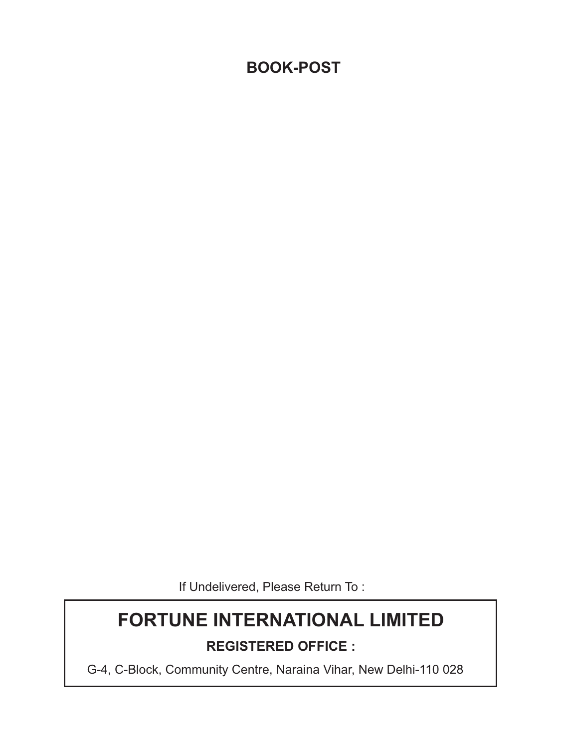**BOOK-POST**

If Undelivered, Please Return To :

# FORTUNE INTERNATIONAL LIMITED

**REGISTERED OFFICE :**

G-4, C-Block, Community Centre, Naraina Vihar, New Delhi-110 028